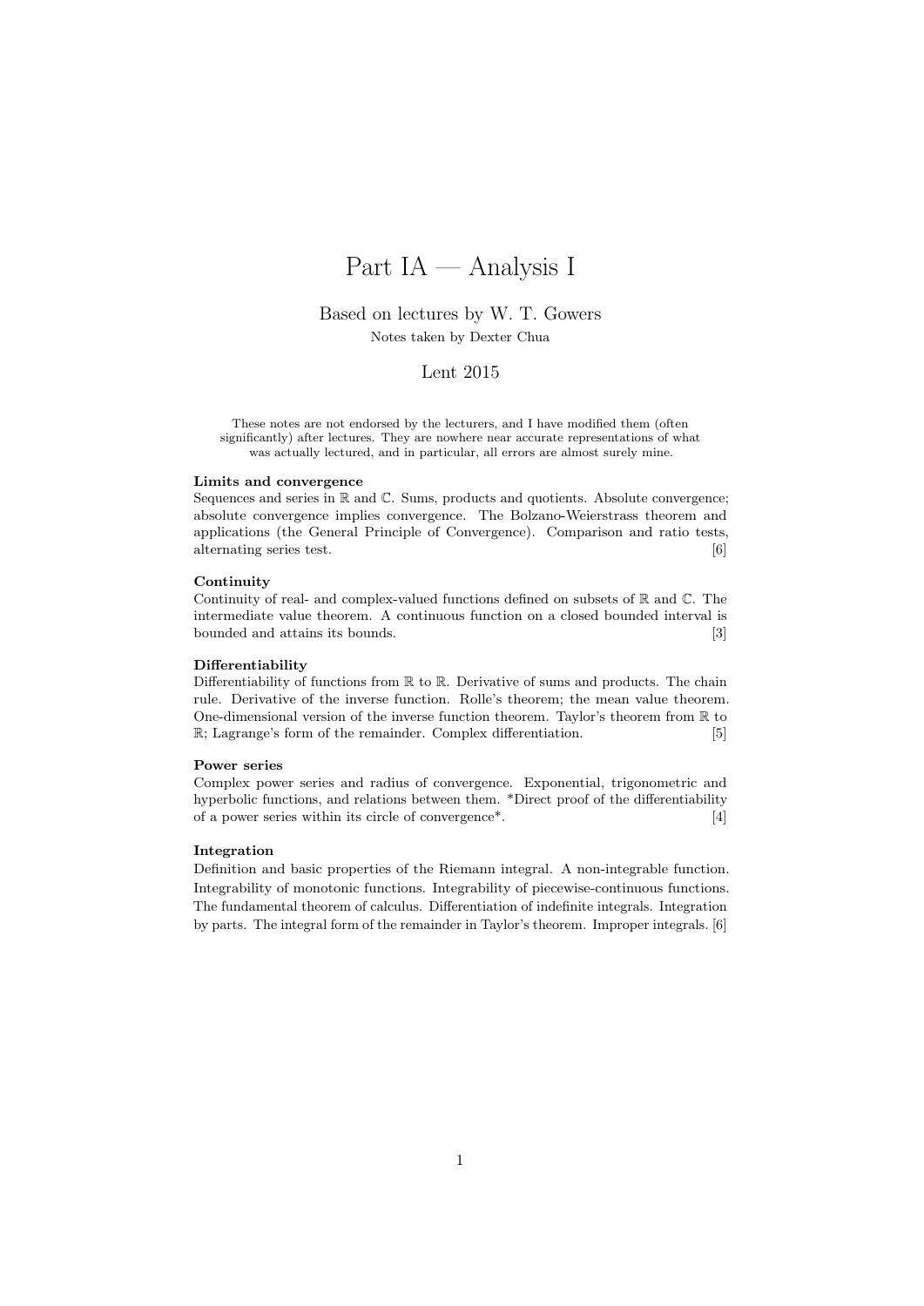# Part IA — Analysis I

Based on lectures by W. T. Gowers

Notes taken by Dexter Chua

Lent 2015

These notes are not endorsed by the lecturers, and I have modified them (often significantly) after lectures. They are nowhere near accurate representations of what was actually lectured, and in particular, all errors are almost surely mine.

**Limits and convergence**
Sequences and series in $\mathbb{R}$ and $\mathbb{C}$. Sums, products and quotients. Absolute convergence; absolute convergence implies convergence. The Bolzano-Weierstrass theorem and applications (the General Principle of Convergence). Comparison and ratio tests, alternating series test. [6]

**Continuity**
Continuity of real- and complex-valued functions defined on subsets of $\mathbb{R}$ and $\mathbb{C}$. The intermediate value theorem. A continuous function on a closed bounded interval is bounded and attains its bounds. [3]

**Differentiability**
Differentiability of functions from $\mathbb{R}$ to $\mathbb{R}$. Derivative of sums and products. The chain rule. Derivative of the inverse function. Rolle's theorem; the mean value theorem. One-dimensional version of the inverse function theorem. Taylor's theorem from $\mathbb{R}$ to $\mathbb{R}$; Lagrange's form of the remainder. Complex differentiation. [5]

**Power series**
Complex power series and radius of convergence. Exponential, trigonometric and hyperbolic functions, and relations between them. *Direct proof of the differentiability of a power series within its circle of convergence*. [4]

**Integration**
Definition and basic properties of the Riemann integral. A non-integrable function. Integrability of monotonic functions. Integrability of piecewise-continuous functions. The fundamental theorem of calculus. Differentiation of indefinite integrals. Integration by parts. The integral form of the remainder in Taylor's theorem. Improper integrals. [6]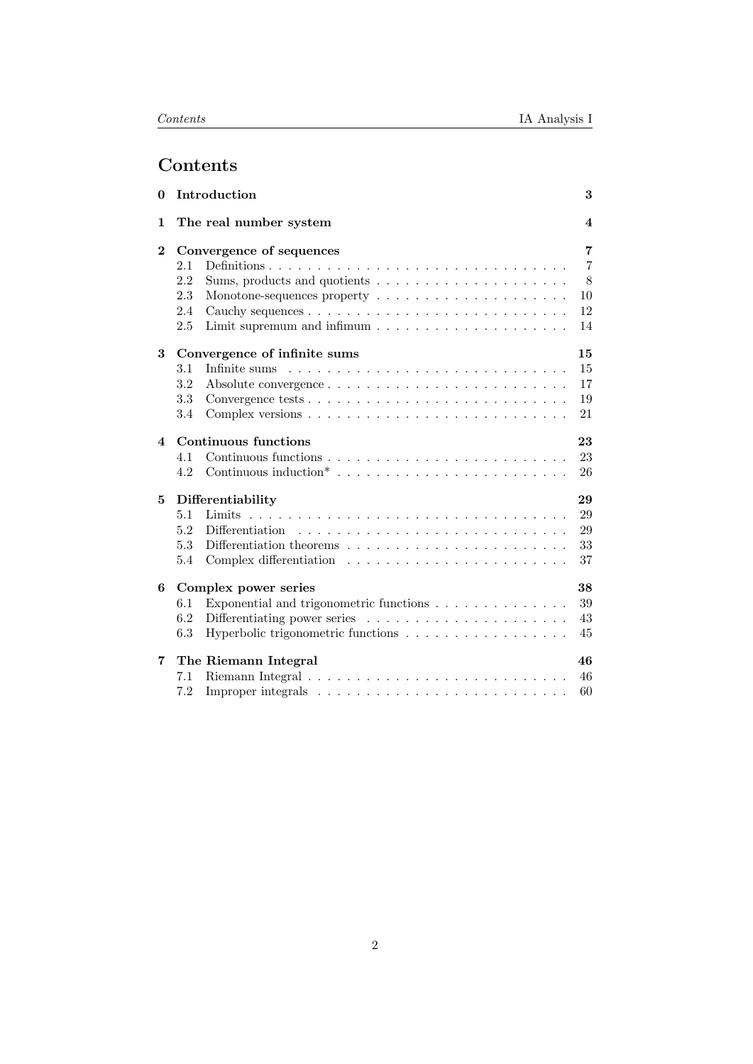# Contents

**0 Introduction** — **3**

**1 The real number system** — **4**

**2 Convergence of sequences** — **7**
- 2.1 Definitions — 7
- 2.2 Sums, products and quotients — 8
- 2.3 Monotone-sequences property — 10
- 2.4 Cauchy sequences — 12
- 2.5 Limit supremum and infimum — 14

**3 Convergence of infinite sums** — **15**
- 3.1 Infinite sums — 15
- 3.2 Absolute convergence — 17
- 3.3 Convergence tests — 19
- 3.4 Complex versions — 21

**4 Continuous functions** — **23**
- 4.1 Continuous functions — 23
- 4.2 Continuous induction* — 26

**5 Differentiability** — **29**
- 5.1 Limits — 29
- 5.2 Differentiation — 29
- 5.3 Differentiation theorems — 33
- 5.4 Complex differentiation — 37

**6 Complex power series** — **38**
- 6.1 Exponential and trigonometric functions — 39
- 6.2 Differentiating power series — 43
- 6.3 Hyperbolic trigonometric functions — 45

**7 The Riemann Integral** — **46**
- 7.1 Riemann Integral — 46
- 7.2 Improper integrals — 60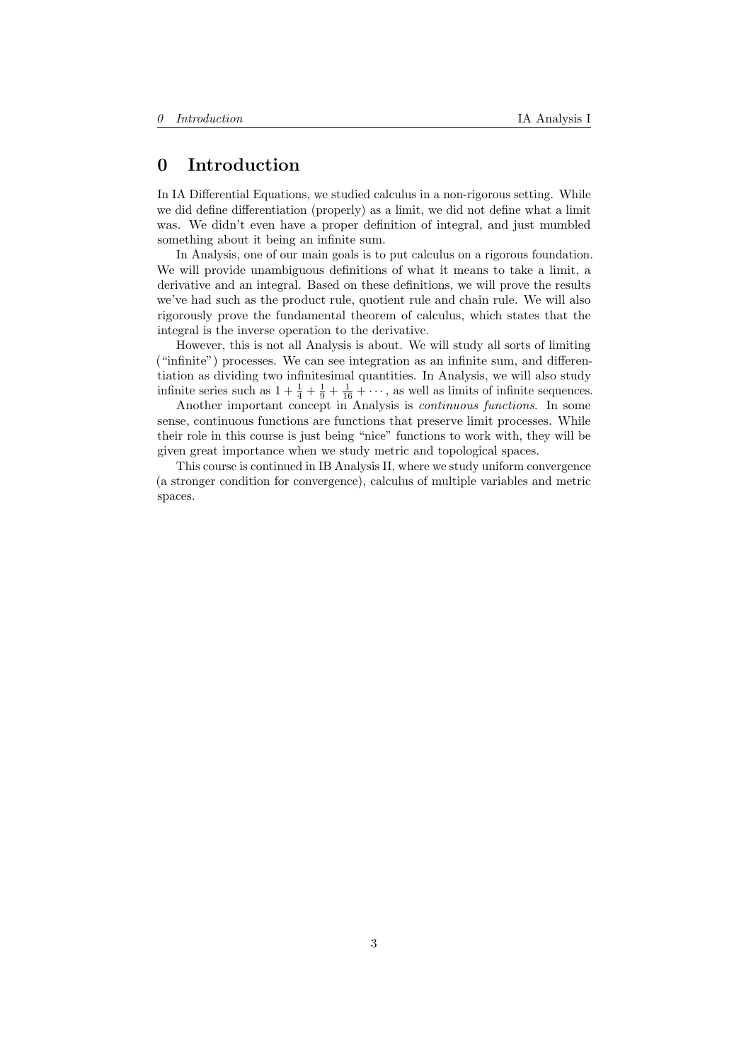# 0 Introduction

In IA Differential Equations, we studied calculus in a non-rigorous setting. While we did define differentiation (properly) as a limit, we did not define what a limit was. We didn't even have a proper definition of integral, and just mumbled something about it being an infinite sum.

In Analysis, one of our main goals is to put calculus on a rigorous foundation. We will provide unambiguous definitions of what it means to take a limit, a derivative and an integral. Based on these definitions, we will prove the results we've had such as the product rule, quotient rule and chain rule. We will also rigorously prove the fundamental theorem of calculus, which states that the integral is the inverse operation to the derivative.

However, this is not all Analysis is about. We will study all sorts of limiting ("infinite") processes. We can see integration as an infinite sum, and differentiation as dividing two infinitesimal quantities. In Analysis, we will also study infinite series such as $1 + \frac{1}{4} + \frac{1}{9} + \frac{1}{16} + \cdots$, as well as limits of infinite sequences.

Another important concept in Analysis is *continuous functions*. In some sense, continuous functions are functions that preserve limit processes. While their role in this course is just being "nice" functions to work with, they will be given great importance when we study metric and topological spaces.

This course is continued in IB Analysis II, where we study uniform convergence (a stronger condition for convergence), calculus of multiple variables and metric spaces.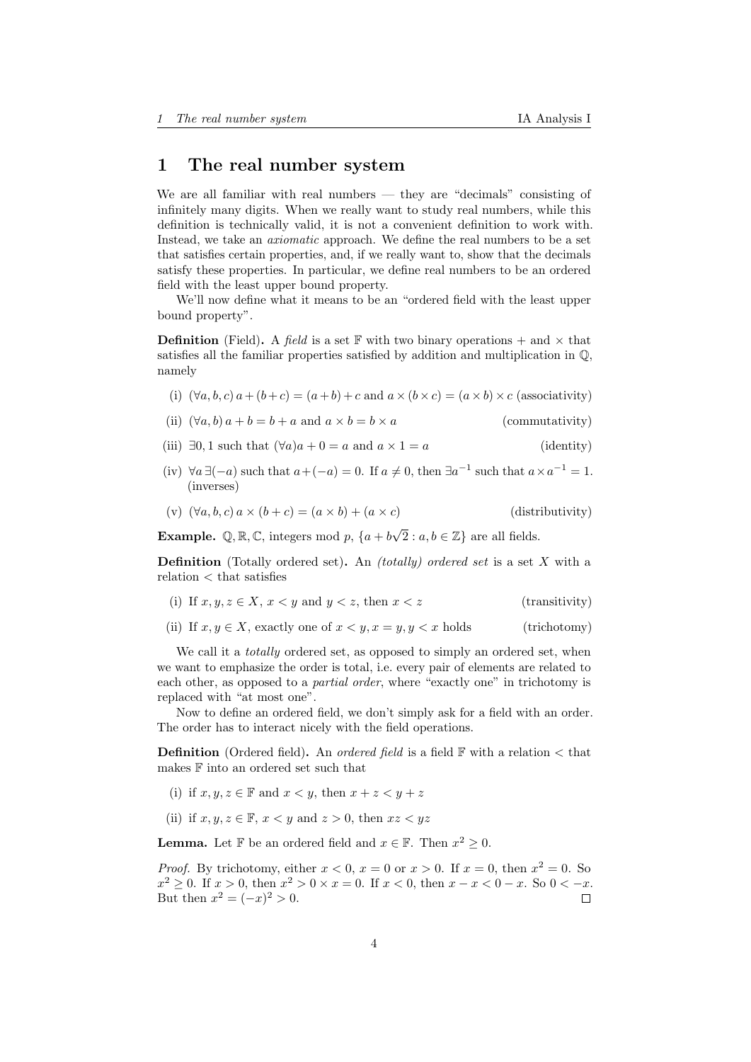# 1 The real number system

We are all familiar with real numbers — they are "decimals" consisting of infinitely many digits. When we really want to study real numbers, while this definition is technically valid, it is not a convenient definition to work with. Instead, we take an *axiomatic* approach. We define the real numbers to be a set that satisfies certain properties, and, if we really want to, show that the decimals satisfy these properties. In particular, we define real numbers to be an ordered field with the least upper bound property.

We'll now define what it means to be an "ordered field with the least upper bound property".

**Definition** (Field)**.** A *field* is a set $\mathbb{F}$ with two binary operations $+$ and $\times$ that satisfies all the familiar properties satisfied by addition and multiplication in $\mathbb{Q}$, namely

(i) $(\forall a, b, c)\, a + (b + c) = (a + b) + c$ and $a \times (b \times c) = (a \times b) \times c$ (associativity)

(ii) $(\forall a, b)\, a + b = b + a$ and $a \times b = b \times a$ (commutativity)

(iii) $\exists 0, 1$ such that $(\forall a) a + 0 = a$ and $a \times 1 = a$ (identity)

(iv) $\forall a\, \exists (-a)$ such that $a + (-a) = 0$. If $a \neq 0$, then $\exists a^{-1}$ such that $a \times a^{-1} = 1$. (inverses)

(v) $(\forall a, b, c)\, a \times (b + c) = (a \times b) + (a \times c)$ (distributivity)

**Example.** $\mathbb{Q}, \mathbb{R}, \mathbb{C}$, integers mod $p$, $\{a + b\sqrt{2} : a, b \in \mathbb{Z}\}$ are all fields.

**Definition** (Totally ordered set)**.** An *(totally) ordered set* is a set $X$ with a relation $<$ that satisfies

(i) If $x, y, z \in X$, $x < y$ and $y < z$, then $x < z$ (transitivity)

(ii) If $x, y \in X$, exactly one of $x < y, x = y, y < x$ holds (trichotomy)

We call it a *totally* ordered set, as opposed to simply an ordered set, when we want to emphasize the order is total, i.e. every pair of elements are related to each other, as opposed to a *partial order*, where "exactly one" in trichotomy is replaced with "at most one".

Now to define an ordered field, we don't simply ask for a field with an order. The order has to interact nicely with the field operations.

**Definition** (Ordered field)**.** An *ordered field* is a field $\mathbb{F}$ with a relation $<$ that makes $\mathbb{F}$ into an ordered set such that

(i) if $x, y, z \in \mathbb{F}$ and $x < y$, then $x + z < y + z$

(ii) if $x, y, z \in \mathbb{F}$, $x < y$ and $z > 0$, then $xz < yz$

**Lemma.** Let $\mathbb{F}$ be an ordered field and $x \in \mathbb{F}$. Then $x^2 \geq 0$.

*Proof.* By trichotomy, either $x < 0$, $x = 0$ or $x > 0$. If $x = 0$, then $x^2 = 0$. So $x^2 \geq 0$. If $x > 0$, then $x^2 > 0 \times x = 0$. If $x < 0$, then $x - x < 0 - x$. So $0 < -x$. But then $x^2 = (-x)^2 > 0$. $\square$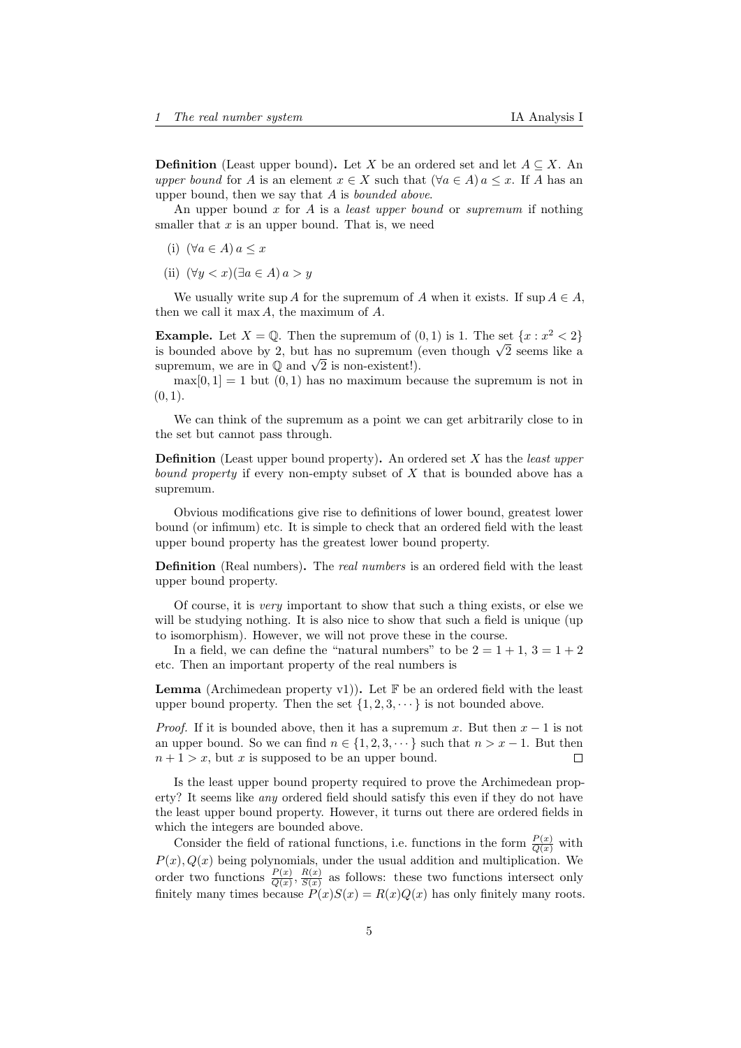**Definition** (Least upper bound)**.** Let $X$ be an ordered set and let $A \subseteq X$. An *upper bound* for $A$ is an element $x \in X$ such that $(\forall a \in A)\, a \leq x$. If $A$ has an upper bound, then we say that $A$ is *bounded above*.

An upper bound $x$ for $A$ is a *least upper bound* or *supremum* if nothing smaller that $x$ is an upper bound. That is, we need

(i) $(\forall a \in A)\, a \leq x$

(ii) $(\forall y < x)(\exists a \in A)\, a > y$

We usually write $\sup A$ for the supremum of $A$ when it exists. If $\sup A \in A$, then we call it $\max A$, the maximum of $A$.

**Example.** Let $X = \mathbb{Q}$. Then the supremum of $(0, 1)$ is 1. The set $\{x : x^2 < 2\}$ is bounded above by 2, but has no supremum (even though $\sqrt{2}$ seems like a supremum, we are in $\mathbb{Q}$ and $\sqrt{2}$ is non-existent!).

$\max[0, 1] = 1$ but $(0, 1)$ has no maximum because the supremum is not in $(0, 1)$.

We can think of the supremum as a point we can get arbitrarily close to in the set but cannot pass through.

**Definition** (Least upper bound property)**.** An ordered set $X$ has the *least upper bound property* if every non-empty subset of $X$ that is bounded above has a supremum.

Obvious modifications give rise to definitions of lower bound, greatest lower bound (or infimum) etc. It is simple to check that an ordered field with the least upper bound property has the greatest lower bound property.

**Definition** (Real numbers)**.** The *real numbers* is an ordered field with the least upper bound property.

Of course, it is *very* important to show that such a thing exists, or else we will be studying nothing. It is also nice to show that such a field is unique (up to isomorphism). However, we will not prove these in the course.

In a field, we can define the "natural numbers" to be $2 = 1 + 1$, $3 = 1 + 2$ etc. Then an important property of the real numbers is

**Lemma** (Archimedean property v1))**.** Let $\mathbb{F}$ be an ordered field with the least upper bound property. Then the set $\{1, 2, 3, \cdots\}$ is not bounded above.

*Proof.* If it is bounded above, then it has a supremum $x$. But then $x - 1$ is not an upper bound. So we can find $n \in \{1, 2, 3, \cdots\}$ such that $n > x - 1$. But then $n + 1 > x$, but $x$ is supposed to be an upper bound. □

Is the least upper bound property required to prove the Archimedean property? It seems like *any* ordered field should satisfy this even if they do not have the least upper bound property. However, it turns out there are ordered fields in which the integers are bounded above.

Consider the field of rational functions, i.e. functions in the form $\frac{P(x)}{Q(x)}$ with $P(x), Q(x)$ being polynomials, under the usual addition and multiplication. We order two functions $\frac{P(x)}{Q(x)}, \frac{R(x)}{S(x)}$ as follows: these two functions intersect only finitely many times because $P(x)S(x) = R(x)Q(x)$ has only finitely many roots.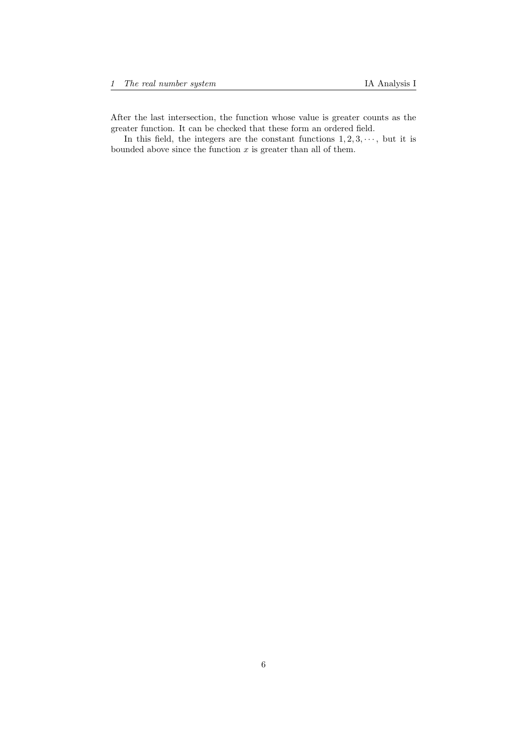After the last intersection, the function whose value is greater counts as the greater function. It can be checked that these form an ordered field.

In this field, the integers are the constant functions $1, 2, 3, \cdots$, but it is bounded above since the function $x$ is greater than all of them.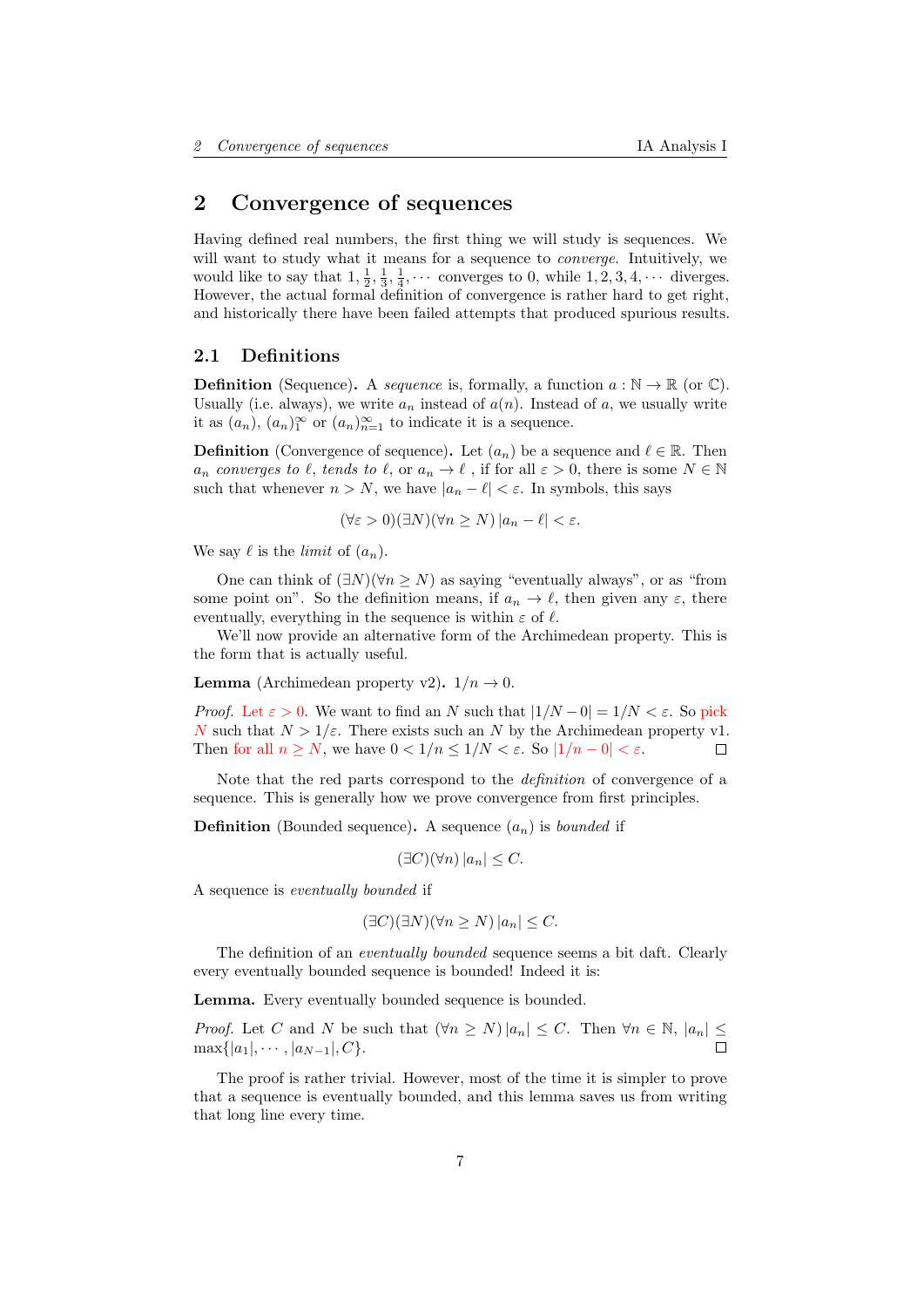# 2 Convergence of sequences

Having defined real numbers, the first thing we will study is sequences. We will want to study what it means for a sequence to *converge*. Intuitively, we would like to say that $1, \frac{1}{2}, \frac{1}{3}, \frac{1}{4}, \cdots$ converges to 0, while $1, 2, 3, 4, \cdots$ diverges. However, the actual formal definition of convergence is rather hard to get right, and historically there have been failed attempts that produced spurious results.

## 2.1 Definitions

**Definition** (Sequence). A *sequence* is, formally, a function $a : \mathbb{N} \to \mathbb{R}$ (or $\mathbb{C}$). Usually (i.e. always), we write $a_n$ instead of $a(n)$. Instead of $a$, we usually write it as $(a_n)$, $(a_n)_1^\infty$ or $(a_n)_{n=1}^\infty$ to indicate it is a sequence.

**Definition** (Convergence of sequence). Let $(a_n)$ be a sequence and $\ell \in \mathbb{R}$. Then $a_n$ *converges to* $\ell$, *tends to* $\ell$, or $a_n \to \ell$ , if for all $\varepsilon > 0$, there is some $N \in \mathbb{N}$ such that whenever $n > N$, we have $|a_n - \ell| < \varepsilon$. In symbols, this says

$$(\forall \varepsilon > 0)(\exists N)(\forall n \geq N)\, |a_n - \ell| < \varepsilon.$$

We say $\ell$ is the *limit* of $(a_n)$.

One can think of $(\exists N)(\forall n \geq N)$ as saying "eventually always", or as "from some point on". So the definition means, if $a_n \to \ell$, then given any $\varepsilon$, there eventually, everything in the sequence is within $\varepsilon$ of $\ell$.

We'll now provide an alternative form of the Archimedean property. This is the form that is actually useful.

**Lemma** (Archimedean property v2). $1/n \to 0$.

*Proof.* Let $\varepsilon > 0$. We want to find an $N$ such that $|1/N - 0| = 1/N < \varepsilon$. So pick $N$ such that $N > 1/\varepsilon$. There exists such an $N$ by the Archimedean property v1. Then for all $n \geq N$, we have $0 < 1/n \leq 1/N < \varepsilon$. So $|1/n - 0| < \varepsilon$. □

Note that the red parts correspond to the *definition* of convergence of a sequence. This is generally how we prove convergence from first principles.

**Definition** (Bounded sequence). A sequence $(a_n)$ is *bounded* if

$$(\exists C)(\forall n)\, |a_n| \leq C.$$

A sequence is *eventually bounded* if

$$(\exists C)(\exists N)(\forall n \geq N)\, |a_n| \leq C.$$

The definition of an *eventually bounded* sequence seems a bit daft. Clearly every eventually bounded sequence is bounded! Indeed it is:

**Lemma.** Every eventually bounded sequence is bounded.

*Proof.* Let $C$ and $N$ be such that $(\forall n \geq N)\, |a_n| \leq C$. Then $\forall n \in \mathbb{N}$, $|a_n| \leq \max\{|a_1|, \cdots, |a_{N-1}|, C\}$. □

The proof is rather trivial. However, most of the time it is simpler to prove that a sequence is eventually bounded, and this lemma saves us from writing that long line every time.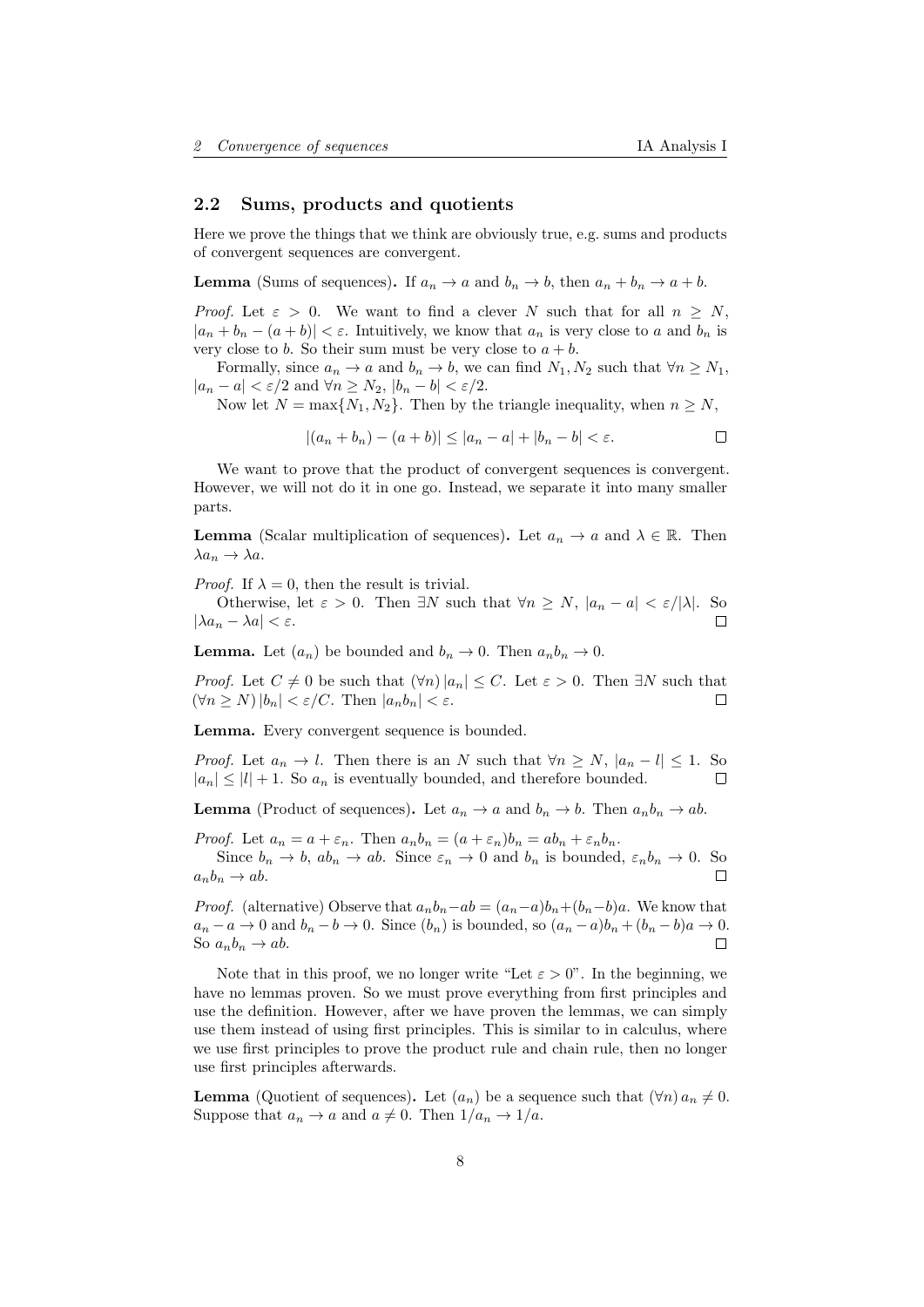## 2.2 Sums, products and quotients

Here we prove the things that we think are obviously true, e.g. sums and products of convergent sequences are convergent.

**Lemma** (Sums of sequences)**.** If $a_n \to a$ and $b_n \to b$, then $a_n + b_n \to a + b$.

*Proof.* Let $\varepsilon > 0$. We want to find a clever $N$ such that for all $n \geq N$, $|a_n + b_n - (a + b)| < \varepsilon$. Intuitively, we know that $a_n$ is very close to $a$ and $b_n$ is very close to $b$. So their sum must be very close to $a + b$.

Formally, since $a_n \to a$ and $b_n \to b$, we can find $N_1, N_2$ such that $\forall n \geq N_1$, $|a_n - a| < \varepsilon/2$ and $\forall n \geq N_2$, $|b_n - b| < \varepsilon/2$.

Now let $N = \max\{N_1, N_2\}$. Then by the triangle inequality, when $n \geq N$,

$$|(a_n + b_n) - (a + b)| \leq |a_n - a| + |b_n - b| < \varepsilon.$$

□

We want to prove that the product of convergent sequences is convergent. However, we will not do it in one go. Instead, we separate it into many smaller parts.

**Lemma** (Scalar multiplication of sequences)**.** Let $a_n \to a$ and $\lambda \in \mathbb{R}$. Then $\lambda a_n \to \lambda a$.

*Proof.* If $\lambda = 0$, then the result is trivial.

Otherwise, let $\varepsilon > 0$. Then $\exists N$ such that $\forall n \geq N$, $|a_n - a| < \varepsilon/|\lambda|$. So $|\lambda a_n - \lambda a| < \varepsilon$. □

**Lemma.** Let $(a_n)$ be bounded and $b_n \to 0$. Then $a_n b_n \to 0$.

*Proof.* Let $C \neq 0$ be such that $(\forall n)\, |a_n| \leq C$. Let $\varepsilon > 0$. Then $\exists N$ such that $(\forall n \geq N)\, |b_n| < \varepsilon/C$. Then $|a_n b_n| < \varepsilon$. □

**Lemma.** Every convergent sequence is bounded.

*Proof.* Let $a_n \to l$. Then there is an $N$ such that $\forall n \geq N$, $|a_n - l| \leq 1$. So $|a_n| \leq |l| + 1$. So $a_n$ is eventually bounded, and therefore bounded. □

**Lemma** (Product of sequences)**.** Let $a_n \to a$ and $b_n \to b$. Then $a_n b_n \to ab$.

*Proof.* Let $a_n = a + \varepsilon_n$. Then $a_n b_n = (a + \varepsilon_n) b_n = a b_n + \varepsilon_n b_n$.

Since $b_n \to b$, $a b_n \to ab$. Since $\varepsilon_n \to 0$ and $b_n$ is bounded, $\varepsilon_n b_n \to 0$. So $a_n b_n \to ab$. □

*Proof.* (alternative) Observe that $a_n b_n - ab = (a_n - a) b_n + (b_n - b) a$. We know that $a_n - a \to 0$ and $b_n - b \to 0$. Since $(b_n)$ is bounded, so $(a_n - a) b_n + (b_n - b) a \to 0$. So $a_n b_n \to ab$. □

Note that in this proof, we no longer write "Let $\varepsilon > 0$". In the beginning, we have no lemmas proven. So we must prove everything from first principles and use the definition. However, after we have proven the lemmas, we can simply use them instead of using first principles. This is similar to in calculus, where we use first principles to prove the product rule and chain rule, then no longer use first principles afterwards.

**Lemma** (Quotient of sequences)**.** Let $(a_n)$ be a sequence such that $(\forall n)\, a_n \neq 0$. Suppose that $a_n \to a$ and $a \neq 0$. Then $1/a_n \to 1/a$.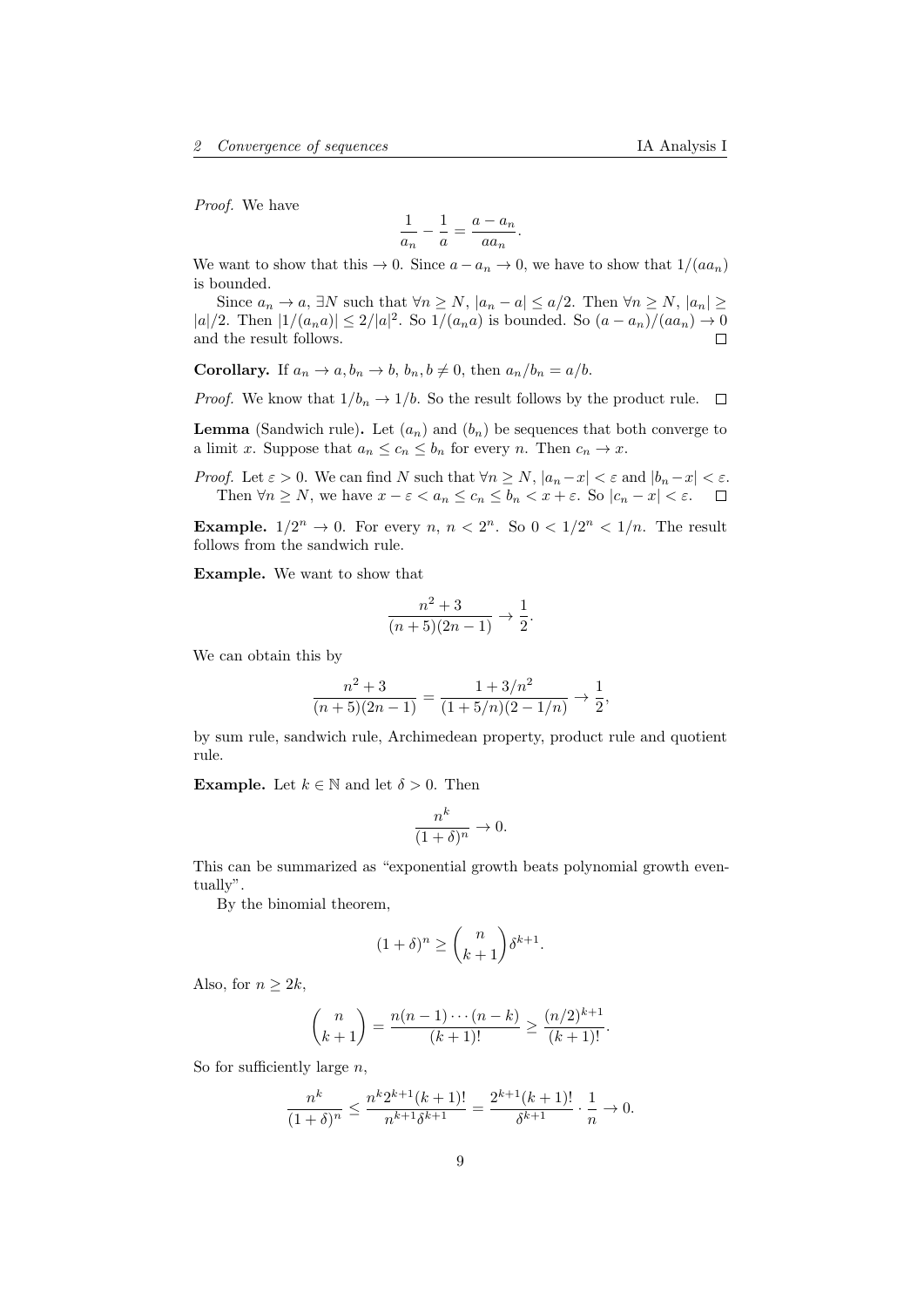*Proof.* We have

$$\frac{1}{a_n} - \frac{1}{a} = \frac{a - a_n}{aa_n}.$$

We want to show that this $\to 0$. Since $a - a_n \to 0$, we have to show that $1/(aa_n)$ is bounded.

Since $a_n \to a$, $\exists N$ such that $\forall n \geq N$, $|a_n - a| \leq a/2$. Then $\forall n \geq N$, $|a_n| \geq |a|/2$. Then $|1/(a_n a)| \leq 2/|a|^2$. So $1/(a_n a)$ is bounded. So $(a - a_n)/(aa_n) \to 0$ and the result follows. $\square$

**Corollary.** If $a_n \to a, b_n \to b$, $b_n, b \neq 0$, then $a_n/b_n = a/b$.

*Proof.* We know that $1/b_n \to 1/b$. So the result follows by the product rule. $\square$

**Lemma** (Sandwich rule)**.** Let $(a_n)$ and $(b_n)$ be sequences that both converge to a limit $x$. Suppose that $a_n \leq c_n \leq b_n$ for every $n$. Then $c_n \to x$.

*Proof.* Let $\varepsilon > 0$. We can find $N$ such that $\forall n \geq N$, $|a_n - x| < \varepsilon$ and $|b_n - x| < \varepsilon$.

Then $\forall n \geq N$, we have $x - \varepsilon < a_n \leq c_n \leq b_n < x + \varepsilon$. So $|c_n - x| < \varepsilon$. $\square$

**Example.** $1/2^n \to 0$. For every $n$, $n < 2^n$. So $0 < 1/2^n < 1/n$. The result follows from the sandwich rule.

**Example.** We want to show that

$$\frac{n^2 + 3}{(n + 5)(2n - 1)} \to \frac{1}{2}.$$

We can obtain this by

$$\frac{n^2 + 3}{(n + 5)(2n - 1)} = \frac{1 + 3/n^2}{(1 + 5/n)(2 - 1/n)} \to \frac{1}{2},$$

by sum rule, sandwich rule, Archimedean property, product rule and quotient rule.

**Example.** Let $k \in \mathbb{N}$ and let $\delta > 0$. Then

$$\frac{n^k}{(1 + \delta)^n} \to 0.$$

This can be summarized as "exponential growth beats polynomial growth eventually".

By the binomial theorem,

$$(1 + \delta)^n \geq \binom{n}{k + 1}\delta^{k+1}.$$

Also, for $n \geq 2k$,

$$\binom{n}{k + 1} = \frac{n(n - 1) \cdots (n - k)}{(k + 1)!} \geq \frac{(n/2)^{k+1}}{(k + 1)!}.$$

So for sufficiently large $n$,

$$\frac{n^k}{(1 + \delta)^n} \leq \frac{n^k 2^{k+1}(k + 1)!}{n^{k+1}\delta^{k+1}} = \frac{2^{k+1}(k + 1)!}{\delta^{k+1}} \cdot \frac{1}{n} \to 0.$$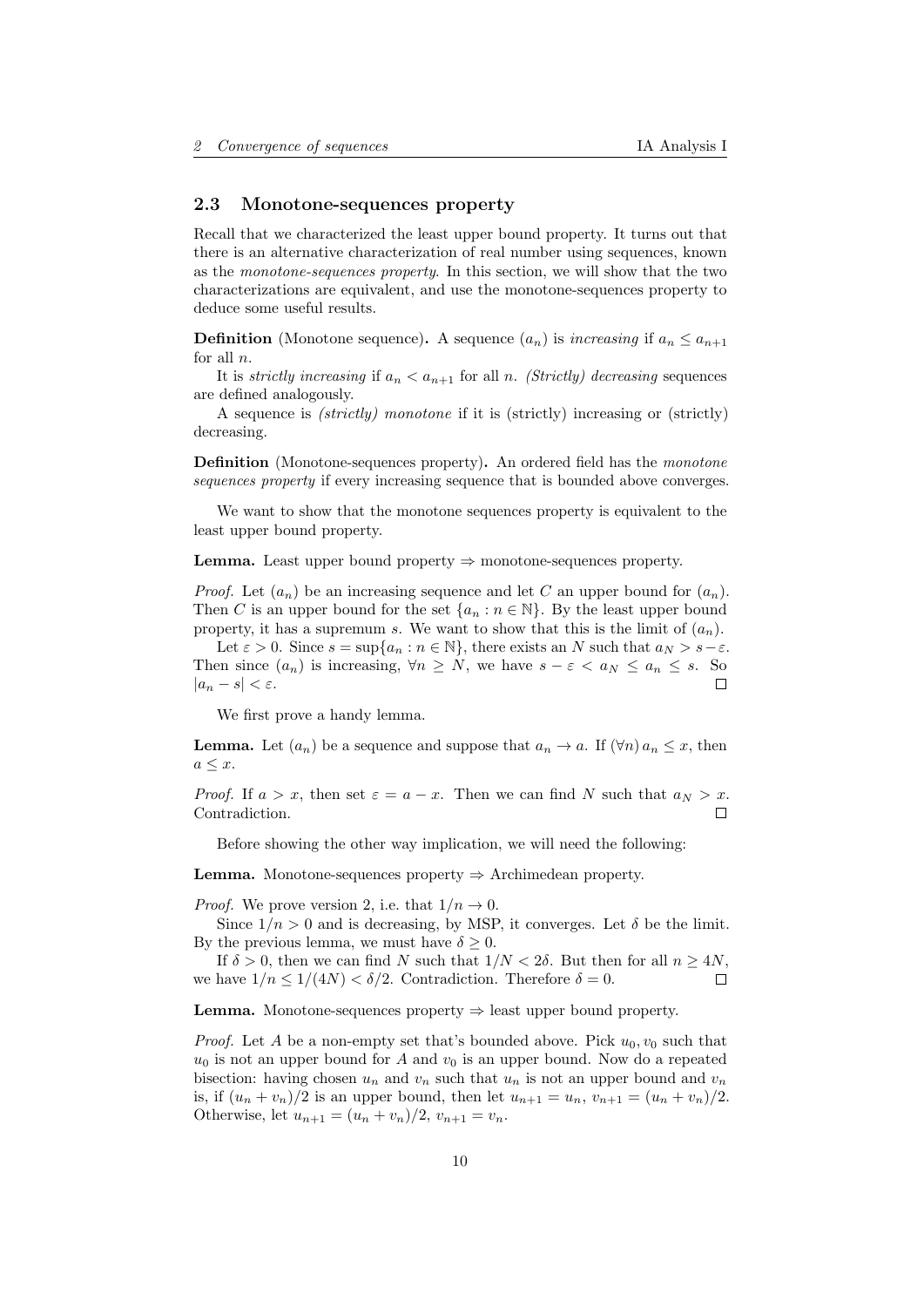## 2.3 Monotone-sequences property

Recall that we characterized the least upper bound property. It turns out that there is an alternative characterization of real number using sequences, known as the *monotone-sequences property*. In this section, we will show that the two characterizations are equivalent, and use the monotone-sequences property to deduce some useful results.

**Definition** (Monotone sequence)**.** A sequence $(a_n)$ is *increasing* if $a_n \leq a_{n+1}$ for all $n$.

It is *strictly increasing* if $a_n < a_{n+1}$ for all $n$. *(Strictly) decreasing* sequences are defined analogously.

A sequence is *(strictly) monotone* if it is (strictly) increasing or (strictly) decreasing.

**Definition** (Monotone-sequences property)**.** An ordered field has the *monotone sequences property* if every increasing sequence that is bounded above converges.

We want to show that the monotone sequences property is equivalent to the least upper bound property.

**Lemma.** Least upper bound property $\Rightarrow$ monotone-sequences property.

*Proof.* Let $(a_n)$ be an increasing sequence and let $C$ an upper bound for $(a_n)$. Then $C$ is an upper bound for the set $\{a_n : n \in \mathbb{N}\}$. By the least upper bound property, it has a supremum $s$. We want to show that this is the limit of $(a_n)$.

Let $\varepsilon > 0$. Since $s = \sup\{a_n : n \in \mathbb{N}\}$, there exists an $N$ such that $a_N > s - \varepsilon$. Then since $(a_n)$ is increasing, $\forall n \geq N$, we have $s - \varepsilon < a_N \leq a_n \leq s$. So $|a_n - s| < \varepsilon$. $\square$

We first prove a handy lemma.

**Lemma.** Let $(a_n)$ be a sequence and suppose that $a_n \to a$. If $(\forall n)\, a_n \leq x$, then $a \leq x$.

*Proof.* If $a > x$, then set $\varepsilon = a - x$. Then we can find $N$ such that $a_N > x$. Contradiction. $\square$

Before showing the other way implication, we will need the following:

**Lemma.** Monotone-sequences property $\Rightarrow$ Archimedean property.

*Proof.* We prove version 2, i.e. that $1/n \to 0$.

Since $1/n > 0$ and is decreasing, by MSP, it converges. Let $\delta$ be the limit. By the previous lemma, we must have $\delta \geq 0$.

If $\delta > 0$, then we can find $N$ such that $1/N < 2\delta$. But then for all $n \geq 4N$, we have $1/n \leq 1/(4N) < \delta/2$. Contradiction. Therefore $\delta = 0$. $\square$

**Lemma.** Monotone-sequences property $\Rightarrow$ least upper bound property.

*Proof.* Let $A$ be a non-empty set that's bounded above. Pick $u_0, v_0$ such that $u_0$ is not an upper bound for $A$ and $v_0$ is an upper bound. Now do a repeated bisection: having chosen $u_n$ and $v_n$ such that $u_n$ is not an upper bound and $v_n$ is, if $(u_n + v_n)/2$ is an upper bound, then let $u_{n+1} = u_n$, $v_{n+1} = (u_n + v_n)/2$. Otherwise, let $u_{n+1} = (u_n + v_n)/2$, $v_{n+1} = v_n$.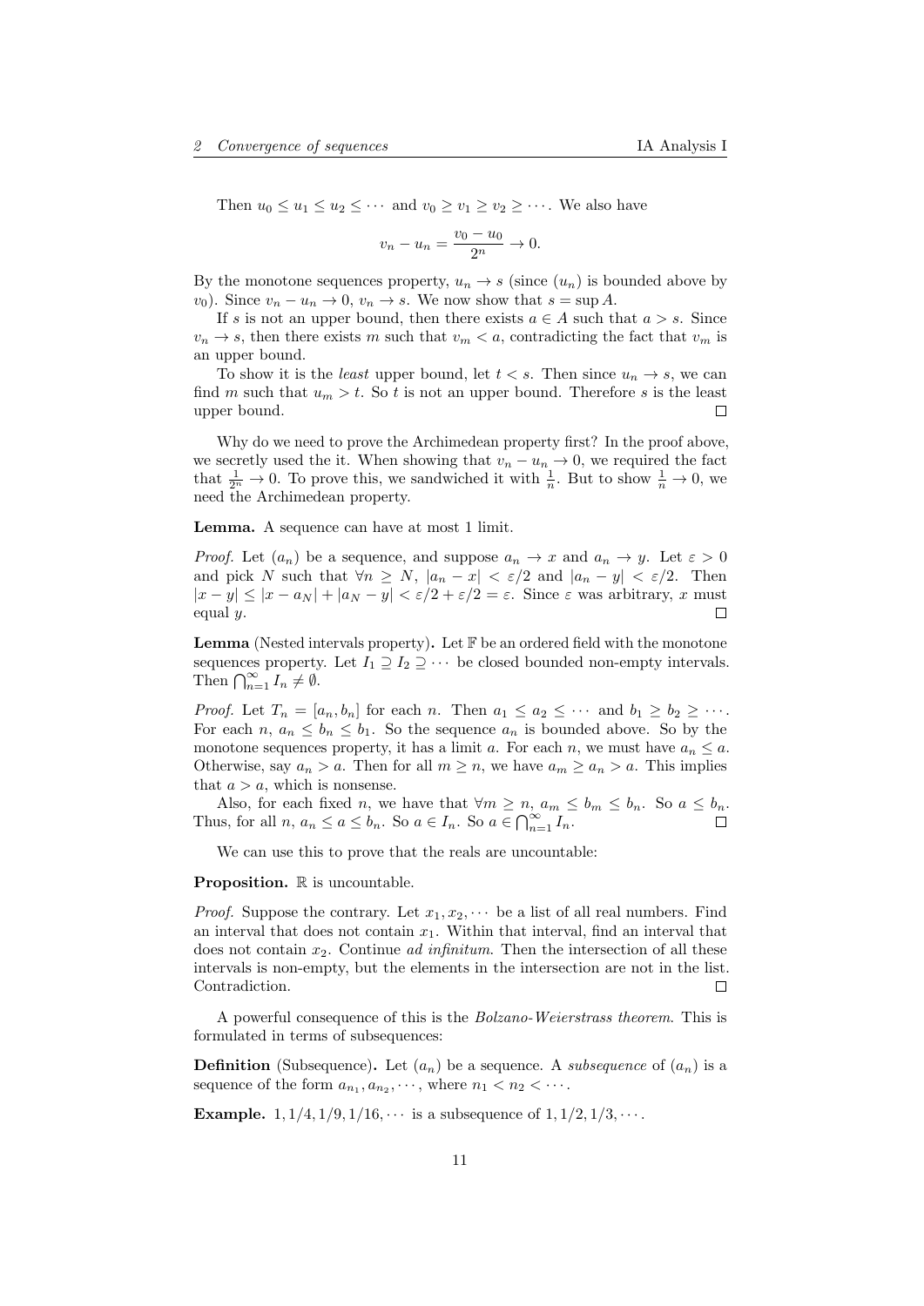Then $u_0 \leq u_1 \leq u_2 \leq \cdots$ and $v_0 \geq v_1 \geq v_2 \geq \cdots$. We also have

$$v_n - u_n = \frac{v_0 - u_0}{2^n} \to 0.$$

By the monotone sequences property, $u_n \to s$ (since $(u_n)$ is bounded above by $v_0$). Since $v_n - u_n \to 0$, $v_n \to s$. We now show that $s = \sup A$.

If $s$ is not an upper bound, then there exists $a \in A$ such that $a > s$. Since $v_n \to s$, then there exists $m$ such that $v_m < a$, contradicting the fact that $v_m$ is an upper bound.

To show it is the *least* upper bound, let $t < s$. Then since $u_n \to s$, we can find $m$ such that $u_m > t$. So $t$ is not an upper bound. Therefore $s$ is the least upper bound. □

Why do we need to prove the Archimedean property first? In the proof above, we secretly used the it. When showing that $v_n - u_n \to 0$, we required the fact that $\frac{1}{2^n} \to 0$. To prove this, we sandwiched it with $\frac{1}{n}$. But to show $\frac{1}{n} \to 0$, we need the Archimedean property.

**Lemma.** A sequence can have at most 1 limit.

*Proof.* Let $(a_n)$ be a sequence, and suppose $a_n \to x$ and $a_n \to y$. Let $\varepsilon > 0$ and pick $N$ such that $\forall n \geq N$, $|a_n - x| < \varepsilon/2$ and $|a_n - y| < \varepsilon/2$. Then $|x - y| \leq |x - a_N| + |a_N - y| < \varepsilon/2 + \varepsilon/2 = \varepsilon$. Since $\varepsilon$ was arbitrary, $x$ must equal $y$. □

**Lemma** (Nested intervals property)**.** Let $\mathbb{F}$ be an ordered field with the monotone sequences property. Let $I_1 \supseteq I_2 \supseteq \cdots$ be closed bounded non-empty intervals. Then $\bigcap_{n=1}^{\infty} I_n \neq \emptyset$.

*Proof.* Let $T_n = [a_n, b_n]$ for each $n$. Then $a_1 \leq a_2 \leq \cdots$ and $b_1 \geq b_2 \geq \cdots$. For each $n$, $a_n \leq b_n \leq b_1$. So the sequence $a_n$ is bounded above. So by the monotone sequences property, it has a limit $a$. For each $n$, we must have $a_n \leq a$. Otherwise, say $a_n > a$. Then for all $m \geq n$, we have $a_m \geq a_n > a$. This implies that $a > a$, which is nonsense.

Also, for each fixed $n$, we have that $\forall m \geq n$, $a_m \leq b_m \leq b_n$. So $a \leq b_n$. Thus, for all $n$, $a_n \leq a \leq b_n$. So $a \in I_n$. So $a \in \bigcap_{n=1}^{\infty} I_n$. □

We can use this to prove that the reals are uncountable:

**Proposition.** $\mathbb{R}$ is uncountable.

*Proof.* Suppose the contrary. Let $x_1, x_2, \cdots$ be a list of all real numbers. Find an interval that does not contain $x_1$. Within that interval, find an interval that does not contain $x_2$. Continue *ad infinitum*. Then the intersection of all these intervals is non-empty, but the elements in the intersection are not in the list. Contradiction. □

A powerful consequence of this is the *Bolzano-Weierstrass theorem*. This is formulated in terms of subsequences:

**Definition** (Subsequence)**.** Let $(a_n)$ be a sequence. A *subsequence* of $(a_n)$ is a sequence of the form $a_{n_1}, a_{n_2}, \cdots$, where $n_1 < n_2 < \cdots$.

**Example.** $1, 1/4, 1/9, 1/16, \cdots$ is a subsequence of $1, 1/2, 1/3, \cdots$.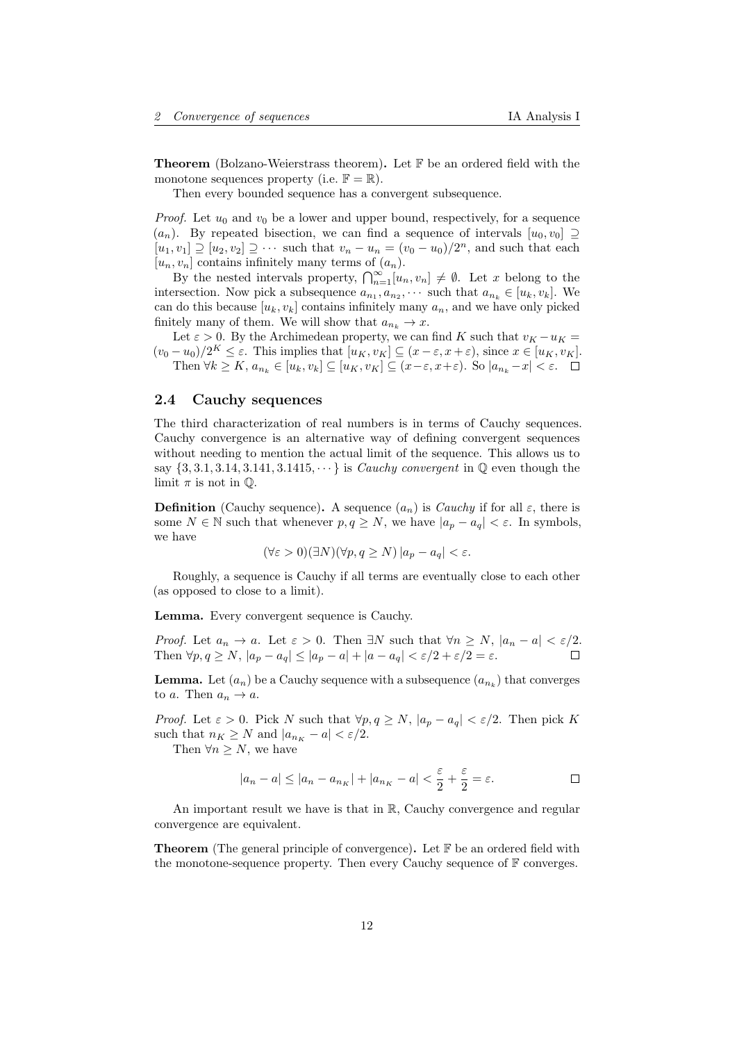**Theorem** (Bolzano-Weierstrass theorem)**.** Let $\mathbb{F}$ be an ordered field with the monotone sequences property (i.e. $\mathbb{F} = \mathbb{R}$).

Then every bounded sequence has a convergent subsequence.

*Proof.* Let $u_0$ and $v_0$ be a lower and upper bound, respectively, for a sequence $(a_n)$. By repeated bisection, we can find a sequence of intervals $[u_0, v_0] \supseteq [u_1, v_1] \supseteq [u_2, v_2] \supseteq \cdots$ such that $v_n - u_n = (v_0 - u_0)/2^n$, and such that each $[u_n, v_n]$ contains infinitely many terms of $(a_n)$.

By the nested intervals property, $\bigcap_{n=1}^{\infty} [u_n, v_n] \neq \emptyset$. Let $x$ belong to the intersection. Now pick a subsequence $a_{n_1}, a_{n_2}, \cdots$ such that $a_{n_k} \in [u_k, v_k]$. We can do this because $[u_k, v_k]$ contains infinitely many $a_n$, and we have only picked finitely many of them. We will show that $a_{n_k} \to x$.

Let $\varepsilon > 0$. By the Archimedean property, we can find $K$ such that $v_K - u_K = (v_0 - u_0)/2^K \leq \varepsilon$. This implies that $[u_K, v_K] \subseteq (x - \varepsilon, x + \varepsilon)$, since $x \in [u_K, v_K]$.

Then $\forall k \geq K$, $a_{n_k} \in [u_k, v_k] \subseteq [u_K, v_K] \subseteq (x - \varepsilon, x + \varepsilon)$. So $|a_{n_k} - x| < \varepsilon$. $\square$

## 2.4 Cauchy sequences

The third characterization of real numbers is in terms of Cauchy sequences. Cauchy convergence is an alternative way of defining convergent sequences without needing to mention the actual limit of the sequence. This allows us to say $\{3, 3.1, 3.14, 3.141, 3.1415, \cdots\}$ is *Cauchy convergent* in $\mathbb{Q}$ even though the limit $\pi$ is not in $\mathbb{Q}$.

**Definition** (Cauchy sequence)**.** A sequence $(a_n)$ is *Cauchy* if for all $\varepsilon$, there is some $N \in \mathbb{N}$ such that whenever $p, q \geq N$, we have $|a_p - a_q| < \varepsilon$. In symbols, we have

$$(\forall \varepsilon > 0)(\exists N)(\forall p, q \geq N)\, |a_p - a_q| < \varepsilon.$$

Roughly, a sequence is Cauchy if all terms are eventually close to each other (as opposed to close to a limit).

**Lemma.** Every convergent sequence is Cauchy.

*Proof.* Let $a_n \to a$. Let $\varepsilon > 0$. Then $\exists N$ such that $\forall n \geq N$, $|a_n - a| < \varepsilon/2$. Then $\forall p, q \geq N$, $|a_p - a_q| \leq |a_p - a| + |a - a_q| < \varepsilon/2 + \varepsilon/2 = \varepsilon$. $\square$

**Lemma.** Let $(a_n)$ be a Cauchy sequence with a subsequence $(a_{n_k})$ that converges to $a$. Then $a_n \to a$.

*Proof.* Let $\varepsilon > 0$. Pick $N$ such that $\forall p, q \geq N$, $|a_p - a_q| < \varepsilon/2$. Then pick $K$ such that $n_K \geq N$ and $|a_{n_K} - a| < \varepsilon/2$.

Then $\forall n \geq N$, we have

$$|a_n - a| \leq |a_n - a_{n_K}| + |a_{n_K} - a| < \frac{\varepsilon}{2} + \frac{\varepsilon}{2} = \varepsilon.$$

$\square$

An important result we have is that in $\mathbb{R}$, Cauchy convergence and regular convergence are equivalent.

**Theorem** (The general principle of convergence)**.** Let $\mathbb{F}$ be an ordered field with the monotone-sequence property. Then every Cauchy sequence of $\mathbb{F}$ converges.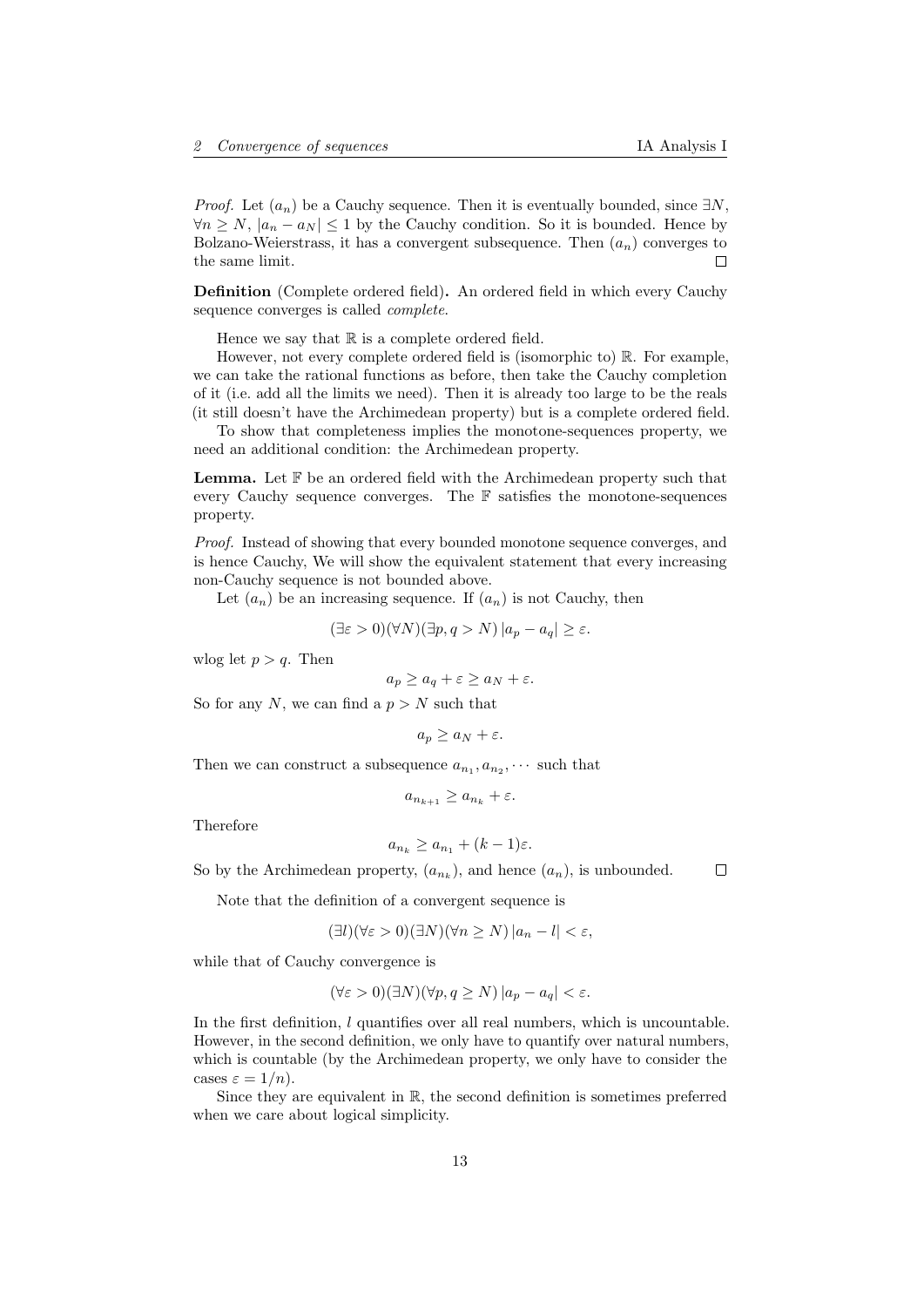*Proof.* Let $(a_n)$ be a Cauchy sequence. Then it is eventually bounded, since $\exists N$, $\forall n \geq N$, $|a_n - a_N| \leq 1$ by the Cauchy condition. So it is bounded. Hence by Bolzano-Weierstrass, it has a convergent subsequence. Then $(a_n)$ converges to the same limit. $\square$

**Definition** (Complete ordered field)**.** An ordered field in which every Cauchy sequence converges is called *complete*.

Hence we say that $\mathbb{R}$ is a complete ordered field.

However, not every complete ordered field is (isomorphic to) $\mathbb{R}$. For example, we can take the rational functions as before, then take the Cauchy completion of it (i.e. add all the limits we need). Then it is already too large to be the reals (it still doesn't have the Archimedean property) but is a complete ordered field.

To show that completeness implies the monotone-sequences property, we need an additional condition: the Archimedean property.

**Lemma.** Let $\mathbb{F}$ be an ordered field with the Archimedean property such that every Cauchy sequence converges. The $\mathbb{F}$ satisfies the monotone-sequences property.

*Proof.* Instead of showing that every bounded monotone sequence converges, and is hence Cauchy, We will show the equivalent statement that every increasing non-Cauchy sequence is not bounded above.

Let $(a_n)$ be an increasing sequence. If $(a_n)$ is not Cauchy, then

$$(\exists \varepsilon > 0)(\forall N)(\exists p, q > N)\, |a_p - a_q| \geq \varepsilon.$$

wlog let $p > q$. Then

$$a_p \geq a_q + \varepsilon \geq a_N + \varepsilon.$$

So for any $N$, we can find a $p > N$ such that

$$a_p \geq a_N + \varepsilon.$$

Then we can construct a subsequence $a_{n_1}, a_{n_2}, \cdots$ such that

$$a_{n_{k+1}} \geq a_{n_k} + \varepsilon.$$

Therefore

$$a_{n_k} \geq a_{n_1} + (k-1)\varepsilon.$$

So by the Archimedean property, $(a_{n_k})$, and hence $(a_n)$, is unbounded. $\square$

Note that the definition of a convergent sequence is

$$(\exists l)(\forall \varepsilon > 0)(\exists N)(\forall n \geq N)\, |a_n - l| < \varepsilon,$$

while that of Cauchy convergence is

$$(\forall \varepsilon > 0)(\exists N)(\forall p, q \geq N)\, |a_p - a_q| < \varepsilon.$$

In the first definition, $l$ quantifies over all real numbers, which is uncountable. However, in the second definition, we only have to quantify over natural numbers, which is countable (by the Archimedean property, we only have to consider the cases $\varepsilon = 1/n$).

Since they are equivalent in $\mathbb{R}$, the second definition is sometimes preferred when we care about logical simplicity.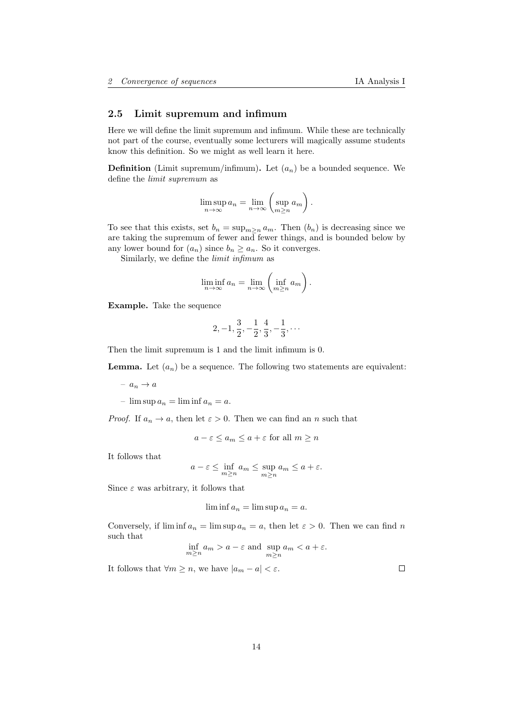### 2.5 Limit supremum and infimum

Here we will define the limit supremum and infimum. While these are technically not part of the course, eventually some lecturers will magically assume students know this definition. So we might as well learn it here.

**Definition** (Limit supremum/infimum)**.** Let $(a_n)$ be a bounded sequence. We define the *limit supremum* as

$$\limsup_{n\to\infty} a_n = \lim_{n\to\infty}\left(\sup_{m\geq n} a_m\right).$$

To see that this exists, set $b_n = \sup_{m\geq n} a_m$. Then $(b_n)$ is decreasing since we are taking the supremum of fewer and fewer things, and is bounded below by any lower bound for $(a_n)$ since $b_n \geq a_n$. So it converges.

Similarly, we define the *limit infimum* as

$$\liminf_{n\to\infty} a_n = \lim_{n\to\infty}\left(\inf_{m\geq n} a_m\right).$$

**Example.** Take the sequence

$$2, -1, \frac{3}{2}, -\frac{1}{2}, \frac{4}{3}, -\frac{1}{3}, \cdots$$

Then the limit supremum is 1 and the limit infimum is 0.

**Lemma.** Let $(a_n)$ be a sequence. The following two statements are equivalent:

- $a_n \to a$
- $\limsup a_n = \liminf a_n = a$.

*Proof.* If $a_n \to a$, then let $\varepsilon > 0$. Then we can find an $n$ such that

$$a - \varepsilon \leq a_m \leq a + \varepsilon \text{ for all } m \geq n$$

It follows that

$$a - \varepsilon \leq \inf_{m\geq n} a_m \leq \sup_{m\geq n} a_m \leq a + \varepsilon.$$

Since $\varepsilon$ was arbitrary, it follows that

$$\liminf a_n = \limsup a_n = a.$$

Conversely, if $\liminf a_n = \limsup a_n = a$, then let $\varepsilon > 0$. Then we can find $n$ such that

$$\inf_{m\geq n} a_m > a - \varepsilon \text{ and } \sup_{m\geq n} a_m < a + \varepsilon.$$

It follows that $\forall m \geq n$, we have $|a_m - a| < \varepsilon$. □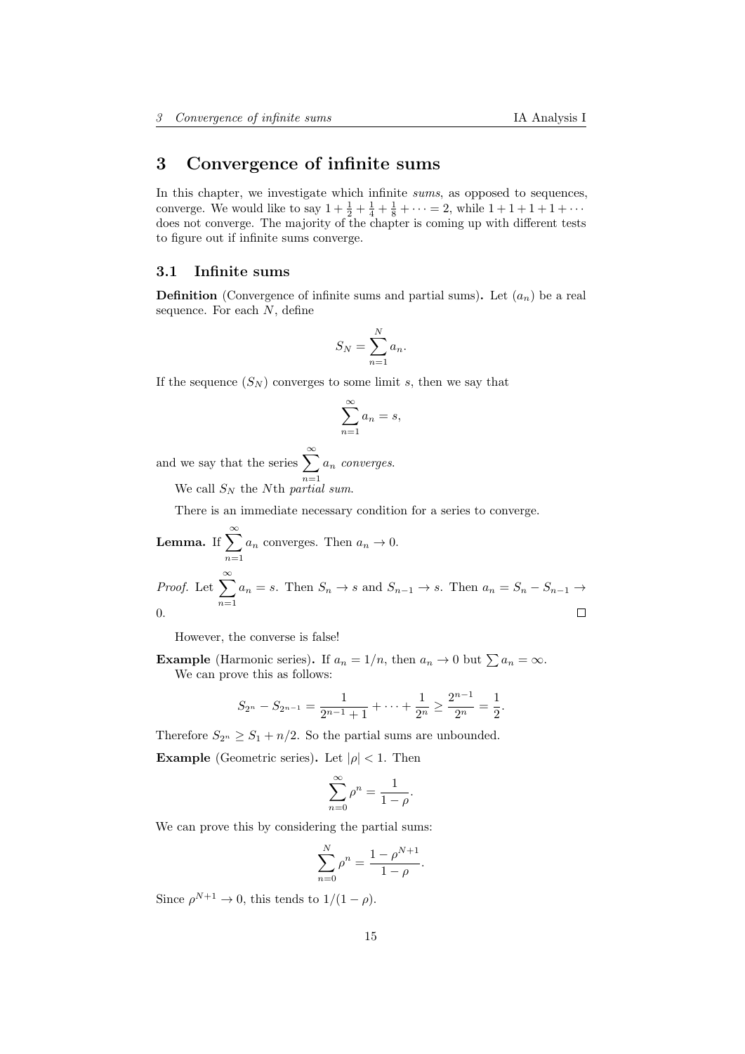# 3 Convergence of infinite sums

In this chapter, we investigate which infinite *sums*, as opposed to sequences, converge. We would like to say $1 + \frac{1}{2} + \frac{1}{4} + \frac{1}{8} + \cdots = 2$, while $1 + 1 + 1 + 1 + \cdots$ does not converge. The majority of the chapter is coming up with different tests to figure out if infinite sums converge.

## 3.1 Infinite sums

**Definition** (Convergence of infinite sums and partial sums)**.** Let $(a_n)$ be a real sequence. For each $N$, define

$$S_N = \sum_{n=1}^{N} a_n.$$

If the sequence $(S_N)$ converges to some limit $s$, then we say that

$$\sum_{n=1}^{\infty} a_n = s,$$

and we say that the series $\sum_{n=1}^{\infty} a_n$ *converges*.

We call $S_N$ the $N$th *partial sum*.

There is an immediate necessary condition for a series to converge.

**Lemma.** If $\sum_{n=1}^{\infty} a_n$ converges. Then $a_n \to 0$.

*Proof.* Let $\sum_{n=1}^{\infty} a_n = s$. Then $S_n \to s$ and $S_{n-1} \to s$. Then $a_n = S_n - S_{n-1} \to 0$. □

However, the converse is false!

**Example** (Harmonic series)**.** If $a_n = 1/n$, then $a_n \to 0$ but $\sum a_n = \infty$.

We can prove this as follows:

$$S_{2^n} - S_{2^{n-1}} = \frac{1}{2^{n-1}+1} + \cdots + \frac{1}{2^n} \geq \frac{2^{n-1}}{2^n} = \frac{1}{2}.$$

Therefore $S_{2^n} \geq S_1 + n/2$. So the partial sums are unbounded.

**Example** (Geometric series)**.** Let $|\rho| < 1$. Then

$$\sum_{n=0}^{\infty} \rho^n = \frac{1}{1-\rho}.$$

We can prove this by considering the partial sums:

$$\sum_{n=0}^{N} \rho^n = \frac{1-\rho^{N+1}}{1-\rho}.$$

Since $\rho^{N+1} \to 0$, this tends to $1/(1-\rho)$.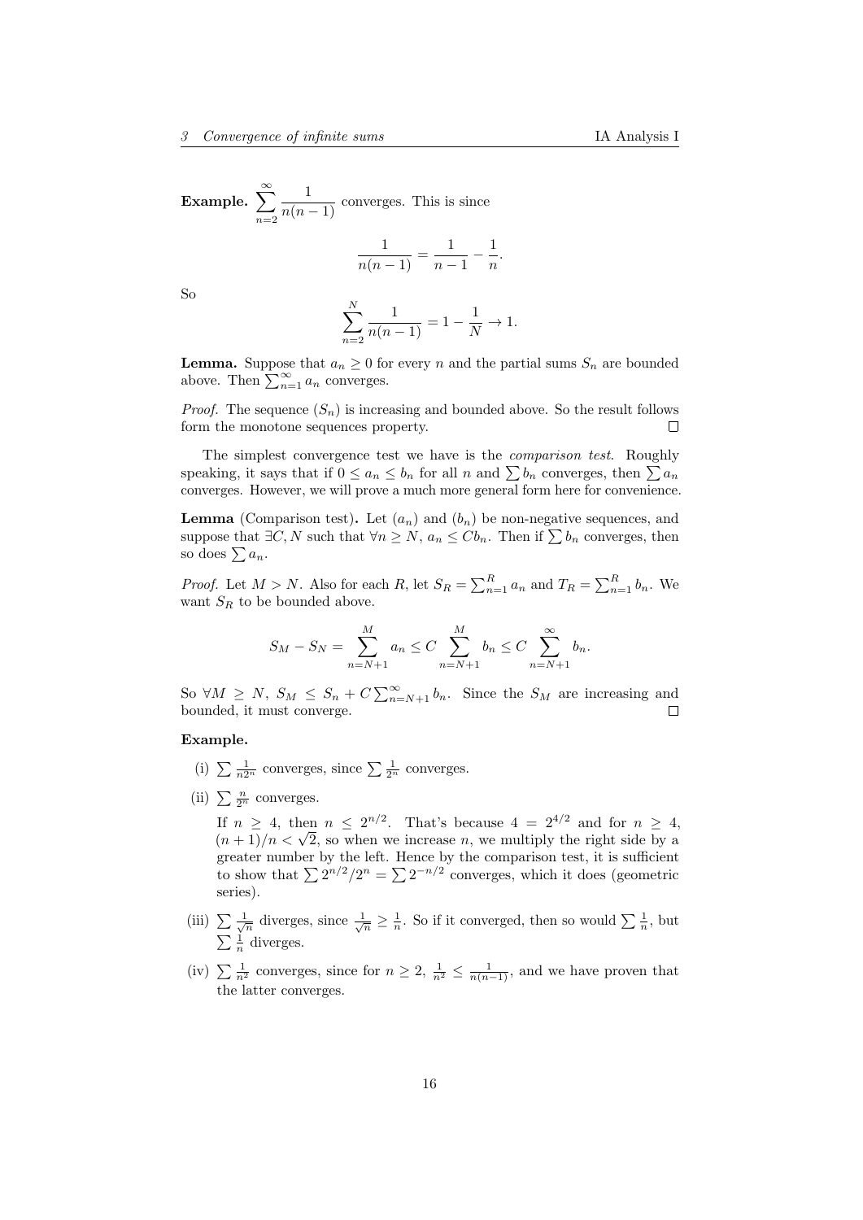**Example.** $\displaystyle\sum_{n=2}^{\infty} \frac{1}{n(n-1)}$ converges. This is since

$$\frac{1}{n(n-1)} = \frac{1}{n-1} - \frac{1}{n}.$$

So

$$\sum_{n=2}^{N} \frac{1}{n(n-1)} = 1 - \frac{1}{N} \to 1.$$

**Lemma.** Suppose that $a_n \geq 0$ for every $n$ and the partial sums $S_n$ are bounded above. Then $\sum_{n=1}^{\infty} a_n$ converges.

*Proof.* The sequence $(S_n)$ is increasing and bounded above. So the result follows form the monotone sequences property. □

The simplest convergence test we have is the *comparison test*. Roughly speaking, it says that if $0 \leq a_n \leq b_n$ for all $n$ and $\sum b_n$ converges, then $\sum a_n$ converges. However, we will prove a much more general form here for convenience.

**Lemma** (Comparison test)**.** Let $(a_n)$ and $(b_n)$ be non-negative sequences, and suppose that $\exists C, N$ such that $\forall n \geq N$, $a_n \leq C b_n$. Then if $\sum b_n$ converges, then so does $\sum a_n$.

*Proof.* Let $M > N$. Also for each $R$, let $S_R = \sum_{n=1}^{R} a_n$ and $T_R = \sum_{n=1}^{R} b_n$. We want $S_R$ to be bounded above.

$$S_M - S_N = \sum_{n=N+1}^{M} a_n \leq C \sum_{n=N+1}^{M} b_n \leq C \sum_{n=N+1}^{\infty} b_n.$$

So $\forall M \geq N$, $S_M \leq S_n + C\sum_{n=N+1}^{\infty} b_n$. Since the $S_M$ are increasing and bounded, it must converge. □

**Example.**

(i) $\sum \frac{1}{n2^n}$ converges, since $\sum \frac{1}{2^n}$ converges.

(ii) $\sum \frac{n}{2^n}$ converges.

If $n \geq 4$, then $n \leq 2^{n/2}$. That's because $4 = 2^{4/2}$ and for $n \geq 4$, $(n+1)/n < \sqrt{2}$, so when we increase $n$, we multiply the right side by a greater number by the left. Hence by the comparison test, it is sufficient to show that $\sum 2^{n/2}/2^n = \sum 2^{-n/2}$ converges, which it does (geometric series).

(iii) $\sum \frac{1}{\sqrt{n}}$ diverges, since $\frac{1}{\sqrt{n}} \geq \frac{1}{n}$. So if it converged, then so would $\sum \frac{1}{n}$, but $\sum \frac{1}{n}$ diverges.

(iv) $\sum \frac{1}{n^2}$ converges, since for $n \geq 2$, $\frac{1}{n^2} \leq \frac{1}{n(n-1)}$, and we have proven that the latter converges.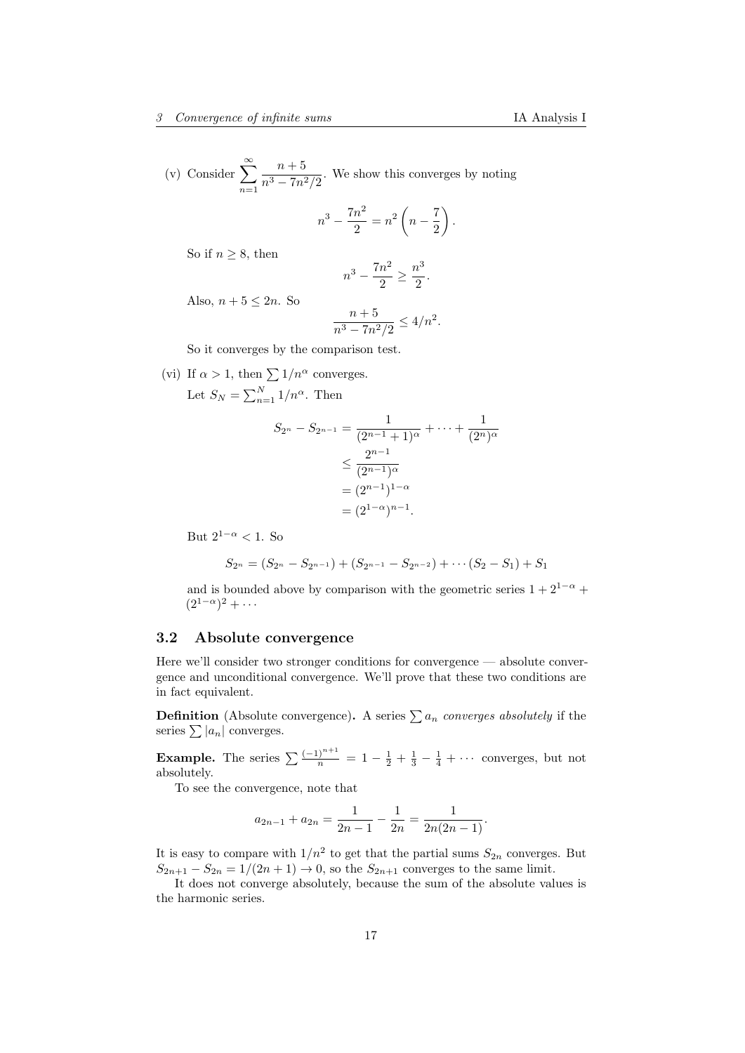(v) Consider $\sum_{n=1}^{\infty} \frac{n+5}{n^3 - 7n^2/2}$. We show this converges by noting

$$n^3 - \frac{7n^2}{2} = n^2\left(n - \frac{7}{2}\right).$$

So if $n \geq 8$, then

$$n^3 - \frac{7n^2}{2} \geq \frac{n^3}{2}.$$

Also, $n + 5 \leq 2n$. So

$$\frac{n+5}{n^3 - 7n^2/2} \leq 4/n^2.$$

So it converges by the comparison test.

(vi) If $\alpha > 1$, then $\sum 1/n^\alpha$ converges.

Let $S_N = \sum_{n=1}^{N} 1/n^\alpha$. Then

$$\begin{aligned}
S_{2^n} - S_{2^{n-1}} &= \frac{1}{(2^{n-1}+1)^\alpha} + \cdots + \frac{1}{(2^n)^\alpha} \\
&\leq \frac{2^{n-1}}{(2^{n-1})^\alpha} \\
&= (2^{n-1})^{1-\alpha} \\
&= (2^{1-\alpha})^{n-1}.
\end{aligned}$$

But $2^{1-\alpha} < 1$. So

$$S_{2^n} = (S_{2^n} - S_{2^{n-1}}) + (S_{2^{n-1}} - S_{2^{n-2}}) + \cdots (S_2 - S_1) + S_1$$

and is bounded above by comparison with the geometric series $1 + 2^{1-\alpha} + (2^{1-\alpha})^2 + \cdots$

## 3.2 Absolute convergence

Here we'll consider two stronger conditions for convergence — absolute convergence and unconditional convergence. We'll prove that these two conditions are in fact equivalent.

**Definition** (Absolute convergence). A series $\sum a_n$ *converges absolutely* if the series $\sum |a_n|$ converges.

**Example.** The series $\sum \frac{(-1)^{n+1}}{n} = 1 - \frac{1}{2} + \frac{1}{3} - \frac{1}{4} + \cdots$ converges, but not absolutely.

To see the convergence, note that

$$a_{2n-1} + a_{2n} = \frac{1}{2n-1} - \frac{1}{2n} = \frac{1}{2n(2n-1)}.$$

It is easy to compare with $1/n^2$ to get that the partial sums $S_{2n}$ converges. But $S_{2n+1} - S_{2n} = 1/(2n+1) \to 0$, so the $S_{2n+1}$ converges to the same limit.

It does not converge absolutely, because the sum of the absolute values is the harmonic series.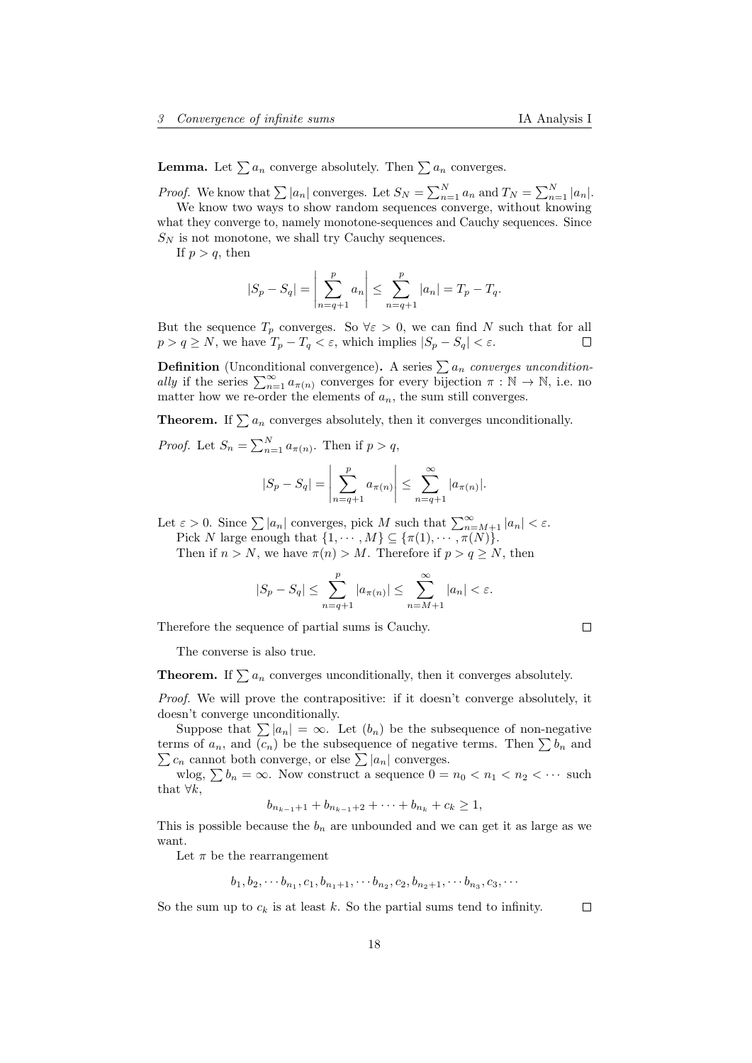**Lemma.** Let $\sum a_n$ converge absolutely. Then $\sum a_n$ converges.

*Proof.* We know that $\sum |a_n|$ converges. Let $S_N = \sum_{n=1}^{N} a_n$ and $T_N = \sum_{n=1}^{N} |a_n|$.

We know two ways to show random sequences converge, without knowing what they converge to, namely monotone-sequences and Cauchy sequences. Since $S_N$ is not monotone, we shall try Cauchy sequences.

If $p > q$, then

$$|S_p - S_q| = \left|\sum_{n=q+1}^{p} a_n\right| \leq \sum_{n=q+1}^{p} |a_n| = T_p - T_q.$$

But the sequence $T_p$ converges. So $\forall \varepsilon > 0$, we can find $N$ such that for all $p > q \geq N$, we have $T_p - T_q < \varepsilon$, which implies $|S_p - S_q| < \varepsilon$. □

**Definition** (Unconditional convergence)**.** A series $\sum a_n$ *converges unconditionally* if the series $\sum_{n=1}^{\infty} a_{\pi(n)}$ converges for every bijection $\pi : \mathbb{N} \to \mathbb{N}$, i.e. no matter how we re-order the elements of $a_n$, the sum still converges.

**Theorem.** If $\sum a_n$ converges absolutely, then it converges unconditionally.

*Proof.* Let $S_n = \sum_{n=1}^{N} a_{\pi(n)}$. Then if $p > q$,

$$|S_p - S_q| = \left|\sum_{n=q+1}^{p} a_{\pi(n)}\right| \leq \sum_{n=q+1}^{\infty} |a_{\pi(n)}|.$$

Let $\varepsilon > 0$. Since $\sum |a_n|$ converges, pick $M$ such that $\sum_{n=M+1}^{\infty} |a_n| < \varepsilon$.

Pick $N$ large enough that $\{1, \cdots, M\} \subseteq \{\pi(1), \cdots, \pi(N)\}$.

Then if $n > N$, we have $\pi(n) > M$. Therefore if $p > q \geq N$, then

$$|S_p - S_q| \leq \sum_{n=q+1}^{p} |a_{\pi(n)}| \leq \sum_{n=M+1}^{\infty} |a_n| < \varepsilon.$$

Therefore the sequence of partial sums is Cauchy. □

The converse is also true.

**Theorem.** If $\sum a_n$ converges unconditionally, then it converges absolutely.

*Proof.* We will prove the contrapositive: if it doesn't converge absolutely, it doesn't converge unconditionally.

Suppose that $\sum |a_n| = \infty$. Let $(b_n)$ be the subsequence of non-negative terms of $a_n$, and $(c_n)$ be the subsequence of negative terms. Then $\sum b_n$ and $\sum c_n$ cannot both converge, or else $\sum |a_n|$ converges.

wlog, $\sum b_n = \infty$. Now construct a sequence $0 = n_0 < n_1 < n_2 < \cdots$ such that $\forall k$,

$$b_{n_{k-1}+1} + b_{n_{k-1}+2} + \cdots + b_{n_k} + c_k \geq 1,$$

This is possible because the $b_n$ are unbounded and we can get it as large as we want.

Let $\pi$ be the rearrangement

$$b_1, b_2, \cdots b_{n_1}, c_1, b_{n_1+1}, \cdots b_{n_2}, c_2, b_{n_2+1}, \cdots b_{n_3}, c_3, \cdots$$

So the sum up to $c_k$ is at least $k$. So the partial sums tend to infinity. □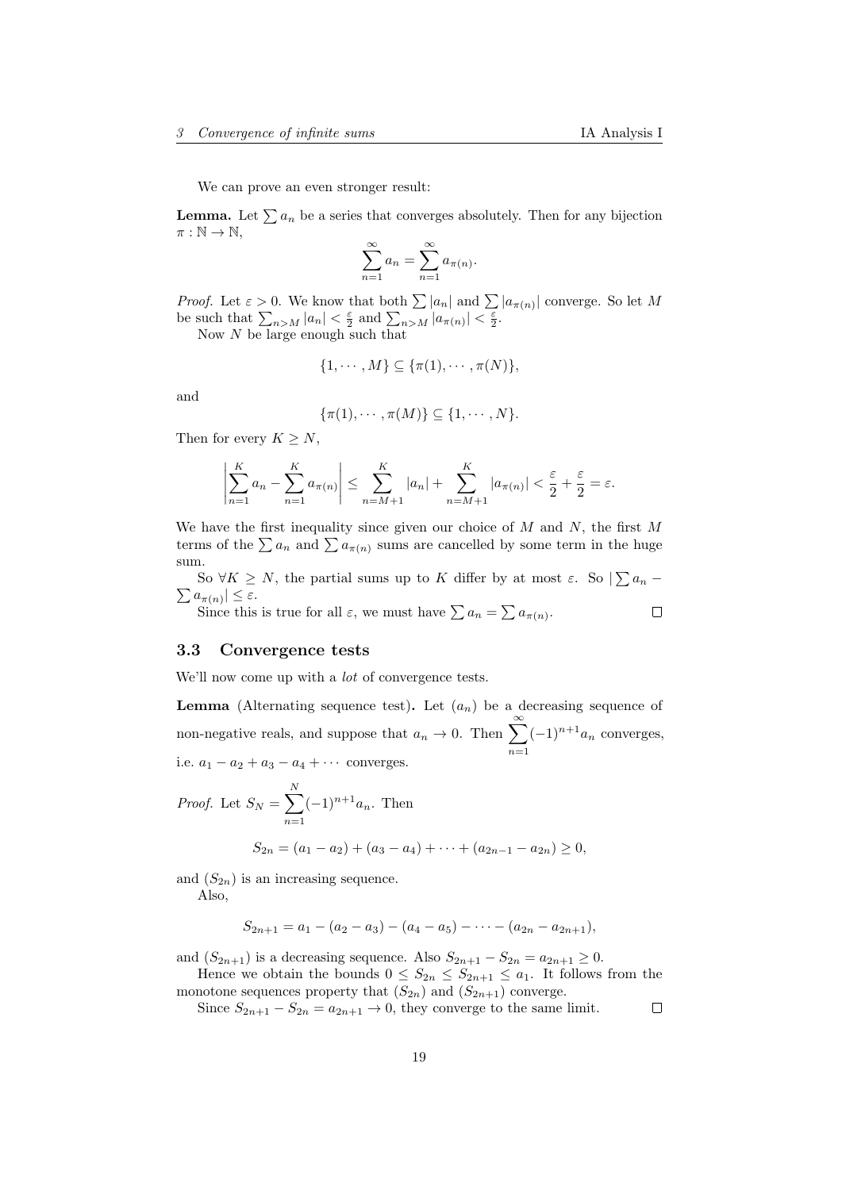We can prove an even stronger result:

**Lemma.** Let $\sum a_n$ be a series that converges absolutely. Then for any bijection $\pi : \mathbb{N} \to \mathbb{N}$,

$$\sum_{n=1}^{\infty} a_n = \sum_{n=1}^{\infty} a_{\pi(n)}.$$

*Proof.* Let $\varepsilon > 0$. We know that both $\sum |a_n|$ and $\sum |a_{\pi(n)}|$ converge. So let $M$ be such that $\sum_{n>M} |a_n| < \frac{\varepsilon}{2}$ and $\sum_{n>M} |a_{\pi(n)}| < \frac{\varepsilon}{2}$.

Now $N$ be large enough such that

$$\{1, \cdots, M\} \subseteq \{\pi(1), \cdots, \pi(N)\},$$

and

$$\{\pi(1), \cdots, \pi(M)\} \subseteq \{1, \cdots, N\}.$$

Then for every $K \geq N$,

$$\left| \sum_{n=1}^{K} a_n - \sum_{n=1}^{K} a_{\pi(n)} \right| \leq \sum_{n=M+1}^{K} |a_n| + \sum_{n=M+1}^{K} |a_{\pi(n)}| < \frac{\varepsilon}{2} + \frac{\varepsilon}{2} = \varepsilon.$$

We have the first inequality since given our choice of $M$ and $N$, the first $M$ terms of the $\sum a_n$ and $\sum a_{\pi(n)}$ sums are cancelled by some term in the huge sum.

So $\forall K \geq N$, the partial sums up to $K$ differ by at most $\varepsilon$. So $|\sum a_n - \sum a_{\pi(n)}| \leq \varepsilon$.

Since this is true for all $\varepsilon$, we must have $\sum a_n = \sum a_{\pi(n)}$. $\square$

### 3.3 Convergence tests

We'll now come up with a *lot* of convergence tests.

**Lemma** (Alternating sequence test)**.** Let $(a_n)$ be a decreasing sequence of non-negative reals, and suppose that $a_n \to 0$. Then $\displaystyle\sum_{n=1}^{\infty} (-1)^{n+1} a_n$ converges, i.e. $a_1 - a_2 + a_3 - a_4 + \cdots$ converges.

*Proof.* Let $S_N = \displaystyle\sum_{n=1}^{N} (-1)^{n+1} a_n$. Then

$$S_{2n} = (a_1 - a_2) + (a_3 - a_4) + \cdots + (a_{2n-1} - a_{2n}) \geq 0,$$

and $(S_{2n})$ is an increasing sequence.

Also,

$$S_{2n+1} = a_1 - (a_2 - a_3) - (a_4 - a_5) - \cdots - (a_{2n} - a_{2n+1}),$$

and $(S_{2n+1})$ is a decreasing sequence. Also $S_{2n+1} - S_{2n} = a_{2n+1} \geq 0$.

Hence we obtain the bounds $0 \leq S_{2n} \leq S_{2n+1} \leq a_1$. It follows from the monotone sequences property that $(S_{2n})$ and $(S_{2n+1})$ converge.

Since $S_{2n+1} - S_{2n} = a_{2n+1} \to 0$, they converge to the same limit. $\square$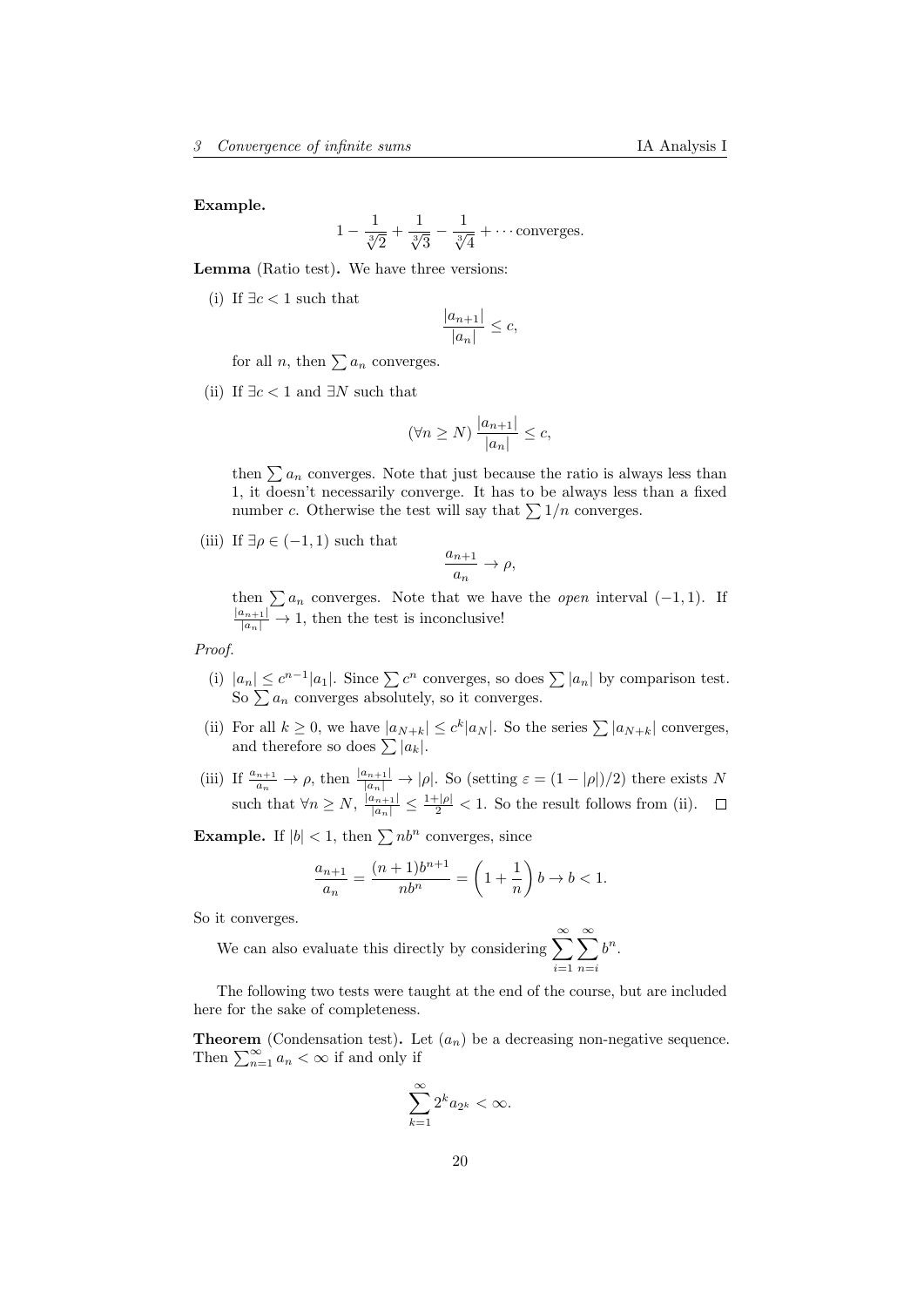**Example.**

$$1 - \frac{1}{\sqrt[3]{2}} + \frac{1}{\sqrt[3]{3}} - \frac{1}{\sqrt[3]{4}} + \cdots \text{converges.}$$

**Lemma** (Ratio test)**.** We have three versions:

(i) If $\exists c < 1$ such that

$$\frac{|a_{n+1}|}{|a_n|} \leq c,$$

for all $n$, then $\sum a_n$ converges.

(ii) If $\exists c < 1$ and $\exists N$ such that

$$(\forall n \geq N)\ \frac{|a_{n+1}|}{|a_n|} \leq c,$$

then $\sum a_n$ converges. Note that just because the ratio is always less than 1, it doesn't necessarily converge. It has to be always less than a fixed number $c$. Otherwise the test will say that $\sum 1/n$ converges.

(iii) If $\exists \rho \in (-1, 1)$ such that

$$\frac{a_{n+1}}{a_n} \to \rho,$$

then $\sum a_n$ converges. Note that we have the *open* interval $(-1, 1)$. If $\frac{|a_{n+1}|}{|a_n|} \to 1$, then the test is inconclusive!

*Proof.*

(i) $|a_n| \leq c^{n-1}|a_1|$. Since $\sum c^n$ converges, so does $\sum |a_n|$ by comparison test. So $\sum a_n$ converges absolutely, so it converges.

(ii) For all $k \geq 0$, we have $|a_{N+k}| \leq c^k|a_N|$. So the series $\sum |a_{N+k}|$ converges, and therefore so does $\sum |a_k|$.

(iii) If $\frac{a_{n+1}}{a_n} \to \rho$, then $\frac{|a_{n+1}|}{|a_n|} \to |\rho|$. So (setting $\varepsilon = (1 - |\rho|)/2$) there exists $N$ such that $\forall n \geq N$, $\frac{|a_{n+1}|}{|a_n|} \leq \frac{1+|\rho|}{2} < 1$. So the result follows from (ii). $\square$

**Example.** If $|b| < 1$, then $\sum nb^n$ converges, since

$$\frac{a_{n+1}}{a_n} = \frac{(n+1)b^{n+1}}{nb^n} = \left(1 + \frac{1}{n}\right)b \to b < 1.$$

So it converges.

We can also evaluate this directly by considering $\displaystyle\sum_{i=1}^{\infty}\sum_{n=i}^{\infty} b^n$.

The following two tests were taught at the end of the course, but are included here for the sake of completeness.

**Theorem** (Condensation test)**.** Let $(a_n)$ be a decreasing non-negative sequence. Then $\sum_{n=1}^{\infty} a_n < \infty$ if and only if

$$\sum_{k=1}^{\infty} 2^k a_{2^k} < \infty.$$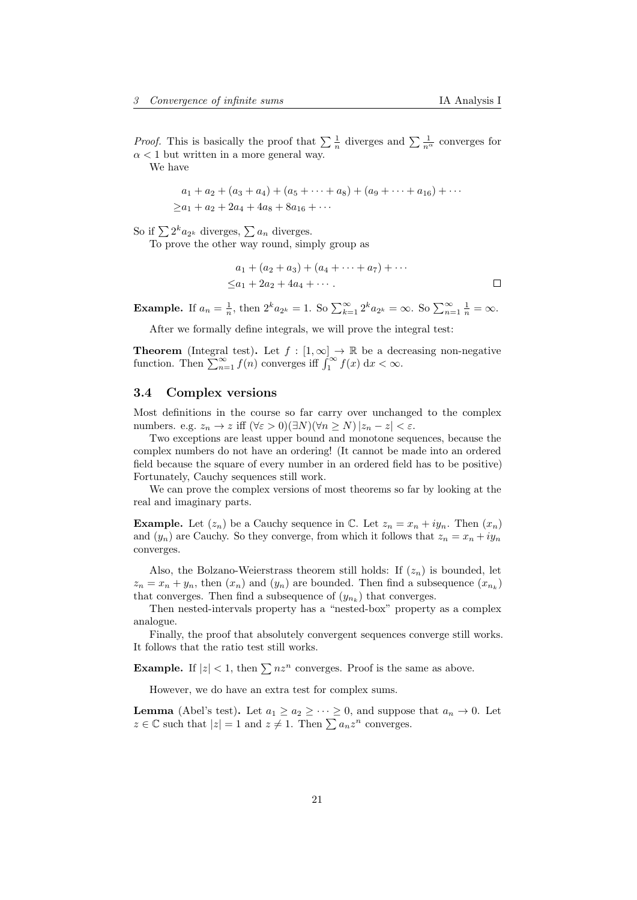*Proof.* This is basically the proof that $\sum \frac{1}{n}$ diverges and $\sum \frac{1}{n^\alpha}$ converges for $\alpha < 1$ but written in a more general way.

We have

$$\begin{aligned}
&a_1 + a_2 + (a_3 + a_4) + (a_5 + \cdots + a_8) + (a_9 + \cdots + a_{16}) + \cdots \\
\geq &a_1 + a_2 + 2a_4 + 4a_8 + 8a_{16} + \cdots
\end{aligned}$$

So if $\sum 2^k a_{2^k}$ diverges, $\sum a_n$ diverges.

To prove the other way round, simply group as

$$\begin{aligned}
&a_1 + (a_2 + a_3) + (a_4 + \cdots + a_7) + \cdots \\
\leq &a_1 + 2a_2 + 4a_4 + \cdots .
\end{aligned}$$

□

**Example.** If $a_n = \frac{1}{n}$, then $2^k a_{2^k} = 1$. So $\sum_{k=1}^\infty 2^k a_{2^k} = \infty$. So $\sum_{n=1}^\infty \frac{1}{n} = \infty$.

After we formally define integrals, we will prove the integral test:

**Theorem** (Integral test)**.** Let $f : [1, \infty] \to \mathbb{R}$ be a decreasing non-negative function. Then $\sum_{n=1}^\infty f(n)$ converges iff $\int_1^\infty f(x)\, \mathrm{d}x < \infty$.

## 3.4 Complex versions

Most definitions in the course so far carry over unchanged to the complex numbers. e.g. $z_n \to z$ iff $(\forall \varepsilon > 0)(\exists N)(\forall n \geq N)\, |z_n - z| < \varepsilon$.

Two exceptions are least upper bound and monotone sequences, because the complex numbers do not have an ordering! (It cannot be made into an ordered field because the square of every number in an ordered field has to be positive) Fortunately, Cauchy sequences still work.

We can prove the complex versions of most theorems so far by looking at the real and imaginary parts.

**Example.** Let $(z_n)$ be a Cauchy sequence in $\mathbb{C}$. Let $z_n = x_n + iy_n$. Then $(x_n)$ and $(y_n)$ are Cauchy. So they converge, from which it follows that $z_n = x_n + iy_n$ converges.

Also, the Bolzano-Weierstrass theorem still holds: If $(z_n)$ is bounded, let $z_n = x_n + y_n$, then $(x_n)$ and $(y_n)$ are bounded. Then find a subsequence $(x_{n_k})$ that converges. Then find a subsequence of $(y_{n_k})$ that converges.

Then nested-intervals property has a "nested-box" property as a complex analogue.

Finally, the proof that absolutely convergent sequences converge still works. It follows that the ratio test still works.

**Example.** If $|z| < 1$, then $\sum nz^n$ converges. Proof is the same as above.

However, we do have an extra test for complex sums.

**Lemma** (Abel's test)**.** Let $a_1 \geq a_2 \geq \cdots \geq 0$, and suppose that $a_n \to 0$. Let $z \in \mathbb{C}$ such that $|z| = 1$ and $z \neq 1$. Then $\sum a_n z^n$ converges.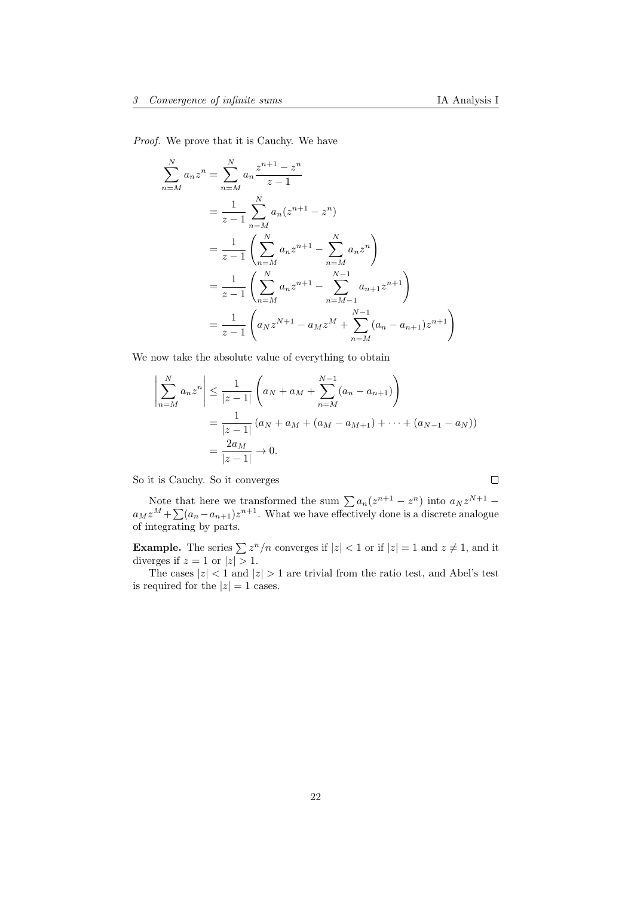*Proof.* We prove that it is Cauchy. We have

$$
\begin{aligned}
\sum_{n=M}^{N} a_n z^n &= \sum_{n=M}^{N} a_n \frac{z^{n+1} - z^n}{z - 1} \\
&= \frac{1}{z-1} \sum_{n=M}^{N} a_n (z^{n+1} - z^n) \\
&= \frac{1}{z-1} \left( \sum_{n=M}^{N} a_n z^{n+1} - \sum_{n=M}^{N} a_n z^n \right) \\
&= \frac{1}{z-1} \left( \sum_{n=M}^{N} a_n z^{n+1} - \sum_{n=M-1}^{N-1} a_{n+1} z^{n+1} \right) \\
&= \frac{1}{z-1} \left( a_N z^{N+1} - a_M z^M + \sum_{n=M}^{N-1} (a_n - a_{n+1}) z^{n+1} \right)
\end{aligned}
$$

We now take the absolute value of everything to obtain

$$
\begin{aligned}
\left| \sum_{n=M}^{N} a_n z^n \right| &\leq \frac{1}{|z-1|} \left( a_N + a_M + \sum_{n=M}^{N-1} (a_n - a_{n+1}) \right) \\
&= \frac{1}{|z-1|} \left( a_N + a_M + (a_M - a_{M+1}) + \cdots + (a_{N-1} - a_N) \right) \\
&= \frac{2a_M}{|z-1|} \to 0.
\end{aligned}
$$

So it is Cauchy. So it converges ∎

Note that here we transformed the sum $\sum a_n(z^{n+1} - z^n)$ into $a_N z^{N+1} - a_M z^M + \sum (a_n - a_{n+1}) z^{n+1}$. What we have effectively done is a discrete analogue of integrating by parts.

**Example.** The series $\sum z^n/n$ converges if $|z| < 1$ or if $|z| = 1$ and $z \neq 1$, and it diverges if $z = 1$ or $|z| > 1$.

The cases $|z| < 1$ and $|z| > 1$ are trivial from the ratio test, and Abel's test is required for the $|z| = 1$ cases.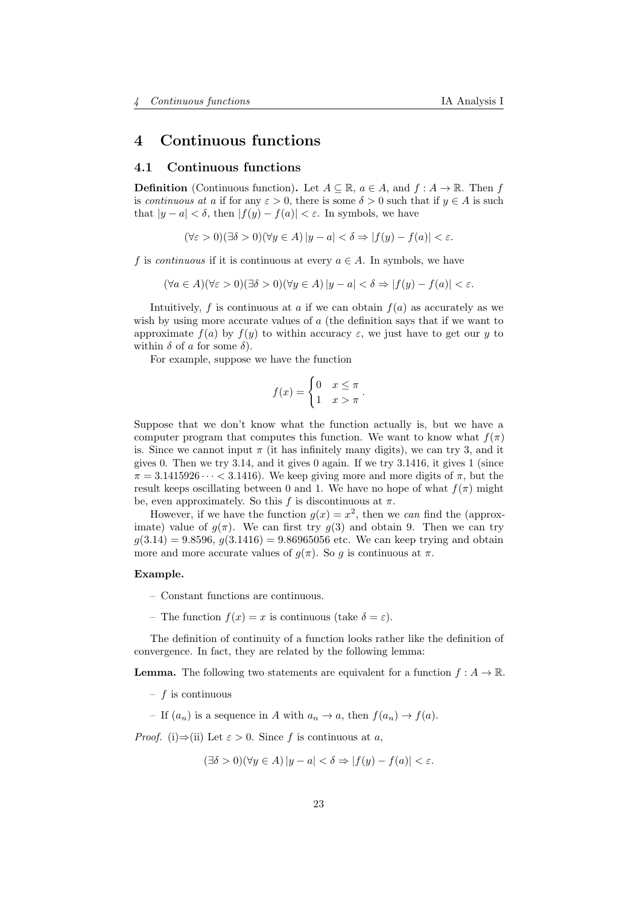# 4 Continuous functions

## 4.1 Continuous functions

**Definition** (Continuous function)**.** Let $A \subseteq \mathbb{R}$, $a \in A$, and $f : A \to \mathbb{R}$. Then $f$ is *continuous at* $a$ if for any $\varepsilon > 0$, there is some $\delta > 0$ such that if $y \in A$ is such that $|y - a| < \delta$, then $|f(y) - f(a)| < \varepsilon$. In symbols, we have

$$(\forall \varepsilon > 0)(\exists \delta > 0)(\forall y \in A)\, |y - a| < \delta \Rightarrow |f(y) - f(a)| < \varepsilon.$$

$f$ is *continuous* if it is continuous at every $a \in A$. In symbols, we have

$$(\forall a \in A)(\forall \varepsilon > 0)(\exists \delta > 0)(\forall y \in A)\, |y - a| < \delta \Rightarrow |f(y) - f(a)| < \varepsilon.$$

Intuitively, $f$ is continuous at $a$ if we can obtain $f(a)$ as accurately as we wish by using more accurate values of $a$ (the definition says that if we want to approximate $f(a)$ by $f(y)$ to within accuracy $\varepsilon$, we just have to get our $y$ to within $\delta$ of $a$ for some $\delta$).

For example, suppose we have the function

$$f(x) = \begin{cases} 0 & x \leq \pi \\ 1 & x > \pi \end{cases}.$$

Suppose that we don't know what the function actually is, but we have a computer program that computes this function. We want to know what $f(\pi)$ is. Since we cannot input $\pi$ (it has infinitely many digits), we can try 3, and it gives 0. Then we try 3.14, and it gives 0 again. If we try 3.1416, it gives 1 (since $\pi = 3.1415926 \cdots < 3.1416$). We keep giving more and more digits of $\pi$, but the result keeps oscillating between 0 and 1. We have no hope of what $f(\pi)$ might be, even approximately. So this $f$ is discontinuous at $\pi$.

However, if we have the function $g(x) = x^2$, then we *can* find the (approximate) value of $g(\pi)$. We can first try $g(3)$ and obtain 9. Then we can try $g(3.14) = 9.8596$, $g(3.1416) = 9.86965056$ etc. We can keep trying and obtain more and more accurate values of $g(\pi)$. So $g$ is continuous at $\pi$.

**Example.**

- Constant functions are continuous.
- The function $f(x) = x$ is continuous (take $\delta = \varepsilon$).

The definition of continuity of a function looks rather like the definition of convergence. In fact, they are related by the following lemma:

**Lemma.** The following two statements are equivalent for a function $f : A \to \mathbb{R}$.

- $f$ is continuous
- If $(a_n)$ is a sequence in $A$ with $a_n \to a$, then $f(a_n) \to f(a)$.

*Proof.* (i)$\Rightarrow$(ii) Let $\varepsilon > 0$. Since $f$ is continuous at $a$,

$$(\exists \delta > 0)(\forall y \in A)\, |y - a| < \delta \Rightarrow |f(y) - f(a)| < \varepsilon.$$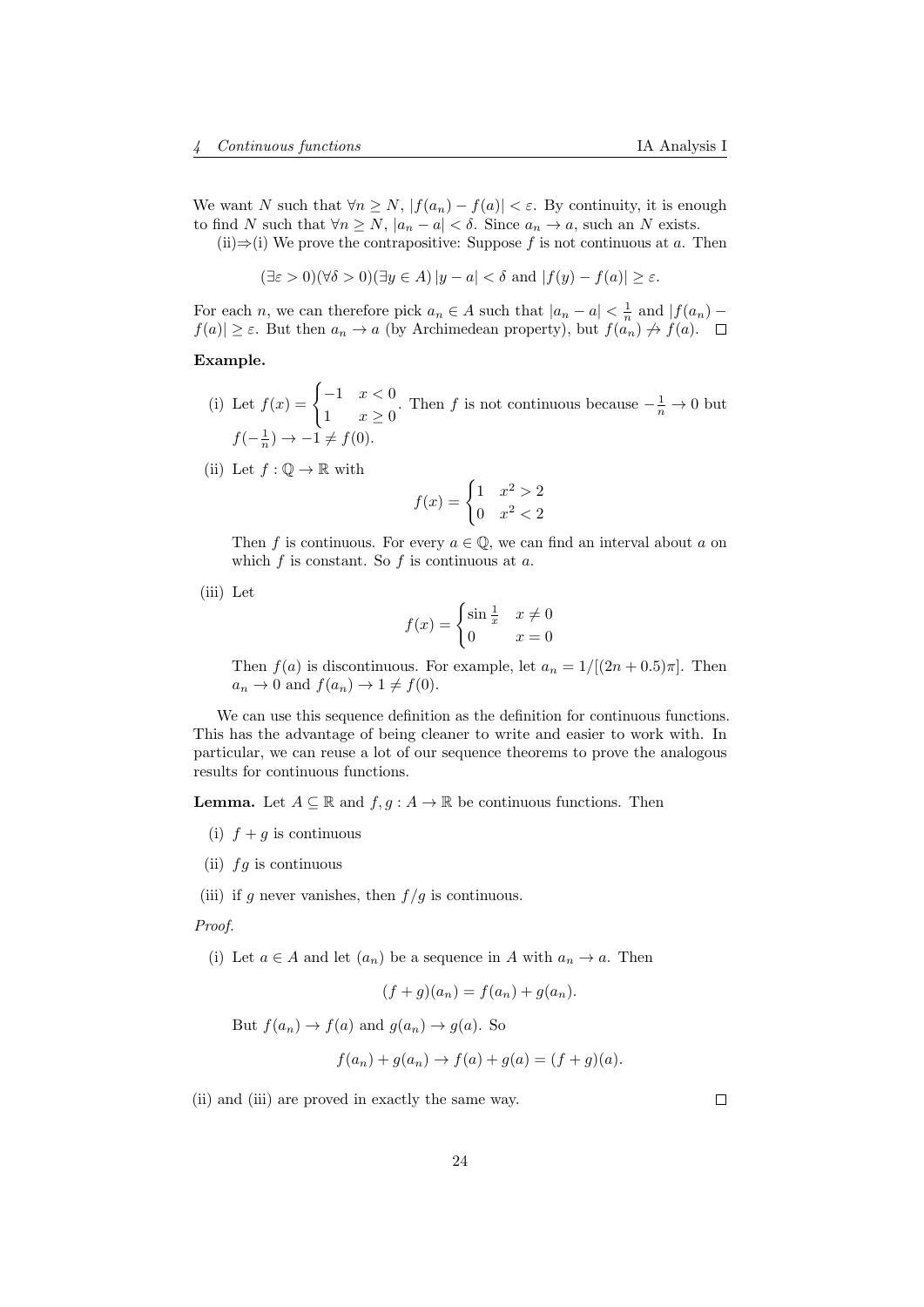We want $N$ such that $\forall n \geq N$, $|f(a_n) - f(a)| < \varepsilon$. By continuity, it is enough to find $N$ such that $\forall n \geq N$, $|a_n - a| < \delta$. Since $a_n \to a$, such an $N$ exists.

(ii)$\Rightarrow$(i) We prove the contrapositive: Suppose $f$ is not continuous at $a$. Then

$$(\exists \varepsilon > 0)(\forall \delta > 0)(\exists y \in A)\, |y - a| < \delta \text{ and } |f(y) - f(a)| \geq \varepsilon.$$

For each $n$, we can therefore pick $a_n \in A$ such that $|a_n - a| < \frac{1}{n}$ and $|f(a_n) - f(a)| \geq \varepsilon$. But then $a_n \to a$ (by Archimedean property), but $f(a_n) \not\to f(a)$. $\square$

**Example.**

(i) Let $f(x) = \begin{cases} -1 & x < 0 \\ 1 & x \geq 0 \end{cases}$. Then $f$ is not continuous because $-\frac{1}{n} \to 0$ but $f(-\frac{1}{n}) \to -1 \neq f(0)$.

(ii) Let $f : \mathbb{Q} \to \mathbb{R}$ with

$$f(x) = \begin{cases} 1 & x^2 > 2 \\ 0 & x^2 < 2 \end{cases}$$

Then $f$ is continuous. For every $a \in \mathbb{Q}$, we can find an interval about $a$ on which $f$ is constant. So $f$ is continuous at $a$.

(iii) Let

$$f(x) = \begin{cases} \sin \frac{1}{x} & x \neq 0 \\ 0 & x = 0 \end{cases}$$

Then $f(a)$ is discontinuous. For example, let $a_n = 1/[(2n + 0.5)\pi]$. Then $a_n \to 0$ and $f(a_n) \to 1 \neq f(0)$.

We can use this sequence definition as the definition for continuous functions. This has the advantage of being cleaner to write and easier to work with. In particular, we can reuse a lot of our sequence theorems to prove the analogous results for continuous functions.

**Lemma.** Let $A \subseteq \mathbb{R}$ and $f, g : A \to \mathbb{R}$ be continuous functions. Then

(i) $f + g$ is continuous

(ii) $fg$ is continuous

(iii) if $g$ never vanishes, then $f/g$ is continuous.

*Proof.*

(i) Let $a \in A$ and let $(a_n)$ be a sequence in $A$ with $a_n \to a$. Then

$$(f + g)(a_n) = f(a_n) + g(a_n).$$

But $f(a_n) \to f(a)$ and $g(a_n) \to g(a)$. So

$$f(a_n) + g(a_n) \to f(a) + g(a) = (f + g)(a).$$

(ii) and (iii) are proved in exactly the same way. $\square$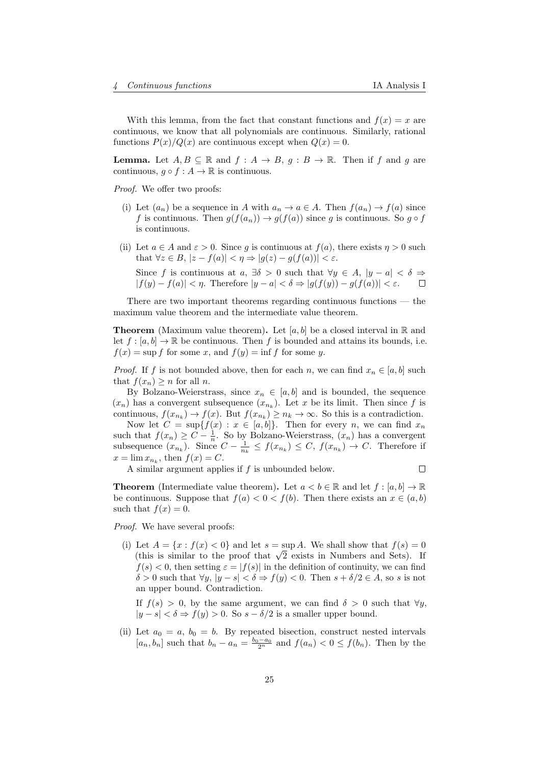With this lemma, from the fact that constant functions and $f(x) = x$ are continuous, we know that all polynomials are continuous. Similarly, rational functions $P(x)/Q(x)$ are continuous except when $Q(x) = 0$.

**Lemma.** Let $A, B \subseteq \mathbb{R}$ and $f : A \to B$, $g : B \to \mathbb{R}$. Then if $f$ and $g$ are continuous, $g \circ f : A \to \mathbb{R}$ is continuous.

*Proof.* We offer two proofs:

(i) Let $(a_n)$ be a sequence in $A$ with $a_n \to a \in A$. Then $f(a_n) \to f(a)$ since $f$ is continuous. Then $g(f(a_n)) \to g(f(a))$ since $g$ is continuous. So $g \circ f$ is continuous.

(ii) Let $a \in A$ and $\varepsilon > 0$. Since $g$ is continuous at $f(a)$, there exists $\eta > 0$ such that $\forall z \in B$, $|z - f(a)| < \eta \Rightarrow |g(z) - g(f(a))| < \varepsilon$.

Since $f$ is continuous at $a$, $\exists \delta > 0$ such that $\forall y \in A$, $|y - a| < \delta \Rightarrow |f(y) - f(a)| < \eta$. Therefore $|y - a| < \delta \Rightarrow |g(f(y)) - g(f(a))| < \varepsilon$. □

There are two important theorems regarding continuous functions — the maximum value theorem and the intermediate value theorem.

**Theorem** (Maximum value theorem)**.** Let $[a, b]$ be a closed interval in $\mathbb{R}$ and let $f : [a, b] \to \mathbb{R}$ be continuous. Then $f$ is bounded and attains its bounds, i.e. $f(x) = \sup f$ for some $x$, and $f(y) = \inf f$ for some $y$.

*Proof.* If $f$ is not bounded above, then for each $n$, we can find $x_n \in [a, b]$ such that $f(x_n) \geq n$ for all $n$.

By Bolzano-Weierstrass, since $x_n \in [a, b]$ and is bounded, the sequence $(x_n)$ has a convergent subsequence $(x_{n_k})$. Let $x$ be its limit. Then since $f$ is continuous, $f(x_{n_k}) \to f(x)$. But $f(x_{n_k}) \geq n_k \to \infty$. So this is a contradiction.

Now let $C = \sup\{f(x) : x \in [a, b]\}$. Then for every $n$, we can find $x_n$ such that $f(x_n) \geq C - \frac{1}{n}$. So by Bolzano-Weierstrass, $(x_n)$ has a convergent subsequence $(x_{n_k})$. Since $C - \frac{1}{n_k} \leq f(x_{n_k}) \leq C$, $f(x_{n_k}) \to C$. Therefore if $x = \lim x_{n_k}$, then $f(x) = C$.

A similar argument applies if $f$ is unbounded below. □

**Theorem** (Intermediate value theorem)**.** Let $a < b \in \mathbb{R}$ and let $f : [a, b] \to \mathbb{R}$ be continuous. Suppose that $f(a) < 0 < f(b)$. Then there exists an $x \in (a, b)$ such that $f(x) = 0$.

*Proof.* We have several proofs:

(i) Let $A = \{x : f(x) < 0\}$ and let $s = \sup A$. We shall show that $f(s) = 0$ (this is similar to the proof that $\sqrt{2}$ exists in Numbers and Sets). If $f(s) < 0$, then setting $\varepsilon = |f(s)|$ in the definition of continuity, we can find $\delta > 0$ such that $\forall y$, $|y - s| < \delta \Rightarrow f(y) < 0$. Then $s + \delta/2 \in A$, so $s$ is not an upper bound. Contradiction.

If $f(s) > 0$, by the same argument, we can find $\delta > 0$ such that $\forall y$, $|y - s| < \delta \Rightarrow f(y) > 0$. So $s - \delta/2$ is a smaller upper bound.

(ii) Let $a_0 = a$, $b_0 = b$. By repeated bisection, construct nested intervals $[a_n, b_n]$ such that $b_n - a_n = \frac{b_0 - a_0}{2^n}$ and $f(a_n) < 0 \leq f(b_n)$. Then by the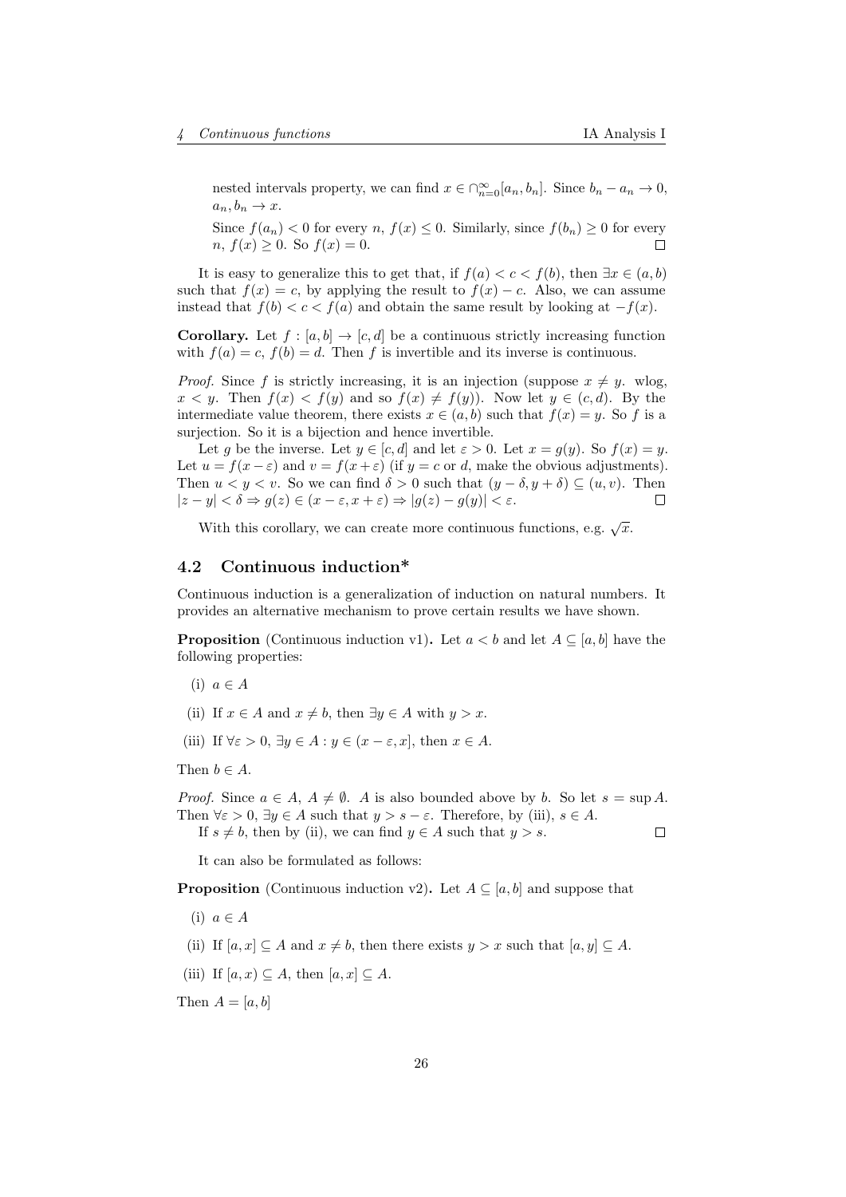nested intervals property, we can find $x \in \cap_{n=0}^{\infty}[a_n, b_n]$. Since $b_n - a_n \to 0$, $a_n, b_n \to x$.

Since $f(a_n) < 0$ for every $n$, $f(x) \leq 0$. Similarly, since $f(b_n) \geq 0$ for every $n$, $f(x) \geq 0$. So $f(x) = 0$. □

It is easy to generalize this to get that, if $f(a) < c < f(b)$, then $\exists x \in (a, b)$ such that $f(x) = c$, by applying the result to $f(x) - c$. Also, we can assume instead that $f(b) < c < f(a)$ and obtain the same result by looking at $-f(x)$.

**Corollary.** Let $f : [a, b] \to [c, d]$ be a continuous strictly increasing function with $f(a) = c$, $f(b) = d$. Then $f$ is invertible and its inverse is continuous.

*Proof.* Since $f$ is strictly increasing, it is an injection (suppose $x \neq y$. wlog, $x < y$. Then $f(x) < f(y)$ and so $f(x) \neq f(y)$). Now let $y \in (c, d)$. By the intermediate value theorem, there exists $x \in (a, b)$ such that $f(x) = y$. So $f$ is a surjection. So it is a bijection and hence invertible.

Let $g$ be the inverse. Let $y \in [c, d]$ and let $\varepsilon > 0$. Let $x = g(y)$. So $f(x) = y$. Let $u = f(x - \varepsilon)$ and $v = f(x + \varepsilon)$ (if $y = c$ or $d$, make the obvious adjustments). Then $u < y < v$. So we can find $\delta > 0$ such that $(y - \delta, y + \delta) \subseteq (u, v)$. Then $|z - y| < \delta \Rightarrow g(z) \in (x - \varepsilon, x + \varepsilon) \Rightarrow |g(z) - g(y)| < \varepsilon$. □

With this corollary, we can create more continuous functions, e.g. $\sqrt{x}$.

## 4.2 Continuous induction*

Continuous induction is a generalization of induction on natural numbers. It provides an alternative mechanism to prove certain results we have shown.

**Proposition** (Continuous induction v1)**.** Let $a < b$ and let $A \subseteq [a, b]$ have the following properties:

(i) $a \in A$

(ii) If $x \in A$ and $x \neq b$, then $\exists y \in A$ with $y > x$.

(iii) If $\forall \varepsilon > 0$, $\exists y \in A : y \in (x - \varepsilon, x]$, then $x \in A$.

Then $b \in A$.

*Proof.* Since $a \in A$, $A \neq \emptyset$. $A$ is also bounded above by $b$. So let $s = \sup A$. Then $\forall \varepsilon > 0$, $\exists y \in A$ such that $y > s - \varepsilon$. Therefore, by (iii), $s \in A$.

If $s \neq b$, then by (ii), we can find $y \in A$ such that $y > s$. □

It can also be formulated as follows:

**Proposition** (Continuous induction v2)**.** Let $A \subseteq [a, b]$ and suppose that

(i) $a \in A$

(ii) If $[a, x] \subseteq A$ and $x \neq b$, then there exists $y > x$ such that $[a, y] \subseteq A$.

(iii) If $[a, x) \subseteq A$, then $[a, x] \subseteq A$.

Then $A = [a, b]$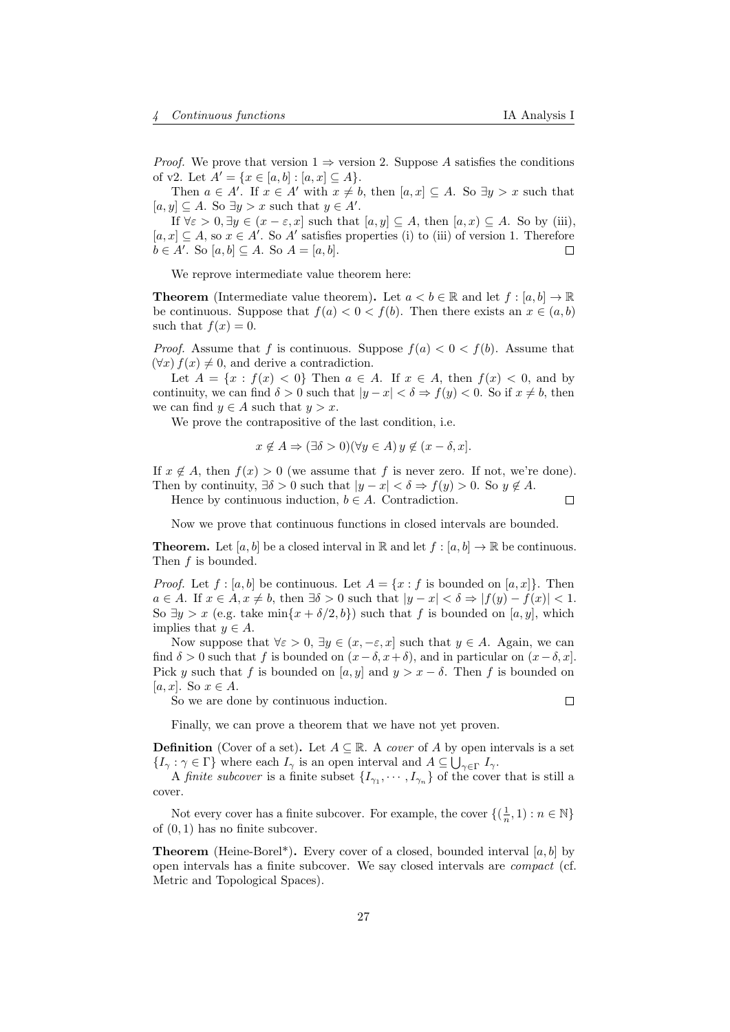*Proof.* We prove that version 1 $\Rightarrow$ version 2. Suppose $A$ satisfies the conditions of v2. Let $A' = \{x \in [a, b] : [a, x] \subseteq A\}$.

Then $a \in A'$. If $x \in A'$ with $x \neq b$, then $[a, x] \subseteq A$. So $\exists y > x$ such that $[a, y] \subseteq A$. So $\exists y > x$ such that $y \in A'$.

If $\forall \varepsilon > 0, \exists y \in (x - \varepsilon, x]$ such that $[a, y] \subseteq A$, then $[a, x) \subseteq A$. So by (iii), $[a, x] \subseteq A$, so $x \in A'$. So $A'$ satisfies properties (i) to (iii) of version 1. Therefore $b \in A'$. So $[a, b] \subseteq A$. So $A = [a, b]$. $\square$

We reprove intermediate value theorem here:

**Theorem** (Intermediate value theorem)**.** Let $a < b \in \mathbb{R}$ and let $f : [a, b] \to \mathbb{R}$ be continuous. Suppose that $f(a) < 0 < f(b)$. Then there exists an $x \in (a, b)$ such that $f(x) = 0$.

*Proof.* Assume that $f$ is continuous. Suppose $f(a) < 0 < f(b)$. Assume that $(\forall x)\, f(x) \neq 0$, and derive a contradiction.

Let $A = \{x : f(x) < 0\}$ Then $a \in A$. If $x \in A$, then $f(x) < 0$, and by continuity, we can find $\delta > 0$ such that $|y - x| < \delta \Rightarrow f(y) < 0$. So if $x \neq b$, then we can find $y \in A$ such that $y > x$.

We prove the contrapositive of the last condition, i.e.

$$x \notin A \Rightarrow (\exists \delta > 0)(\forall y \in A)\, y \notin (x - \delta, x].$$

If $x \notin A$, then $f(x) > 0$ (we assume that $f$ is never zero. If not, we're done). Then by continuity, $\exists \delta > 0$ such that $|y - x| < \delta \Rightarrow f(y) > 0$. So $y \notin A$.

Hence by continuous induction, $b \in A$. Contradiction. $\square$

Now we prove that continuous functions in closed intervals are bounded.

**Theorem.** Let $[a, b]$ be a closed interval in $\mathbb{R}$ and let $f : [a, b] \to \mathbb{R}$ be continuous. Then $f$ is bounded.

*Proof.* Let $f : [a, b]$ be continuous. Let $A = \{x : f \text{ is bounded on } [a, x]\}$. Then $a \in A$. If $x \in A, x \neq b$, then $\exists \delta > 0$ such that $|y - x| < \delta \Rightarrow |f(y) - f(x)| < 1$. So $\exists y > x$ (e.g. take $\min\{x + \delta/2, b\}$) such that $f$ is bounded on $[a, y]$, which implies that $y \in A$.

Now suppose that $\forall \varepsilon > 0$, $\exists y \in (x, -\varepsilon, x]$ such that $y \in A$. Again, we can find $\delta > 0$ such that $f$ is bounded on $(x - \delta, x + \delta)$, and in particular on $(x - \delta, x]$. Pick $y$ such that $f$ is bounded on $[a, y]$ and $y > x - \delta$. Then $f$ is bounded on $[a, x]$. So $x \in A$.

So we are done by continuous induction. $\square$

Finally, we can prove a theorem that we have not yet proven.

**Definition** (Cover of a set)**.** Let $A \subseteq \mathbb{R}$. A *cover* of $A$ by open intervals is a set $\{I_\gamma : \gamma \in \Gamma\}$ where each $I_\gamma$ is an open interval and $A \subseteq \bigcup_{\gamma \in \Gamma} I_\gamma$.

A *finite subcover* is a finite subset $\{I_{\gamma_1}, \cdots, I_{\gamma_n}\}$ of the cover that is still a cover.

Not every cover has a finite subcover. For example, the cover $\{(\frac{1}{n}, 1) : n \in \mathbb{N}\}$ of $(0, 1)$ has no finite subcover.

**Theorem** (Heine-Borel*)**.** Every cover of a closed, bounded interval $[a, b]$ by open intervals has a finite subcover. We say closed intervals are *compact* (cf. Metric and Topological Spaces).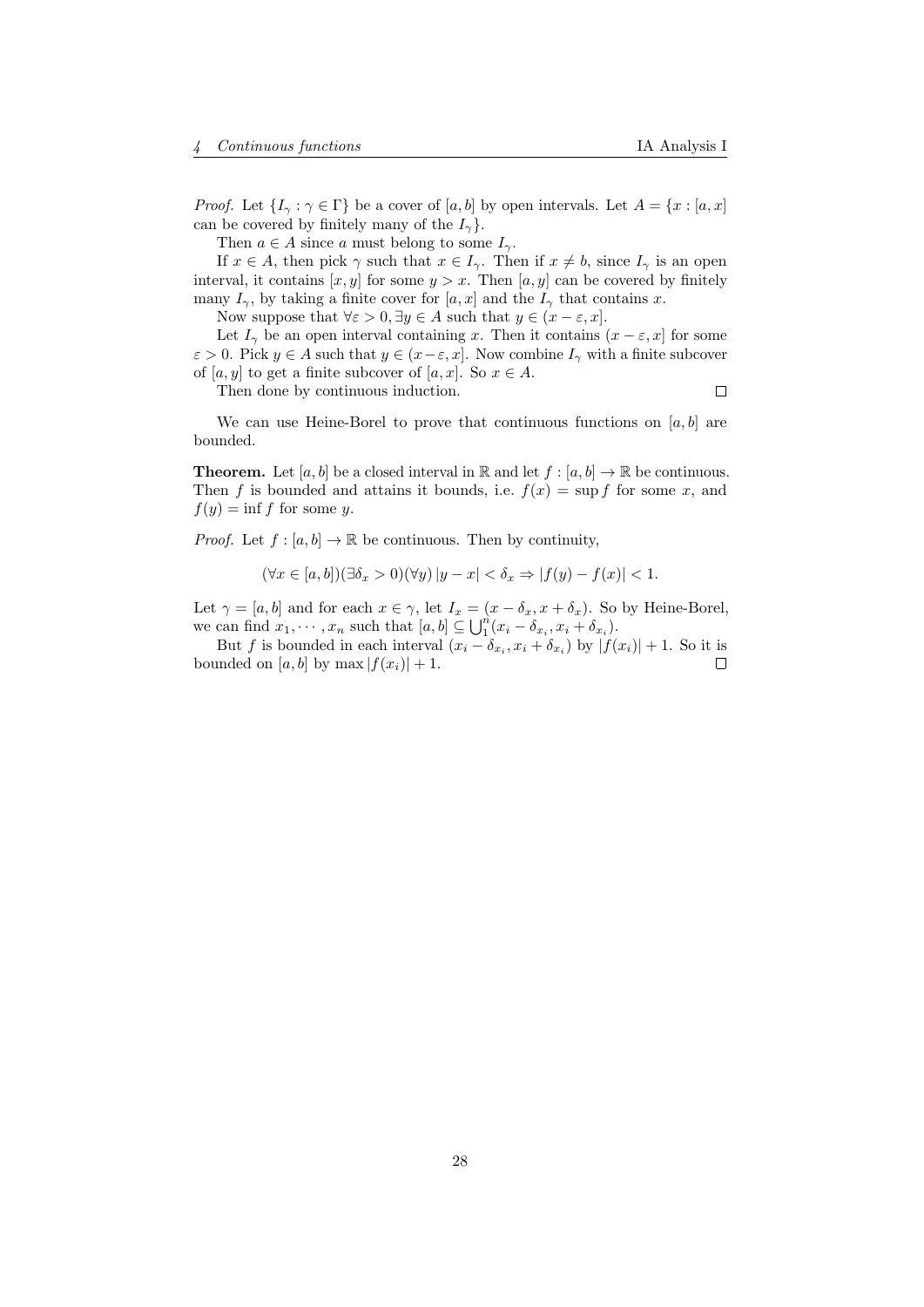*Proof.* Let $\{I_\gamma : \gamma \in \Gamma\}$ be a cover of $[a, b]$ by open intervals. Let $A = \{x : [a, x]$ can be covered by finitely many of the $I_\gamma\}$.

Then $a \in A$ since $a$ must belong to some $I_\gamma$.

If $x \in A$, then pick $\gamma$ such that $x \in I_\gamma$. Then if $x \neq b$, since $I_\gamma$ is an open interval, it contains $[x, y]$ for some $y > x$. Then $[a, y]$ can be covered by finitely many $I_\gamma$, by taking a finite cover for $[a, x]$ and the $I_\gamma$ that contains $x$.

Now suppose that $\forall \varepsilon > 0, \exists y \in A$ such that $y \in (x - \varepsilon, x]$.

Let $I_\gamma$ be an open interval containing $x$. Then it contains $(x - \varepsilon, x]$ for some $\varepsilon > 0$. Pick $y \in A$ such that $y \in (x - \varepsilon, x]$. Now combine $I_\gamma$ with a finite subcover of $[a, y]$ to get a finite subcover of $[a, x]$. So $x \in A$.

Then done by continuous induction. □

We can use Heine-Borel to prove that continuous functions on $[a, b]$ are bounded.

**Theorem.** Let $[a, b]$ be a closed interval in $\mathbb{R}$ and let $f : [a, b] \to \mathbb{R}$ be continuous. Then $f$ is bounded and attains it bounds, i.e. $f(x) = \sup f$ for some $x$, and $f(y) = \inf f$ for some $y$.

*Proof.* Let $f : [a, b] \to \mathbb{R}$ be continuous. Then by continuity,

$$(\forall x \in [a, b])(\exists \delta_x > 0)(\forall y)\, |y - x| < \delta_x \Rightarrow |f(y) - f(x)| < 1.$$

Let $\gamma = [a, b]$ and for each $x \in \gamma$, let $I_x = (x - \delta_x, x + \delta_x)$. So by Heine-Borel, we can find $x_1, \cdots, x_n$ such that $[a, b] \subseteq \bigcup_1^n (x_i - \delta_{x_i}, x_i + \delta_{x_i})$.

But $f$ is bounded in each interval $(x_i - \delta_{x_i}, x_i + \delta_{x_i})$ by $|f(x_i)| + 1$. So it is bounded on $[a, b]$ by $\max |f(x_i)| + 1$. □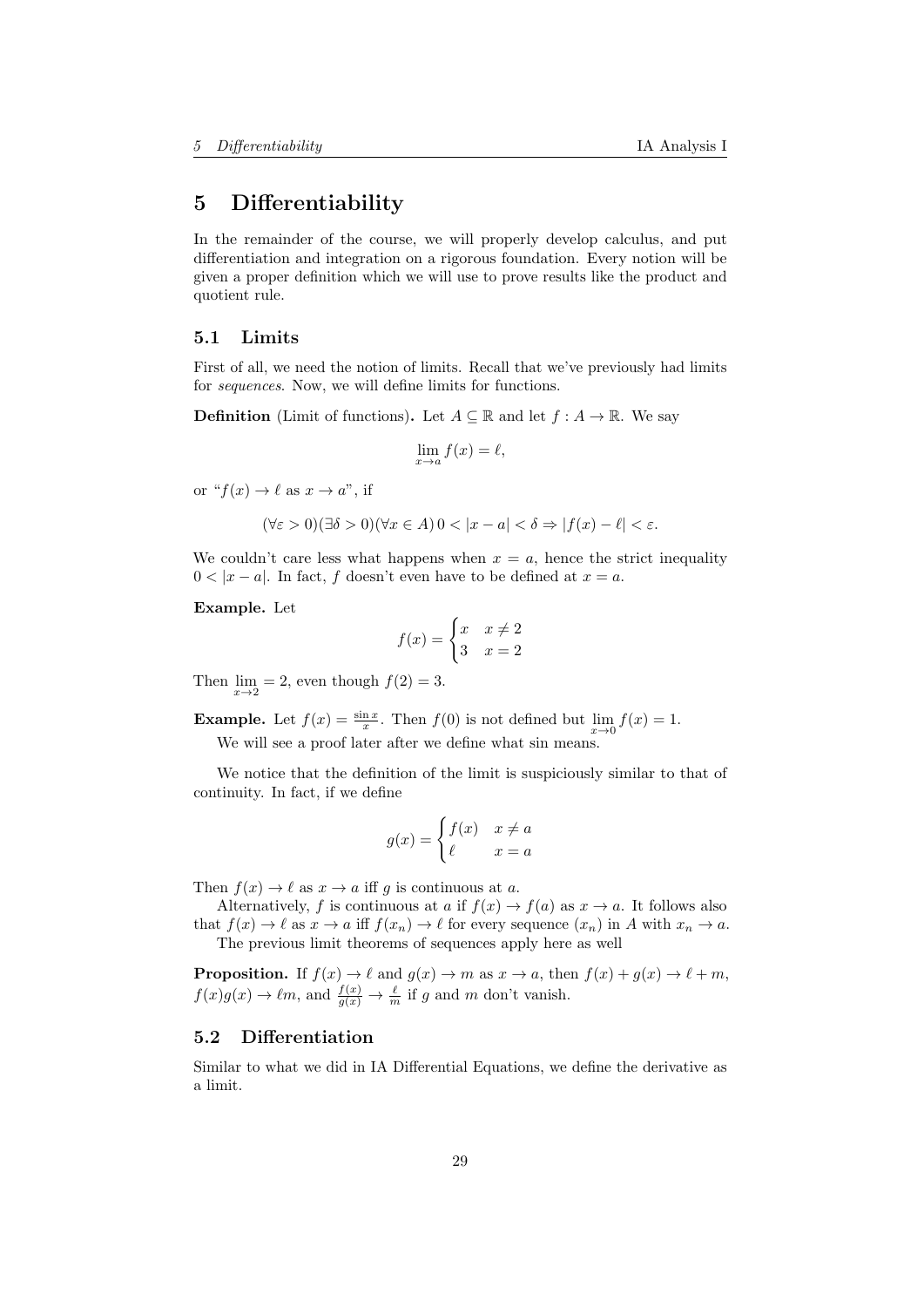# 5 Differentiability

In the remainder of the course, we will properly develop calculus, and put differentiation and integration on a rigorous foundation. Every notion will be given a proper definition which we will use to prove results like the product and quotient rule.

## 5.1 Limits

First of all, we need the notion of limits. Recall that we've previously had limits for *sequences*. Now, we will define limits for functions.

**Definition** (Limit of functions)**.** Let $A \subseteq \mathbb{R}$ and let $f : A \to \mathbb{R}$. We say

$$\lim_{x \to a} f(x) = \ell,$$

or "$f(x) \to \ell$ as $x \to a$", if

$$(\forall \varepsilon > 0)(\exists \delta > 0)(\forall x \in A)\, 0 < |x - a| < \delta \Rightarrow |f(x) - \ell| < \varepsilon.$$

We couldn't care less what happens when $x = a$, hence the strict inequality $0 < |x - a|$. In fact, $f$ doesn't even have to be defined at $x = a$.

**Example.** Let

$$f(x) = \begin{cases} x & x \neq 2 \\ 3 & x = 2 \end{cases}$$

Then $\lim\limits_{x \to 2} = 2$, even though $f(2) = 3$.

**Example.** Let $f(x) = \frac{\sin x}{x}$. Then $f(0)$ is not defined but $\lim\limits_{x \to 0} f(x) = 1$.

We will see a proof later after we define what sin means.

We notice that the definition of the limit is suspiciously similar to that of continuity. In fact, if we define

$$g(x) = \begin{cases} f(x) & x \neq a \\ \ell & x = a \end{cases}$$

Then $f(x) \to \ell$ as $x \to a$ iff $g$ is continuous at $a$.

Alternatively, $f$ is continuous at $a$ if $f(x) \to f(a)$ as $x \to a$. It follows also that $f(x) \to \ell$ as $x \to a$ iff $f(x_n) \to \ell$ for every sequence $(x_n)$ in $A$ with $x_n \to a$.

The previous limit theorems of sequences apply here as well

**Proposition.** If $f(x) \to \ell$ and $g(x) \to m$ as $x \to a$, then $f(x) + g(x) \to \ell + m$, $f(x)g(x) \to \ell m$, and $\frac{f(x)}{g(x)} \to \frac{\ell}{m}$ if $g$ and $m$ don't vanish.

## 5.2 Differentiation

Similar to what we did in IA Differential Equations, we define the derivative as a limit.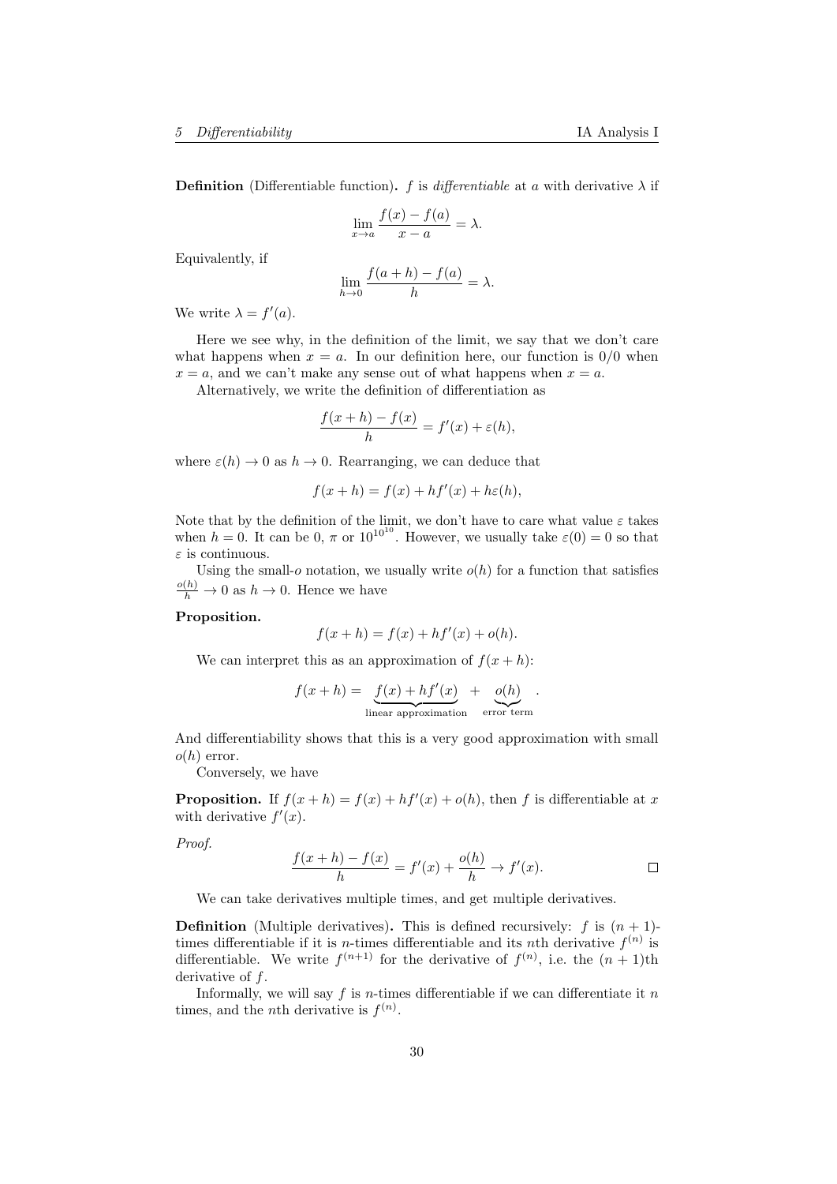**Definition** (Differentiable function). $f$ is *differentiable* at $a$ with derivative $\lambda$ if

$$\lim_{x \to a} \frac{f(x) - f(a)}{x - a} = \lambda.$$

Equivalently, if

$$\lim_{h \to 0} \frac{f(a + h) - f(a)}{h} = \lambda.$$

We write $\lambda = f'(a)$.

Here we see why, in the definition of the limit, we say that we don't care what happens when $x = a$. In our definition here, our function is $0/0$ when $x = a$, and we can't make any sense out of what happens when $x = a$.

Alternatively, we write the definition of differentiation as

$$\frac{f(x + h) - f(x)}{h} = f'(x) + \varepsilon(h),$$

where $\varepsilon(h) \to 0$ as $h \to 0$. Rearranging, we can deduce that

$$f(x + h) = f(x) + hf'(x) + h\varepsilon(h),$$

Note that by the definition of the limit, we don't have to care what value $\varepsilon$ takes when $h = 0$. It can be $0$, $\pi$ or $10^{10^{10}}$. However, we usually take $\varepsilon(0) = 0$ so that $\varepsilon$ is continuous.

Using the small-$o$ notation, we usually write $o(h)$ for a function that satisfies $\frac{o(h)}{h} \to 0$ as $h \to 0$. Hence we have

**Proposition.**

$$f(x + h) = f(x) + hf'(x) + o(h).$$

We can interpret this as an approximation of $f(x + h)$:

$$f(x + h) = \underbrace{f(x) + hf'(x)}_{\text{linear approximation}} + \underbrace{o(h)}_{\text{error term}}.$$

And differentiability shows that this is a very good approximation with small $o(h)$ error.

Conversely, we have

**Proposition.** If $f(x + h) = f(x) + hf'(x) + o(h)$, then $f$ is differentiable at $x$ with derivative $f'(x)$.

*Proof.*

$$\frac{f(x + h) - f(x)}{h} = f'(x) + \frac{o(h)}{h} \to f'(x).$$

□

We can take derivatives multiple times, and get multiple derivatives.

**Definition** (Multiple derivatives). This is defined recursively: $f$ is $(n + 1)$-times differentiable if it is $n$-times differentiable and its $n$th derivative $f^{(n)}$ is differentiable. We write $f^{(n+1)}$ for the derivative of $f^{(n)}$, i.e. the $(n + 1)$th derivative of $f$.

Informally, we will say $f$ is $n$-times differentiable if we can differentiate it $n$ times, and the $n$th derivative is $f^{(n)}$.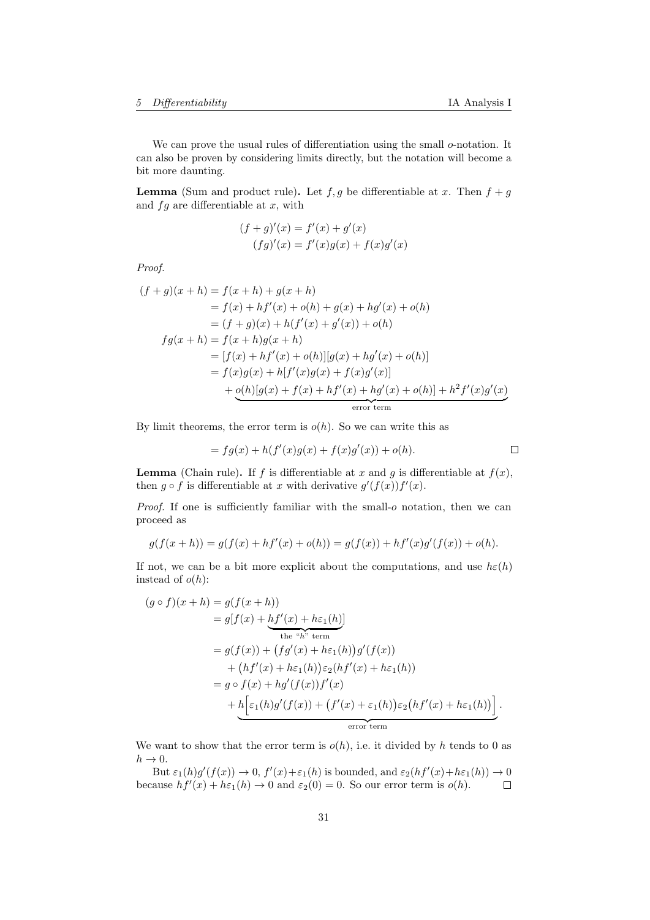We can prove the usual rules of differentiation using the small $o$-notation. It can also be proven by considering limits directly, but the notation will become a bit more daunting.

**Lemma** (Sum and product rule)**.** Let $f, g$ be differentiable at $x$. Then $f + g$ and $fg$ are differentiable at $x$, with

$$
\begin{aligned}
(f+g)'(x) &= f'(x) + g'(x) \\
(fg)'(x) &= f'(x)g(x) + f(x)g'(x)
\end{aligned}
$$

*Proof.*

$$
\begin{aligned}
(f+g)(x+h) &= f(x+h) + g(x+h) \\
&= f(x) + hf'(x) + o(h) + g(x) + hg'(x) + o(h) \\
&= (f+g)(x) + h(f'(x) + g'(x)) + o(h) \\
fg(x+h) &= f(x+h)g(x+h) \\
&= [f(x) + hf'(x) + o(h)][g(x) + hg'(x) + o(h)] \\
&= f(x)g(x) + h[f'(x)g(x) + f(x)g'(x)] \\
&\quad + \underbrace{o(h)[g(x) + f(x) + hf'(x) + hg'(x) + o(h)] + h^2 f'(x)g'(x)}_{\text{error term}}
\end{aligned}
$$

By limit theorems, the error term is $o(h)$. So we can write this as

$$
= fg(x) + h(f'(x)g(x) + f(x)g'(x)) + o(h).
$$

∎

**Lemma** (Chain rule)**.** If $f$ is differentiable at $x$ and $g$ is differentiable at $f(x)$, then $g \circ f$ is differentiable at $x$ with derivative $g'(f(x))f'(x)$.

*Proof.* If one is sufficiently familiar with the small-$o$ notation, then we can proceed as

$$
g(f(x+h)) = g(f(x) + hf'(x) + o(h)) = g(f(x)) + hf'(x)g'(f(x)) + o(h).
$$

If not, we can be a bit more explicit about the computations, and use $h\varepsilon(h)$ instead of $o(h)$:

$$
\begin{aligned}
(g \circ f)(x+h) &= g(f(x+h)) \\
&= g[f(x) + \underbrace{hf'(x) + h\varepsilon_1(h)}_{\text{the ``}h\text{'' term}}] \\
&= g(f(x)) + \big(fg'(x) + h\varepsilon_1(h)\big)g'(f(x)) \\
&\quad + \big(hf'(x) + h\varepsilon_1(h)\big)\varepsilon_2(hf'(x) + h\varepsilon_1(h)) \\
&= g \circ f(x) + hg'(f(x))f'(x) \\
&\quad + \underbrace{h\Big[\varepsilon_1(h)g'(f(x)) + \big(f'(x) + \varepsilon_1(h)\big)\varepsilon_2\big(hf'(x) + h\varepsilon_1(h)\big)\Big]}_{\text{error term}}.
\end{aligned}
$$

We want to show that the error term is $o(h)$, i.e. it divided by $h$ tends to 0 as $h \to 0$.

But $\varepsilon_1(h)g'(f(x)) \to 0$, $f'(x) + \varepsilon_1(h)$ is bounded, and $\varepsilon_2(hf'(x) + h\varepsilon_1(h)) \to 0$ because $hf'(x) + h\varepsilon_1(h) \to 0$ and $\varepsilon_2(0) = 0$. So our error term is $o(h)$. ∎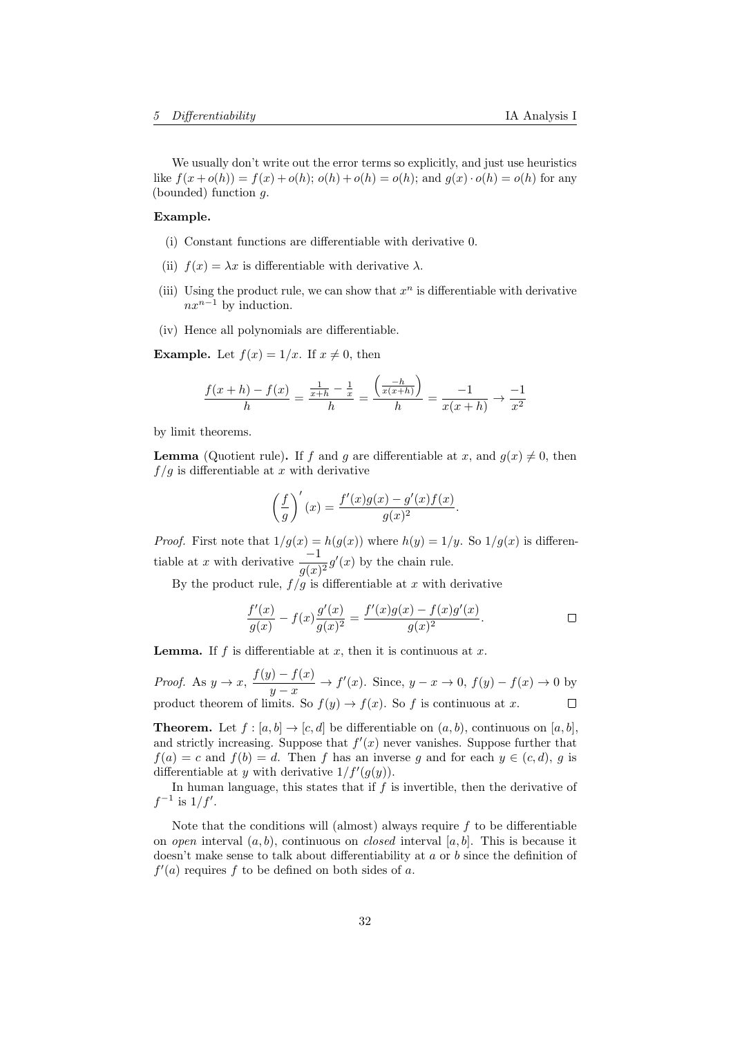We usually don't write out the error terms so explicitly, and just use heuristics like $f(x+o(h)) = f(x) + o(h)$; $o(h) + o(h) = o(h)$; and $g(x) \cdot o(h) = o(h)$ for any (bounded) function $g$.

**Example.**

(i) Constant functions are differentiable with derivative 0.

(ii) $f(x) = \lambda x$ is differentiable with derivative $\lambda$.

(iii) Using the product rule, we can show that $x^n$ is differentiable with derivative $nx^{n-1}$ by induction.

(iv) Hence all polynomials are differentiable.

**Example.** Let $f(x) = 1/x$. If $x \neq 0$, then

$$\frac{f(x+h) - f(x)}{h} = \frac{\frac{1}{x+h} - \frac{1}{x}}{h} = \frac{\left(\frac{-h}{x(x+h)}\right)}{h} = \frac{-1}{x(x+h)} \to \frac{-1}{x^2}$$

by limit theorems.

**Lemma** (Quotient rule)**.** If $f$ and $g$ are differentiable at $x$, and $g(x) \neq 0$, then $f/g$ is differentiable at $x$ with derivative

$$\left(\frac{f}{g}\right)'(x) = \frac{f'(x)g(x) - g'(x)f(x)}{g(x)^2}.$$

*Proof.* First note that $1/g(x) = h(g(x))$ where $h(y) = 1/y$. So $1/g(x)$ is differentiable at $x$ with derivative $\dfrac{-1}{g(x)^2}g'(x)$ by the chain rule.

By the product rule, $f/g$ is differentiable at $x$ with derivative

$$\frac{f'(x)}{g(x)} - f(x)\frac{g'(x)}{g(x)^2} = \frac{f'(x)g(x) - f(x)g'(x)}{g(x)^2}.$$ □

**Lemma.** If $f$ is differentiable at $x$, then it is continuous at $x$.

*Proof.* As $y \to x$, $\dfrac{f(y) - f(x)}{y - x} \to f'(x)$. Since, $y - x \to 0$, $f(y) - f(x) \to 0$ by product theorem of limits. So $f(y) \to f(x)$. So $f$ is continuous at $x$. □

**Theorem.** Let $f : [a, b] \to [c, d]$ be differentiable on $(a, b)$, continuous on $[a, b]$, and strictly increasing. Suppose that $f'(x)$ never vanishes. Suppose further that $f(a) = c$ and $f(b) = d$. Then $f$ has an inverse $g$ and for each $y \in (c, d)$, $g$ is differentiable at $y$ with derivative $1/f'(g(y))$.

In human language, this states that if $f$ is invertible, then the derivative of $f^{-1}$ is $1/f'$.

Note that the conditions will (almost) always require $f$ to be differentiable on *open* interval $(a, b)$, continuous on *closed* interval $[a, b]$. This is because it doesn't make sense to talk about differentiability at $a$ or $b$ since the definition of $f'(a)$ requires $f$ to be defined on both sides of $a$.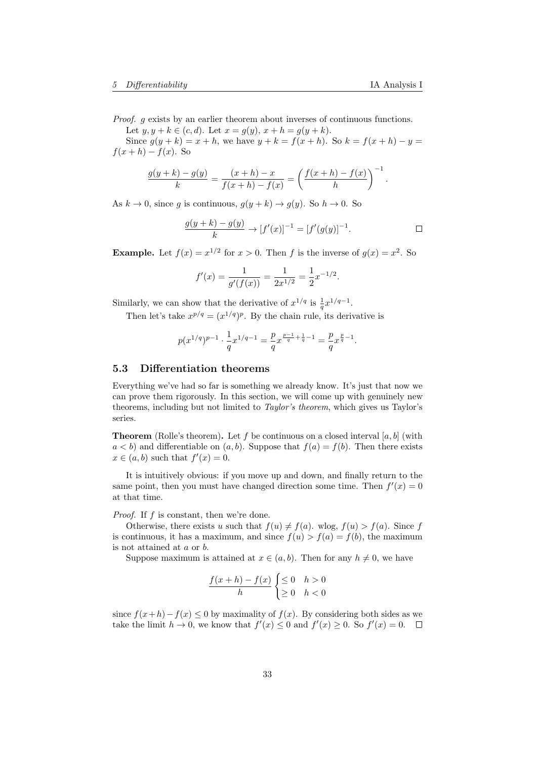*Proof.* $g$ exists by an earlier theorem about inverses of continuous functions.

Let $y, y+k \in (c, d)$. Let $x = g(y)$, $x + h = g(y+k)$.

Since $g(y+k) = x+h$, we have $y + k = f(x+h)$. So $k = f(x+h) - y = f(x+h) - f(x)$. So

$$\frac{g(y+k) - g(y)}{k} = \frac{(x+h) - x}{f(x+h) - f(x)} = \left(\frac{f(x+h) - f(x)}{h}\right)^{-1}.$$

As $k \to 0$, since $g$ is continuous, $g(y+k) \to g(y)$. So $h \to 0$. So

$$\frac{g(y+k) - g(y)}{k} \to [f'(x)]^{-1} = [f'(g(y))]^{-1}.$$

$\square$

**Example.** Let $f(x) = x^{1/2}$ for $x > 0$. Then $f$ is the inverse of $g(x) = x^2$. So

$$f'(x) = \frac{1}{g'(f(x))} = \frac{1}{2x^{1/2}} = \frac{1}{2}x^{-1/2}.$$

Similarly, we can show that the derivative of $x^{1/q}$ is $\frac{1}{q}x^{1/q-1}$.

Then let's take $x^{p/q} = (x^{1/q})^p$. By the chain rule, its derivative is

$$p(x^{1/q})^{p-1} \cdot \frac{1}{q}x^{1/q-1} = \frac{p}{q}x^{\frac{p-1}{q}+\frac{1}{q}-1} = \frac{p}{q}x^{\frac{p}{q}-1}.$$

## 5.3 Differentiation theorems

Everything we've had so far is something we already know. It's just that now we can prove them rigorously. In this section, we will come up with genuinely new theorems, including but not limited to *Taylor's theorem*, which gives us Taylor's series.

**Theorem** (Rolle's theorem)**.** Let $f$ be continuous on a closed interval $[a, b]$ (with $a < b$) and differentiable on $(a, b)$. Suppose that $f(a) = f(b)$. Then there exists $x \in (a, b)$ such that $f'(x) = 0$.

It is intuitively obvious: if you move up and down, and finally return to the same point, then you must have changed direction some time. Then $f'(x) = 0$ at that time.

*Proof.* If $f$ is constant, then we're done.

Otherwise, there exists $u$ such that $f(u) \neq f(a)$. wlog, $f(u) > f(a)$. Since $f$ is continuous, it has a maximum, and since $f(u) > f(a) = f(b)$, the maximum is not attained at $a$ or $b$.

Suppose maximum is attained at $x \in (a, b)$. Then for any $h \neq 0$, we have

$$\frac{f(x+h) - f(x)}{h} \begin{cases} \leq 0 & h > 0 \\ \geq 0 & h < 0 \end{cases}$$

since $f(x+h) - f(x) \leq 0$ by maximality of $f(x)$. By considering both sides as we take the limit $h \to 0$, we know that $f'(x) \leq 0$ and $f'(x) \geq 0$. So $f'(x) = 0$. $\square$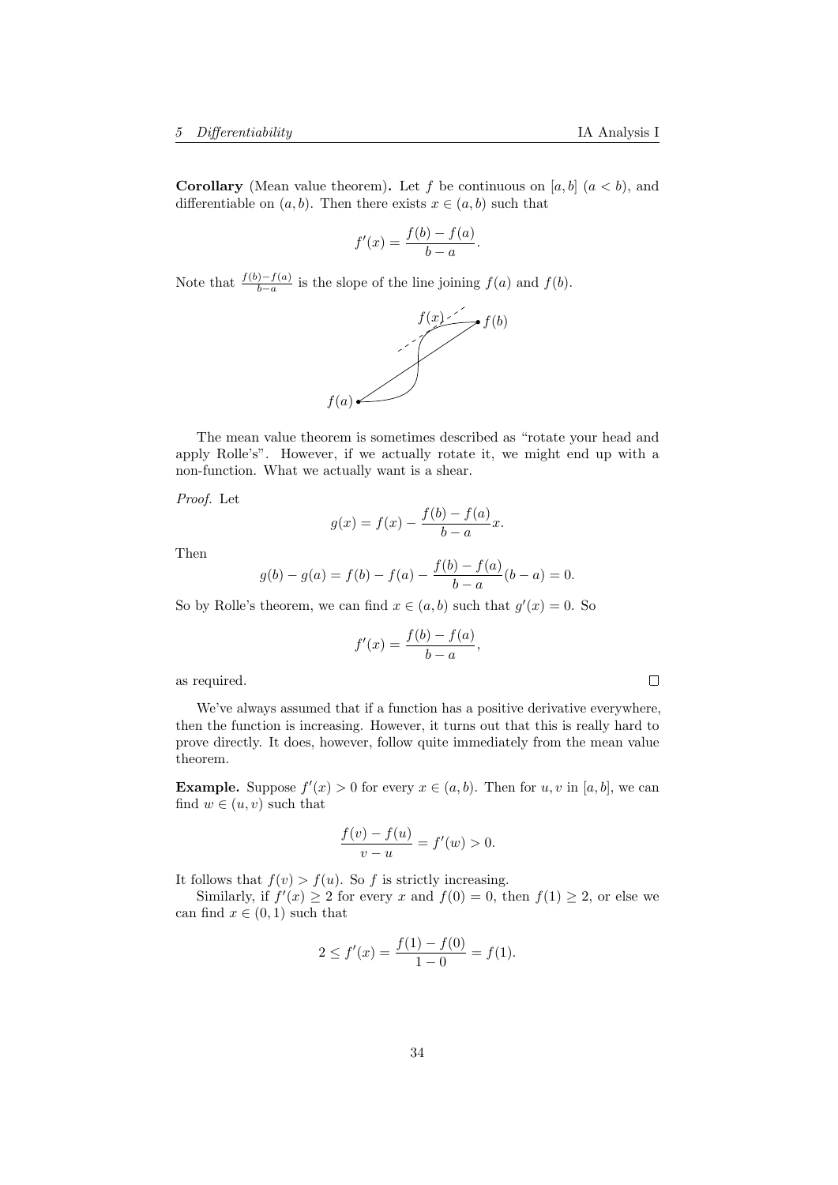**Corollary** (Mean value theorem)**.** Let $f$ be continuous on $[a, b]$ $(a < b)$, and differentiable on $(a, b)$. Then there exists $x \in (a, b)$ such that

$$f'(x) = \frac{f(b) - f(a)}{b - a}.$$

Note that $\frac{f(b)-f(a)}{b-a}$ is the slope of the line joining $f(a)$ and $f(b)$.

The mean value theorem is sometimes described as "rotate your head and apply Rolle's". However, if we actually rotate it, we might end up with a non-function. What we actually want is a shear.

*Proof.* Let

$$g(x) = f(x) - \frac{f(b) - f(a)}{b - a}x.$$

Then

$$g(b) - g(a) = f(b) - f(a) - \frac{f(b) - f(a)}{b - a}(b - a) = 0.$$

So by Rolle's theorem, we can find $x \in (a, b)$ such that $g'(x) = 0$. So

$$f'(x) = \frac{f(b) - f(a)}{b - a},$$

as required. □

We've always assumed that if a function has a positive derivative everywhere, then the function is increasing. However, it turns out that this is really hard to prove directly. It does, however, follow quite immediately from the mean value theorem.

**Example.** Suppose $f'(x) > 0$ for every $x \in (a, b)$. Then for $u, v$ in $[a, b]$, we can find $w \in (u, v)$ such that

$$\frac{f(v) - f(u)}{v - u} = f'(w) > 0.$$

It follows that $f(v) > f(u)$. So $f$ is strictly increasing.

Similarly, if $f'(x) \geq 2$ for every $x$ and $f(0) = 0$, then $f(1) \geq 2$, or else we can find $x \in (0, 1)$ such that

$$2 \leq f'(x) = \frac{f(1) - f(0)}{1 - 0} = f(1).$$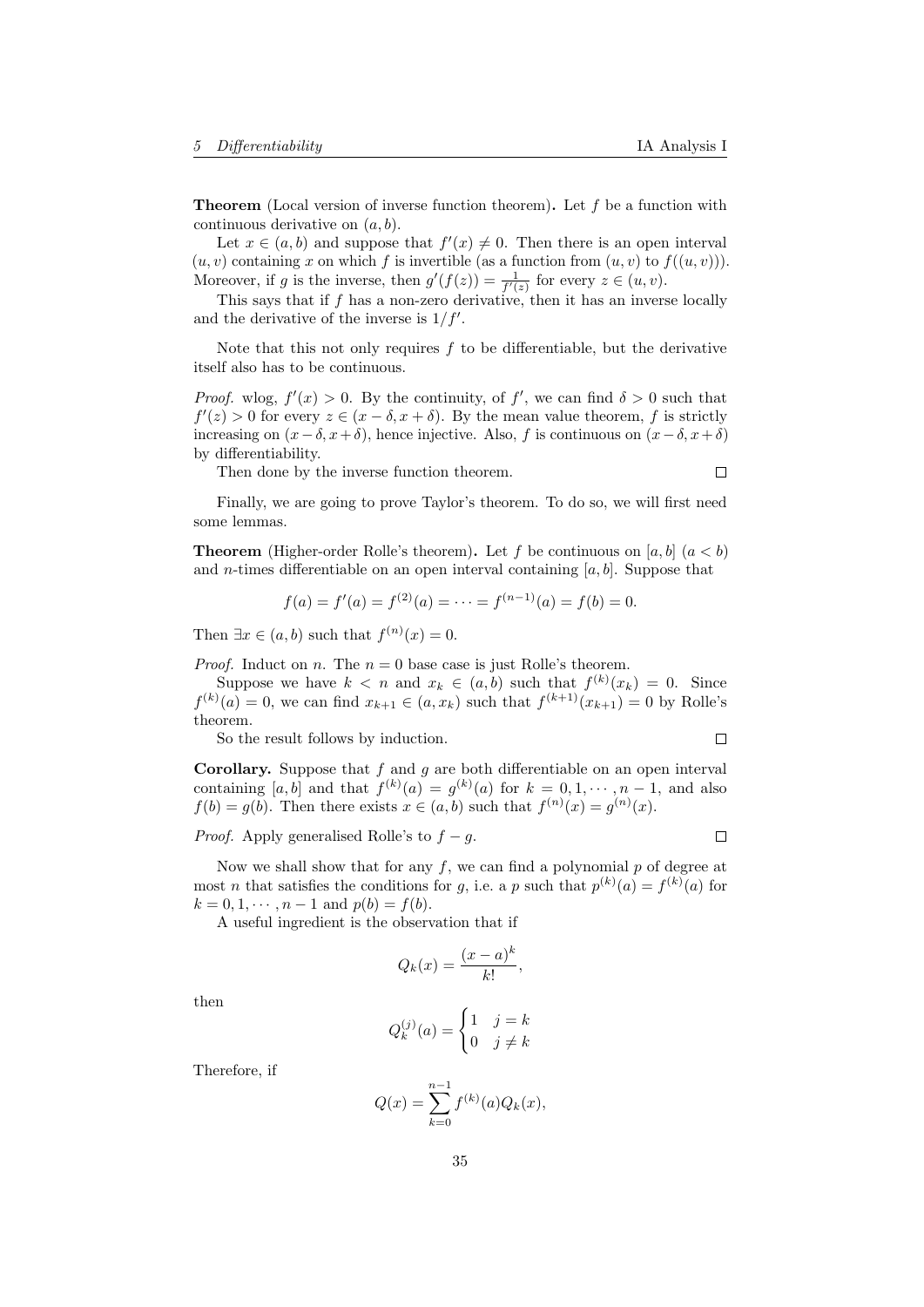**Theorem** (Local version of inverse function theorem)**.** Let $f$ be a function with continuous derivative on $(a, b)$.

Let $x \in (a, b)$ and suppose that $f'(x) \neq 0$. Then there is an open interval $(u, v)$ containing $x$ on which $f$ is invertible (as a function from $(u, v)$ to $f((u, v))$). Moreover, if $g$ is the inverse, then $g'(f(z)) = \frac{1}{f'(z)}$ for every $z \in (u, v)$.

This says that if $f$ has a non-zero derivative, then it has an inverse locally and the derivative of the inverse is $1/f'$.

Note that this not only requires $f$ to be differentiable, but the derivative itself also has to be continuous.

*Proof.* wlog, $f'(x) > 0$. By the continuity, of $f'$, we can find $\delta > 0$ such that $f'(z) > 0$ for every $z \in (x - \delta, x + \delta)$. By the mean value theorem, $f$ is strictly increasing on $(x - \delta, x + \delta)$, hence injective. Also, $f$ is continuous on $(x - \delta, x + \delta)$ by differentiability.

Then done by the inverse function theorem. □

Finally, we are going to prove Taylor's theorem. To do so, we will first need some lemmas.

**Theorem** (Higher-order Rolle's theorem)**.** Let $f$ be continuous on $[a, b]$ $(a < b)$ and $n$-times differentiable on an open interval containing $[a, b]$. Suppose that

$$f(a) = f'(a) = f^{(2)}(a) = \cdots = f^{(n-1)}(a) = f(b) = 0.$$

Then $\exists x \in (a, b)$ such that $f^{(n)}(x) = 0$.

*Proof.* Induct on $n$. The $n = 0$ base case is just Rolle's theorem.

Suppose we have $k < n$ and $x_k \in (a, b)$ such that $f^{(k)}(x_k) = 0$. Since $f^{(k)}(a) = 0$, we can find $x_{k+1} \in (a, x_k)$ such that $f^{(k+1)}(x_{k+1}) = 0$ by Rolle's theorem.

So the result follows by induction. □

**Corollary.** Suppose that $f$ and $g$ are both differentiable on an open interval containing $[a, b]$ and that $f^{(k)}(a) = g^{(k)}(a)$ for $k = 0, 1, \cdots, n - 1$, and also $f(b) = g(b)$. Then there exists $x \in (a, b)$ such that $f^{(n)}(x) = g^{(n)}(x)$.

*Proof.* Apply generalised Rolle's to $f - g$. □

Now we shall show that for any $f$, we can find a polynomial $p$ of degree at most $n$ that satisfies the conditions for $g$, i.e. a $p$ such that $p^{(k)}(a) = f^{(k)}(a)$ for $k = 0, 1, \cdots, n - 1$ and $p(b) = f(b)$.

A useful ingredient is the observation that if

$$Q_k(x) = \frac{(x - a)^k}{k!},$$

then

$$Q_k^{(j)}(a) = \begin{cases} 1 & j = k \\ 0 & j \neq k \end{cases}$$

Therefore, if

$$Q(x) = \sum_{k=0}^{n-1} f^{(k)}(a) Q_k(x),$$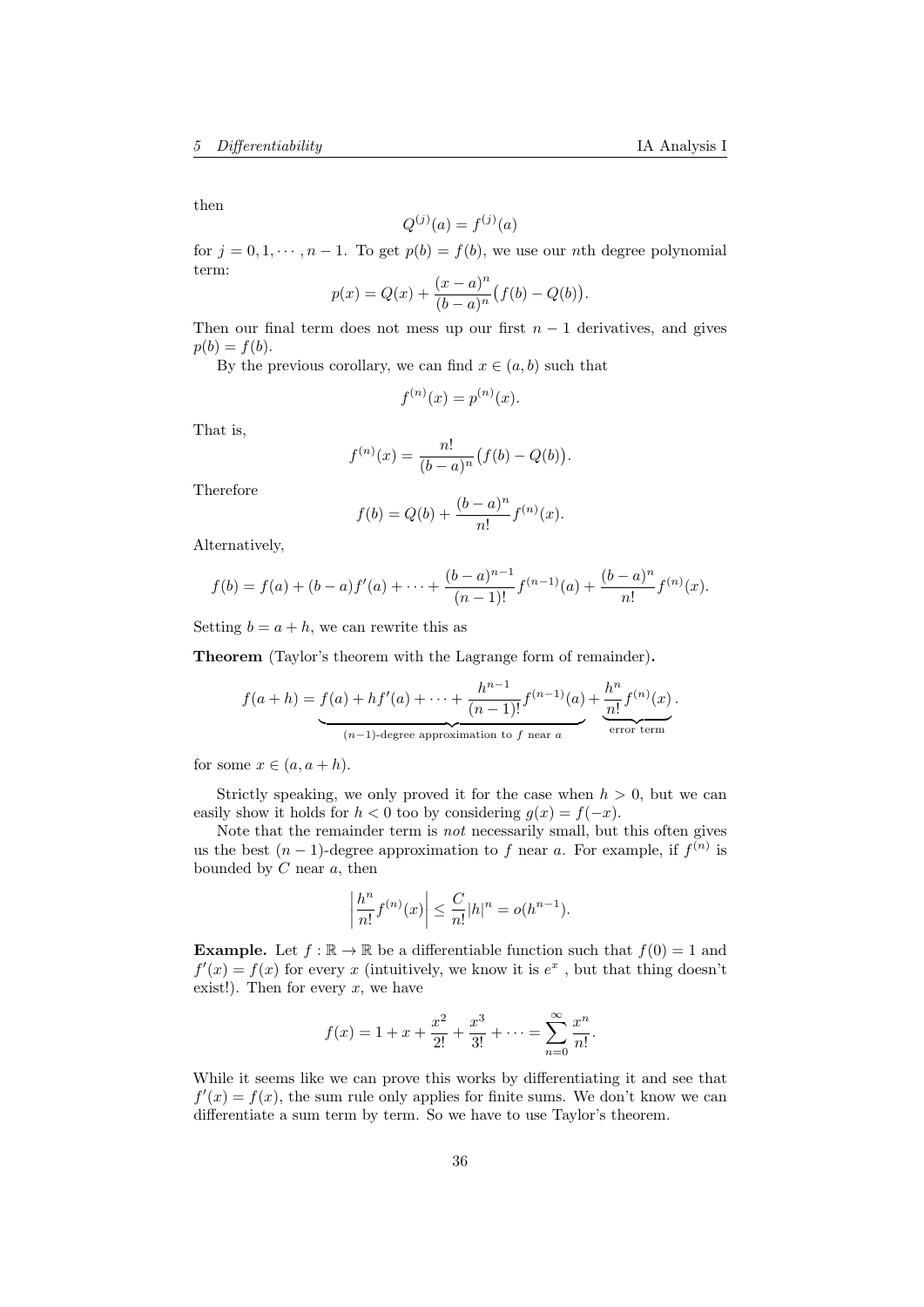then

$$Q^{(j)}(a) = f^{(j)}(a)$$

for $j = 0, 1, \cdots, n-1$. To get $p(b) = f(b)$, we use our $n$th degree polynomial term:

$$p(x) = Q(x) + \frac{(x-a)^n}{(b-a)^n}\big(f(b) - Q(b)\big).$$

Then our final term does not mess up our first $n-1$ derivatives, and gives $p(b) = f(b)$.

By the previous corollary, we can find $x \in (a, b)$ such that

$$f^{(n)}(x) = p^{(n)}(x).$$

That is,

$$f^{(n)}(x) = \frac{n!}{(b-a)^n}\big(f(b) - Q(b)\big).$$

Therefore

$$f(b) = Q(b) + \frac{(b-a)^n}{n!} f^{(n)}(x).$$

Alternatively,

$$f(b) = f(a) + (b-a)f'(a) + \cdots + \frac{(b-a)^{n-1}}{(n-1)!} f^{(n-1)}(a) + \frac{(b-a)^n}{n!} f^{(n)}(x).$$

Setting $b = a + h$, we can rewrite this as

**Theorem** (Taylor's theorem with the Lagrange form of remainder)**.**

$$f(a+h) = \underbrace{f(a) + hf'(a) + \cdots + \frac{h^{n-1}}{(n-1)!} f^{(n-1)}(a)}_{(n-1)\text{-degree approximation to } f \text{ near } a} + \underbrace{\frac{h^n}{n!} f^{(n)}(x)}_{\text{error term}}.$$

for some $x \in (a, a+h)$.

Strictly speaking, we only proved it for the case when $h > 0$, but we can easily show it holds for $h < 0$ too by considering $g(x) = f(-x)$.

Note that the remainder term is *not* necessarily small, but this often gives us the best $(n-1)$-degree approximation to $f$ near $a$. For example, if $f^{(n)}$ is bounded by $C$ near $a$, then

$$\left|\frac{h^n}{n!} f^{(n)}(x)\right| \le \frac{C}{n!}|h|^n = o(h^{n-1}).$$

**Example.** Let $f : \mathbb{R} \to \mathbb{R}$ be a differentiable function such that $f(0) = 1$ and $f'(x) = f(x)$ for every $x$ (intuitively, we know it is $e^x$ , but that thing doesn't exist!). Then for every $x$, we have

$$f(x) = 1 + x + \frac{x^2}{2!} + \frac{x^3}{3!} + \cdots = \sum_{n=0}^{\infty} \frac{x^n}{n!}.$$

While it seems like we can prove this works by differentiating it and see that $f'(x) = f(x)$, the sum rule only applies for finite sums. We don't know we can differentiate a sum term by term. So we have to use Taylor's theorem.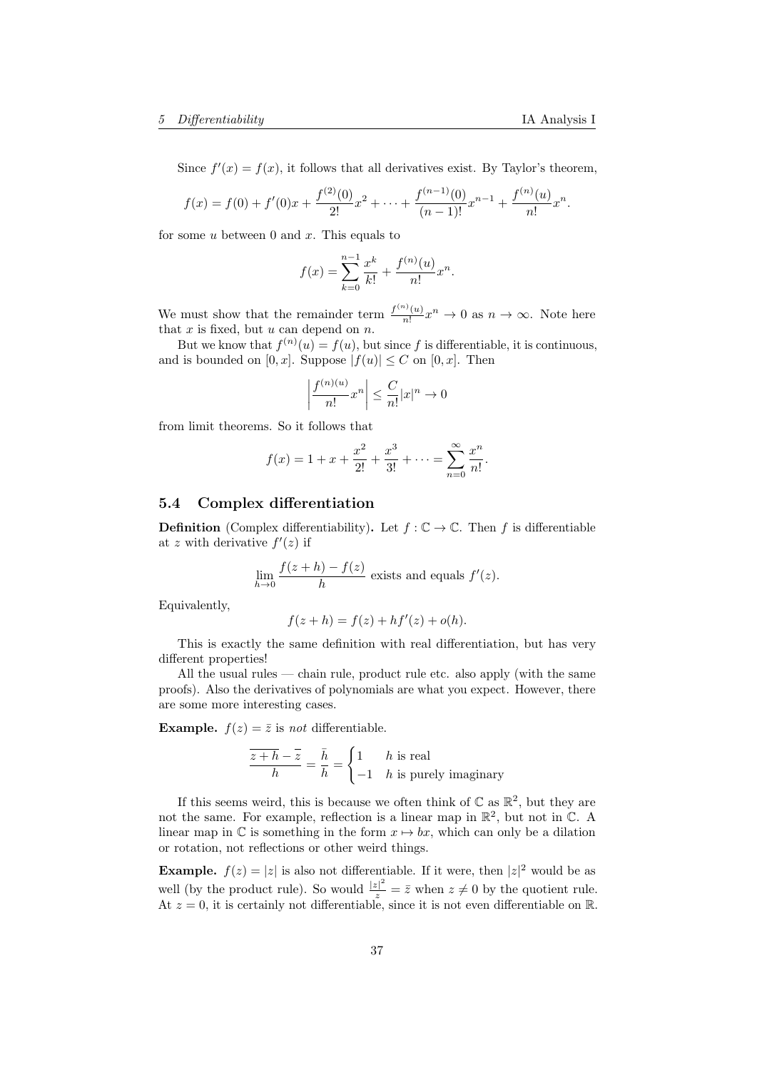Since $f'(x) = f(x)$, it follows that all derivatives exist. By Taylor's theorem,

$$f(x) = f(0) + f'(0)x + \frac{f^{(2)}(0)}{2!}x^2 + \cdots + \frac{f^{(n-1)}(0)}{(n-1)!}x^{n-1} + \frac{f^{(n)}(u)}{n!}x^n.$$

for some $u$ between 0 and $x$. This equals to

$$f(x) = \sum_{k=0}^{n-1} \frac{x^k}{k!} + \frac{f^{(n)}(u)}{n!}x^n.$$

We must show that the remainder term $\frac{f^{(n)}(u)}{n!}x^n \to 0$ as $n \to \infty$. Note here that $x$ is fixed, but $u$ can depend on $n$.

But we know that $f^{(n)}(u) = f(u)$, but since $f$ is differentiable, it is continuous, and is bounded on $[0, x]$. Suppose $|f(u)| \leq C$ on $[0, x]$. Then

$$\left|\frac{f^{(n)(u)}}{n!}x^n\right| \leq \frac{C}{n!}|x|^n \to 0$$

from limit theorems. So it follows that

$$f(x) = 1 + x + \frac{x^2}{2!} + \frac{x^3}{3!} + \cdots = \sum_{n=0}^{\infty} \frac{x^n}{n!}.$$

## 5.4 Complex differentiation

**Definition** (Complex differentiability). Let $f : \mathbb{C} \to \mathbb{C}$. Then $f$ is differentiable at $z$ with derivative $f'(z)$ if

$$\lim_{h \to 0} \frac{f(z+h) - f(z)}{h} \text{ exists and equals } f'(z).$$

Equivalently,

$$f(z + h) = f(z) + hf'(z) + o(h).$$

This is exactly the same definition with real differentiation, but has very different properties!

All the usual rules — chain rule, product rule etc. also apply (with the same proofs). Also the derivatives of polynomials are what you expect. However, there are some more interesting cases.

**Example.** $f(z) = \bar{z}$ is *not* differentiable.

$$\frac{\overline{z+h} - \overline{z}}{h} = \frac{\bar{h}}{h} = \begin{cases} 1 & h \text{ is real} \\ -1 & h \text{ is purely imaginary} \end{cases}$$

If this seems weird, this is because we often think of $\mathbb{C}$ as $\mathbb{R}^2$, but they are not the same. For example, reflection is a linear map in $\mathbb{R}^2$, but not in $\mathbb{C}$. A linear map in $\mathbb{C}$ is something in the form $x \mapsto bx$, which can only be a dilation or rotation, not reflections or other weird things.

**Example.** $f(z) = |z|$ is also not differentiable. If it were, then $|z|^2$ would be as well (by the product rule). So would $\frac{|z|^2}{z} = \bar{z}$ when $z \neq 0$ by the quotient rule. At $z = 0$, it is certainly not differentiable, since it is not even differentiable on $\mathbb{R}$.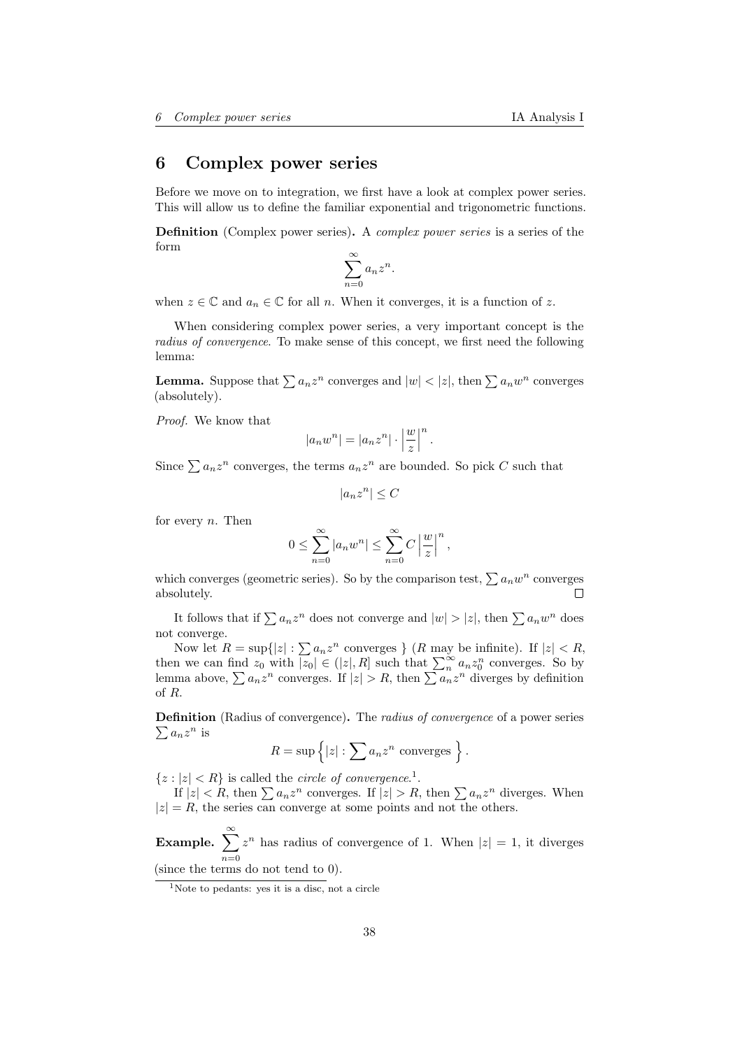# 6 Complex power series

Before we move on to integration, we first have a look at complex power series. This will allow us to define the familiar exponential and trigonometric functions.

**Definition** (Complex power series)**.** A *complex power series* is a series of the form

$$\sum_{n=0}^{\infty} a_n z^n.$$

when $z \in \mathbb{C}$ and $a_n \in \mathbb{C}$ for all $n$. When it converges, it is a function of $z$.

When considering complex power series, a very important concept is the *radius of convergence*. To make sense of this concept, we first need the following lemma:

**Lemma.** Suppose that $\sum a_n z^n$ converges and $|w| < |z|$, then $\sum a_n w^n$ converges (absolutely).

*Proof.* We know that

$$|a_n w^n| = |a_n z^n| \cdot \left|\frac{w}{z}\right|^n.$$

Since $\sum a_n z^n$ converges, the terms $a_n z^n$ are bounded. So pick $C$ such that

$$|a_n z^n| \leq C$$

for every $n$. Then

$$0 \leq \sum_{n=0}^{\infty} |a_n w^n| \leq \sum_{n=0}^{\infty} C \left|\frac{w}{z}\right|^n,$$

which converges (geometric series). So by the comparison test, $\sum a_n w^n$ converges absolutely. $\square$

It follows that if $\sum a_n z^n$ does not converge and $|w| > |z|$, then $\sum a_n w^n$ does not converge.

Now let $R = \sup\{|z| : \sum a_n z^n \text{ converges }\}$ ($R$ may be infinite). If $|z| < R$, then we can find $z_0$ with $|z_0| \in (|z|, R]$ such that $\sum_n^{\infty} a_n z_0^n$ converges. So by lemma above, $\sum a_n z^n$ converges. If $|z| > R$, then $\sum a_n z^n$ diverges by definition of $R$.

**Definition** (Radius of convergence)**.** The *radius of convergence* of a power series $\sum a_n z^n$ is

$$R = \sup\left\{|z| : \sum a_n z^n \text{ converges }\right\}.$$

$\{z : |z| < R\}$ is called the *circle of convergence*.[1].

If $|z| < R$, then $\sum a_n z^n$ converges. If $|z| > R$, then $\sum a_n z^n$ diverges. When $|z| = R$, the series can converge at some points and not the others.

**Example.** $\displaystyle\sum_{n=0}^{\infty} z^n$ has radius of convergence of 1. When $|z| = 1$, it diverges (since the terms do not tend to 0).

[1] Note to pedants: yes it is a disc, not a circle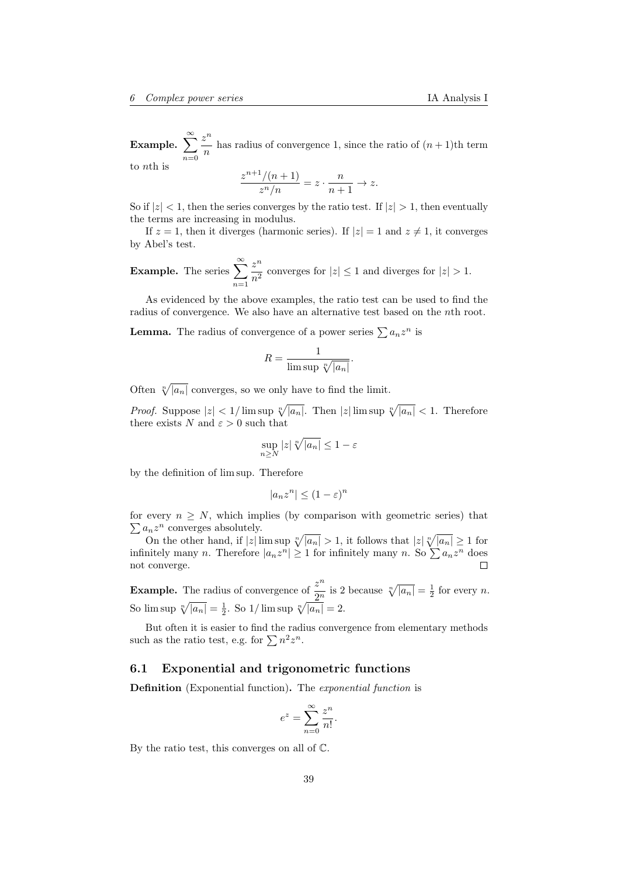**Example.** $\displaystyle\sum_{n=0}^{\infty} \frac{z^n}{n}$ has radius of convergence 1, since the ratio of $(n+1)$th term to $n$th is

$$\frac{z^{n+1}/(n+1)}{z^n/n} = z \cdot \frac{n}{n+1} \to z.$$

So if $|z| < 1$, then the series converges by the ratio test. If $|z| > 1$, then eventually the terms are increasing in modulus.

If $z = 1$, then it diverges (harmonic series). If $|z| = 1$ and $z \neq 1$, it converges by Abel's test.

**Example.** The series $\displaystyle\sum_{n=1}^{\infty} \frac{z^n}{n^2}$ converges for $|z| \leq 1$ and diverges for $|z| > 1$.

As evidenced by the above examples, the ratio test can be used to find the radius of convergence. We also have an alternative test based on the $n$th root.

**Lemma.** The radius of convergence of a power series $\sum a_n z^n$ is

$$R = \frac{1}{\limsup \sqrt[n]{|a_n|}}.$$

Often $\sqrt[n]{|a_n|}$ converges, so we only have to find the limit.

*Proof.* Suppose $|z| < 1/\limsup \sqrt[n]{|a_n|}$. Then $|z| \limsup \sqrt[n]{|a_n|} < 1$. Therefore there exists $N$ and $\varepsilon > 0$ such that

$$\sup_{n \geq N} |z| \sqrt[n]{|a_n|} \leq 1 - \varepsilon$$

by the definition of lim sup. Therefore

$$|a_n z^n| \leq (1 - \varepsilon)^n$$

for every $n \geq N$, which implies (by comparison with geometric series) that $\sum a_n z^n$ converges absolutely.

On the other hand, if $|z| \limsup \sqrt[n]{|a_n|} > 1$, it follows that $|z| \sqrt[n]{|a_n|} \geq 1$ for infinitely many $n$. Therefore $|a_n z^n| \geq 1$ for infinitely many $n$. So $\sum a_n z^n$ does not converge. $\square$

**Example.** The radius of convergence of $\dfrac{z^n}{2^n}$ is 2 because $\sqrt[n]{|a_n|} = \frac{1}{2}$ for every $n$. So $\limsup \sqrt[n]{|a_n|} = \frac{1}{2}$. So $1/\limsup \sqrt[n]{|a_n|} = 2$.

But often it is easier to find the radius convergence from elementary methods such as the ratio test, e.g. for $\sum n^2 z^n$.

## 6.1 Exponential and trigonometric functions

**Definition** (Exponential function)**.** The *exponential function* is

$$e^z = \sum_{n=0}^{\infty} \frac{z^n}{n!}.$$

By the ratio test, this converges on all of $\mathbb{C}$.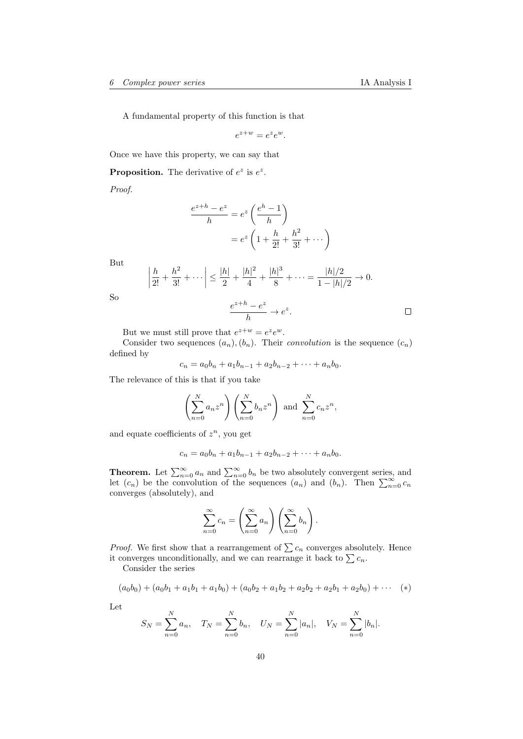A fundamental property of this function is that

$$e^{z+w} = e^z e^w.$$

Once we have this property, we can say that

**Proposition.** The derivative of $e^z$ is $e^z$.

*Proof.*

$$\begin{aligned}
\frac{e^{z+h} - e^z}{h} &= e^z \left(\frac{e^h - 1}{h}\right) \\
&= e^z \left(1 + \frac{h}{2!} + \frac{h^2}{3!} + \cdots\right)
\end{aligned}$$

But

$$\left|\frac{h}{2!} + \frac{h^2}{3!} + \cdots\right| \leq \frac{|h|}{2} + \frac{|h|^2}{4} + \frac{|h|^3}{8} + \cdots = \frac{|h|/2}{1 - |h|/2} \to 0.$$

So

$$\frac{e^{z+h} - e^z}{h} \to e^z.$$

□

But we must still prove that $e^{z+w} = e^z e^w$.

Consider two sequences $(a_n), (b_n)$. Their *convolution* is the sequence $(c_n)$ defined by

$$c_n = a_0 b_n + a_1 b_{n-1} + a_2 b_{n-2} + \cdots + a_n b_0.$$

The relevance of this is that if you take

$$\left(\sum_{n=0}^N a_n z^n\right)\left(\sum_{n=0}^N b_n z^n\right) \text{ and } \sum_{n=0}^N c_n z^n,$$

and equate coefficients of $z^n$, you get

$$c_n = a_0 b_n + a_1 b_{n-1} + a_2 b_{n-2} + \cdots + a_n b_0.$$

**Theorem.** Let $\sum_{n=0}^\infty a_n$ and $\sum_{n=0}^\infty b_n$ be two absolutely convergent series, and let $(c_n)$ be the convolution of the sequences $(a_n)$ and $(b_n)$. Then $\sum_{n=0}^\infty c_n$ converges (absolutely), and

$$\sum_{n=0}^\infty c_n = \left(\sum_{n=0}^\infty a_n\right)\left(\sum_{n=0}^\infty b_n\right).$$

*Proof.* We first show that a rearrangement of $\sum c_n$ converges absolutely. Hence it converges unconditionally, and we can rearrange it back to $\sum c_n$.

Consider the series

$$(a_0 b_0) + (a_0 b_1 + a_1 b_1 + a_1 b_0) + (a_0 b_2 + a_1 b_2 + a_2 b_2 + a_2 b_1 + a_2 b_0) + \cdots \quad (*)$$

Let

$$S_N = \sum_{n=0}^N a_n, \quad T_N = \sum_{n=0}^N b_n, \quad U_N = \sum_{n=0}^N |a_n|, \quad V_N = \sum_{n=0}^N |b_n|.$$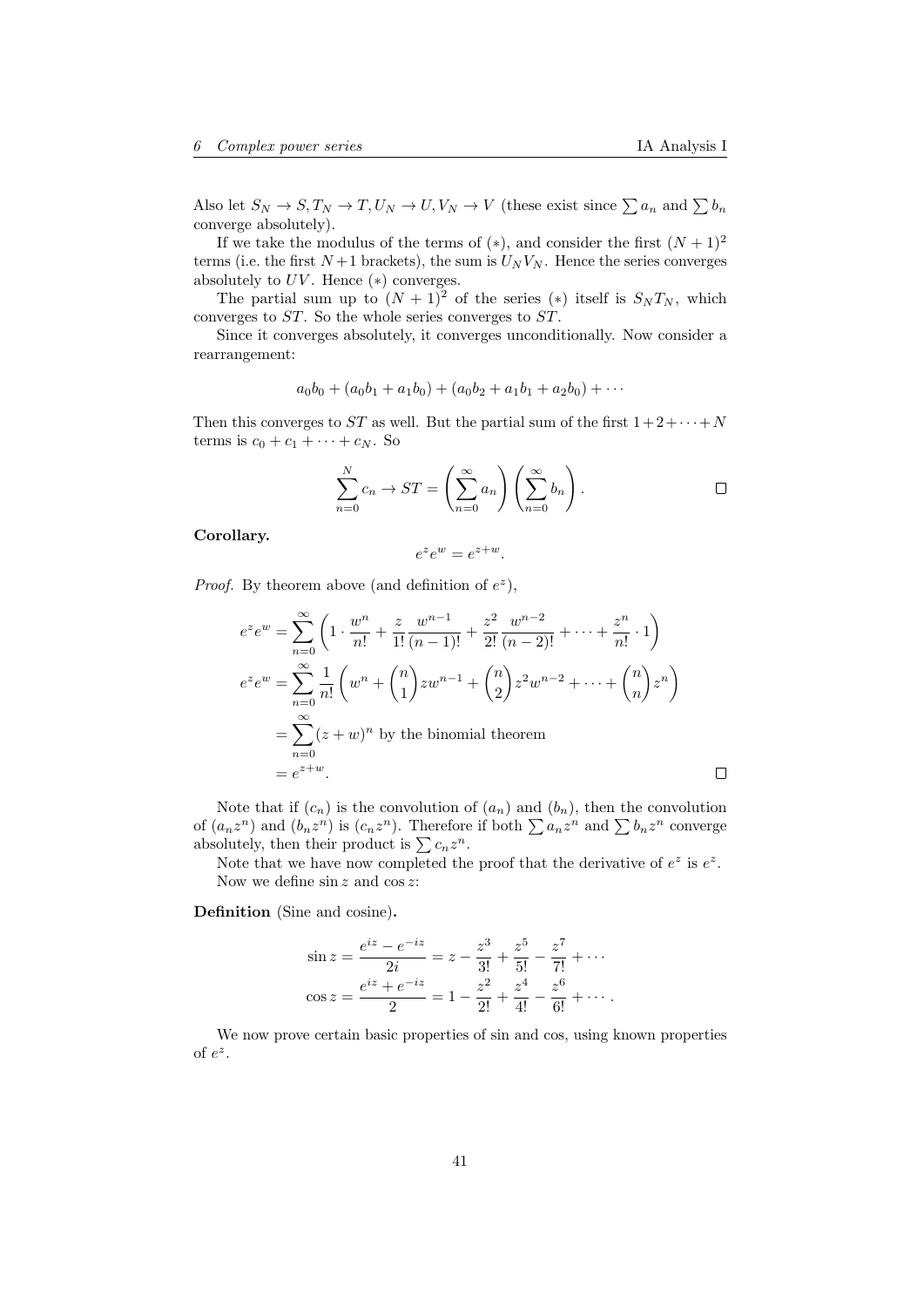Also let $S_N \to S, T_N \to T, U_N \to U, V_N \to V$ (these exist since $\sum a_n$ and $\sum b_n$ converge absolutely).

If we take the modulus of the terms of $(*)$, and consider the first $(N+1)^2$ terms (i.e. the first $N+1$ brackets), the sum is $U_N V_N$. Hence the series converges absolutely to $UV$. Hence $(*)$ converges.

The partial sum up to $(N+1)^2$ of the series $(*)$ itself is $S_N T_N$, which converges to $ST$. So the whole series converges to $ST$.

Since it converges absolutely, it converges unconditionally. Now consider a rearrangement:

$$a_0 b_0 + (a_0 b_1 + a_1 b_0) + (a_0 b_2 + a_1 b_1 + a_2 b_0) + \cdots$$

Then this converges to $ST$ as well. But the partial sum of the first $1 + 2 + \cdots + N$ terms is $c_0 + c_1 + \cdots + c_N$. So

$$\sum_{n=0}^{N} c_n \to ST = \left(\sum_{n=0}^{\infty} a_n\right)\left(\sum_{n=0}^{\infty} b_n\right). \qquad \square$$

**Corollary.**

$$e^z e^w = e^{z+w}.$$

*Proof.* By theorem above (and definition of $e^z$),

$$\begin{aligned}
e^z e^w &= \sum_{n=0}^{\infty}\left(1 \cdot \frac{w^n}{n!} + \frac{z}{1!}\frac{w^{n-1}}{(n-1)!} + \frac{z^2}{2!}\frac{w^{n-2}}{(n-2)!} + \cdots + \frac{z^n}{n!}\cdot 1\right)\\
e^z e^w &= \sum_{n=0}^{\infty} \frac{1}{n!}\left(w^n + \binom{n}{1} z w^{n-1} + \binom{n}{2} z^2 w^{n-2} + \cdots + \binom{n}{n} z^n\right)\\
&= \sum_{n=0}^{\infty} (z+w)^n \text{ by the binomial theorem}\\
&= e^{z+w}.
\end{aligned} \qquad \square$$

Note that if $(c_n)$ is the convolution of $(a_n)$ and $(b_n)$, then the convolution of $(a_n z^n)$ and $(b_n z^n)$ is $(c_n z^n)$. Therefore if both $\sum a_n z^n$ and $\sum b_n z^n$ converge absolutely, then their product is $\sum c_n z^n$.

Note that we have now completed the proof that the derivative of $e^z$ is $e^z$.

Now we define $\sin z$ and $\cos z$:

**Definition** (Sine and cosine)**.**

$$\begin{aligned}
\sin z &= \frac{e^{iz} - e^{-iz}}{2i} = z - \frac{z^3}{3!} + \frac{z^5}{5!} - \frac{z^7}{7!} + \cdots\\
\cos z &= \frac{e^{iz} + e^{-iz}}{2} = 1 - \frac{z^2}{2!} + \frac{z^4}{4!} - \frac{z^6}{6!} + \cdots.
\end{aligned}$$

We now prove certain basic properties of sin and cos, using known properties of $e^z$.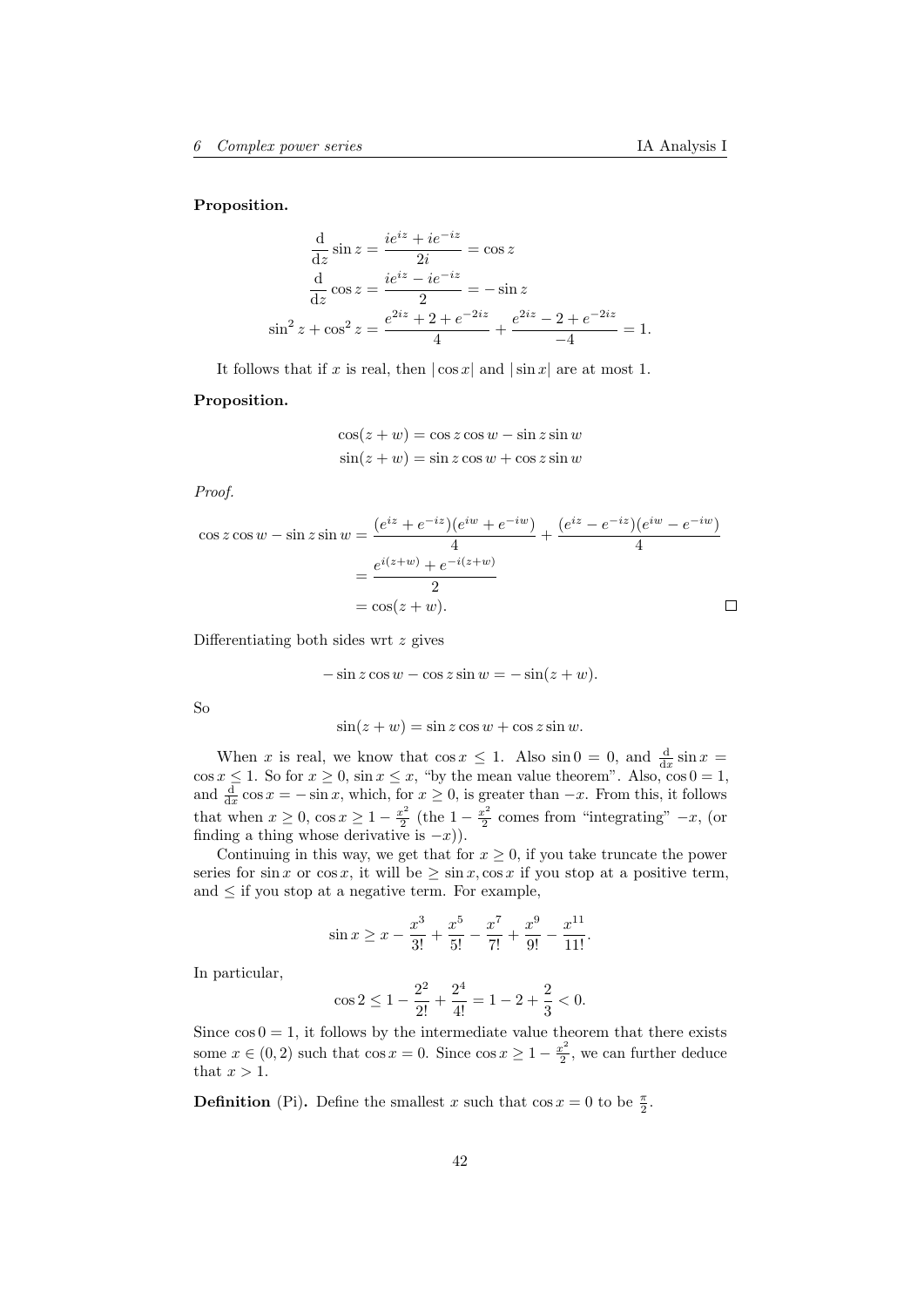**Proposition.**

$$\frac{\mathrm{d}}{\mathrm{d}z}\sin z = \frac{ie^{iz} + ie^{-iz}}{2i} = \cos z$$
$$\frac{\mathrm{d}}{\mathrm{d}z}\cos z = \frac{ie^{iz} - ie^{-iz}}{2} = -\sin z$$
$$\sin^2 z + \cos^2 z = \frac{e^{2iz} + 2 + e^{-2iz}}{4} + \frac{e^{2iz} - 2 + e^{-2iz}}{-4} = 1.$$

It follows that if $x$ is real, then $|\cos x|$ and $|\sin x|$ are at most 1.

**Proposition.**

$$\cos(z + w) = \cos z \cos w - \sin z \sin w$$
$$\sin(z + w) = \sin z \cos w + \cos z \sin w$$

*Proof.*

$$\begin{aligned}
\cos z \cos w - \sin z \sin w &= \frac{(e^{iz} + e^{-iz})(e^{iw} + e^{-iw})}{4} + \frac{(e^{iz} - e^{-iz})(e^{iw} - e^{-iw})}{4} \\
&= \frac{e^{i(z+w)} + e^{-i(z+w)}}{2} \\
&= \cos(z + w).
\end{aligned}$$

□

Differentiating both sides wrt $z$ gives

$$-\sin z \cos w - \cos z \sin w = -\sin(z + w).$$

So

$$\sin(z + w) = \sin z \cos w + \cos z \sin w.$$

When $x$ is real, we know that $\cos x \leq 1$. Also $\sin 0 = 0$, and $\frac{\mathrm{d}}{\mathrm{d}x}\sin x = \cos x \leq 1$. So for $x \geq 0$, $\sin x \leq x$, "by the mean value theorem". Also, $\cos 0 = 1$, and $\frac{\mathrm{d}}{\mathrm{d}x}\cos x = -\sin x$, which, for $x \geq 0$, is greater than $-x$. From this, it follows that when $x \geq 0$, $\cos x \geq 1 - \frac{x^2}{2}$ (the $1 - \frac{x^2}{2}$ comes from "integrating" $-x$, (or finding a thing whose derivative is $-x$)).

Continuing in this way, we get that for $x \geq 0$, if you take truncate the power series for $\sin x$ or $\cos x$, it will be $\geq \sin x, \cos x$ if you stop at a positive term, and $\leq$ if you stop at a negative term. For example,

$$\sin x \geq x - \frac{x^3}{3!} + \frac{x^5}{5!} - \frac{x^7}{7!} + \frac{x^9}{9!} - \frac{x^{11}}{11!}.$$

In particular,

$$\cos 2 \leq 1 - \frac{2^2}{2!} + \frac{2^4}{4!} = 1 - 2 + \frac{2}{3} < 0.$$

Since $\cos 0 = 1$, it follows by the intermediate value theorem that there exists some $x \in (0, 2)$ such that $\cos x = 0$. Since $\cos x \geq 1 - \frac{x^2}{2}$, we can further deduce that $x > 1$.

**Definition** (Pi)**.** Define the smallest $x$ such that $\cos x = 0$ to be $\frac{\pi}{2}$.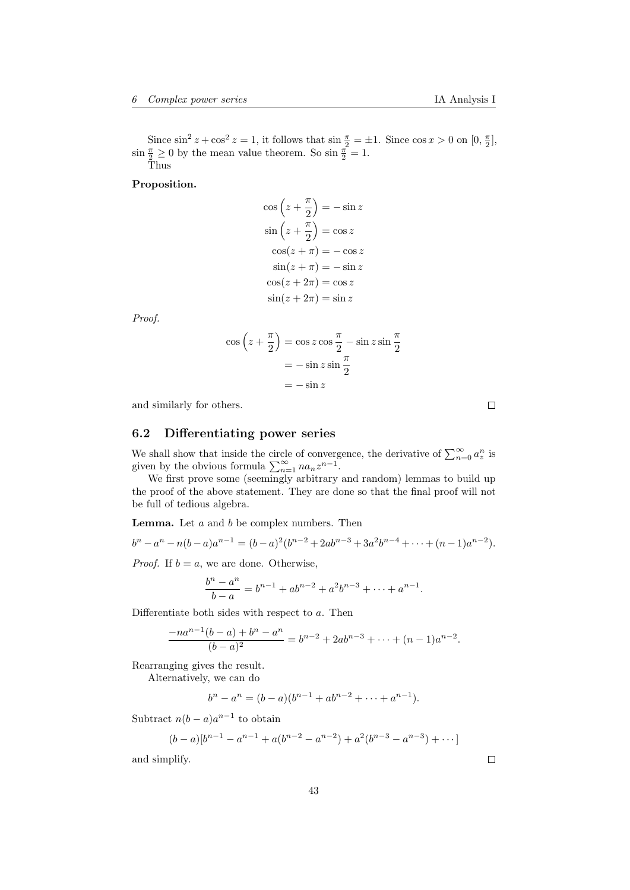Since $\sin^2 z + \cos^2 z = 1$, it follows that $\sin \frac{\pi}{2} = \pm 1$. Since $\cos x > 0$ on $[0, \frac{\pi}{2}]$, $\sin \frac{\pi}{2} \geq 0$ by the mean value theorem. So $\sin \frac{\pi}{2} = 1$.

Thus

**Proposition.**

$$\begin{aligned}
\cos\left(z + \frac{\pi}{2}\right) &= -\sin z \\
\sin\left(z + \frac{\pi}{2}\right) &= \cos z \\
\cos(z + \pi) &= -\cos z \\
\sin(z + \pi) &= -\sin z \\
\cos(z + 2\pi) &= \cos z \\
\sin(z + 2\pi) &= \sin z
\end{aligned}$$

*Proof.*

$$\begin{aligned}
\cos\left(z + \frac{\pi}{2}\right) &= \cos z \cos \frac{\pi}{2} - \sin z \sin \frac{\pi}{2} \\
&= -\sin z \sin \frac{\pi}{2} \\
&= -\sin z
\end{aligned}$$

and similarly for others. □

## 6.2 Differentiating power series

We shall show that inside the circle of convergence, the derivative of $\sum_{n=0}^\infty a_z^n$ is given by the obvious formula $\sum_{n=1}^\infty n a_n z^{n-1}$.

We first prove some (seemingly arbitrary and random) lemmas to build up the proof of the above statement. They are done so that the final proof will not be full of tedious algebra.

**Lemma.** Let $a$ and $b$ be complex numbers. Then

$$b^n - a^n - n(b-a)a^{n-1} = (b-a)^2(b^{n-2} + 2ab^{n-3} + 3a^2b^{n-4} + \cdots + (n-1)a^{n-2}).$$

*Proof.* If $b = a$, we are done. Otherwise,

$$\frac{b^n - a^n}{b - a} = b^{n-1} + ab^{n-2} + a^2b^{n-3} + \cdots + a^{n-1}.$$

Differentiate both sides with respect to $a$. Then

$$\frac{-na^{n-1}(b-a) + b^n - a^n}{(b-a)^2} = b^{n-2} + 2ab^{n-3} + \cdots + (n-1)a^{n-2}.$$

Rearranging gives the result.

Alternatively, we can do

$$b^n - a^n = (b-a)(b^{n-1} + ab^{n-2} + \cdots + a^{n-1}).$$

Subtract $n(b-a)a^{n-1}$ to obtain

$$(b-a)[b^{n-1} - a^{n-1} + a(b^{n-2} - a^{n-2}) + a^2(b^{n-3} - a^{n-3}) + \cdots]$$

and simplify. □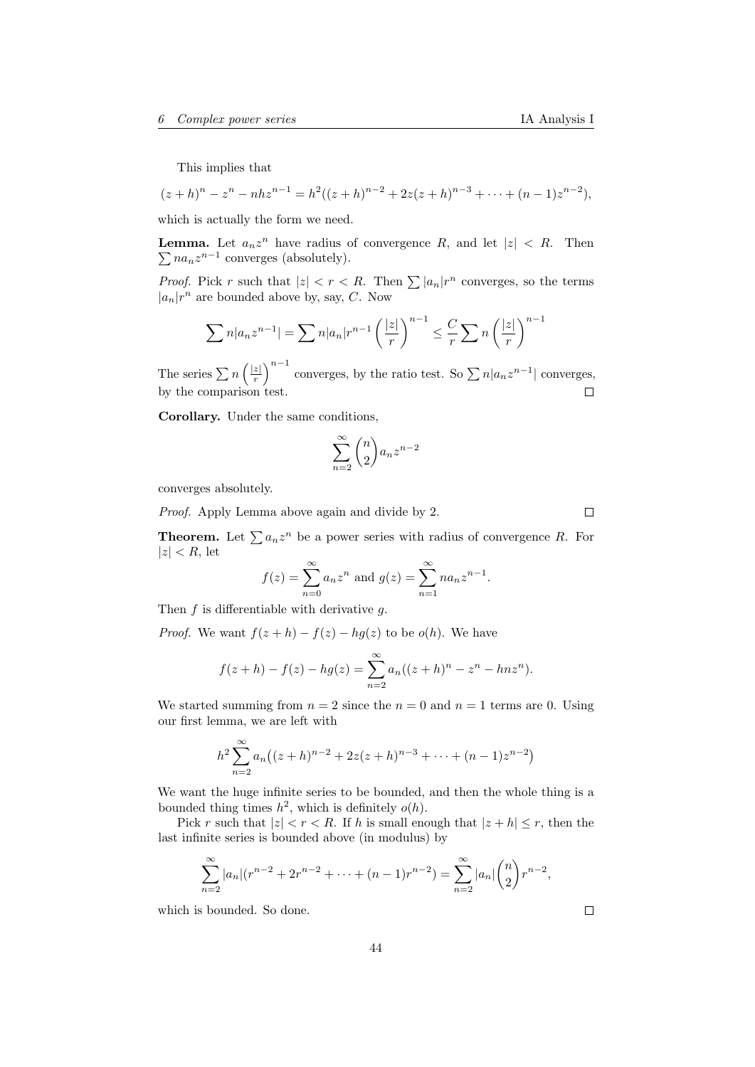This implies that

$$(z+h)^n - z^n - nhz^{n-1} = h^2((z+h)^{n-2} + 2z(z+h)^{n-3} + \cdots + (n-1)z^{n-2}),$$

which is actually the form we need.

**Lemma.** Let $a_n z^n$ have radius of convergence $R$, and let $|z| < R$. Then $\sum na_n z^{n-1}$ converges (absolutely).

*Proof.* Pick $r$ such that $|z| < r < R$. Then $\sum |a_n| r^n$ converges, so the terms $|a_n| r^n$ are bounded above by, say, $C$. Now

$$\sum n|a_n z^{n-1}| = \sum n|a_n| r^{n-1} \left(\frac{|z|}{r}\right)^{n-1} \leq \frac{C}{r} \sum n \left(\frac{|z|}{r}\right)^{n-1}$$

The series $\sum n \left(\frac{|z|}{r}\right)^{n-1}$ converges, by the ratio test. So $\sum n|a_n z^{n-1}|$ converges, by the comparison test. ∎

**Corollary.** Under the same conditions,

$$\sum_{n=2}^{\infty} \binom{n}{2} a_n z^{n-2}$$

converges absolutely.

*Proof.* Apply Lemma above again and divide by 2. ∎

**Theorem.** Let $\sum a_n z^n$ be a power series with radius of convergence $R$. For $|z| < R$, let

$$f(z) = \sum_{n=0}^{\infty} a_n z^n \text{ and } g(z) = \sum_{n=1}^{\infty} na_n z^{n-1}.$$

Then $f$ is differentiable with derivative $g$.

*Proof.* We want $f(z+h) - f(z) - hg(z)$ to be $o(h)$. We have

$$f(z+h) - f(z) - hg(z) = \sum_{n=2}^{\infty} a_n((z+h)^n - z^n - hnz^n).$$

We started summing from $n = 2$ since the $n = 0$ and $n = 1$ terms are 0. Using our first lemma, we are left with

$$h^2 \sum_{n=2}^{\infty} a_n \big((z+h)^{n-2} + 2z(z+h)^{n-3} + \cdots + (n-1)z^{n-2}\big)$$

We want the huge infinite series to be bounded, and then the whole thing is a bounded thing times $h^2$, which is definitely $o(h)$.

Pick $r$ such that $|z| < r < R$. If $h$ is small enough that $|z+h| \leq r$, then the last infinite series is bounded above (in modulus) by

$$\sum_{n=2}^{\infty} |a_n|(r^{n-2} + 2r^{n-2} + \cdots + (n-1)r^{n-2}) = \sum_{n=2}^{\infty} |a_n| \binom{n}{2} r^{n-2},$$

which is bounded. So done. ∎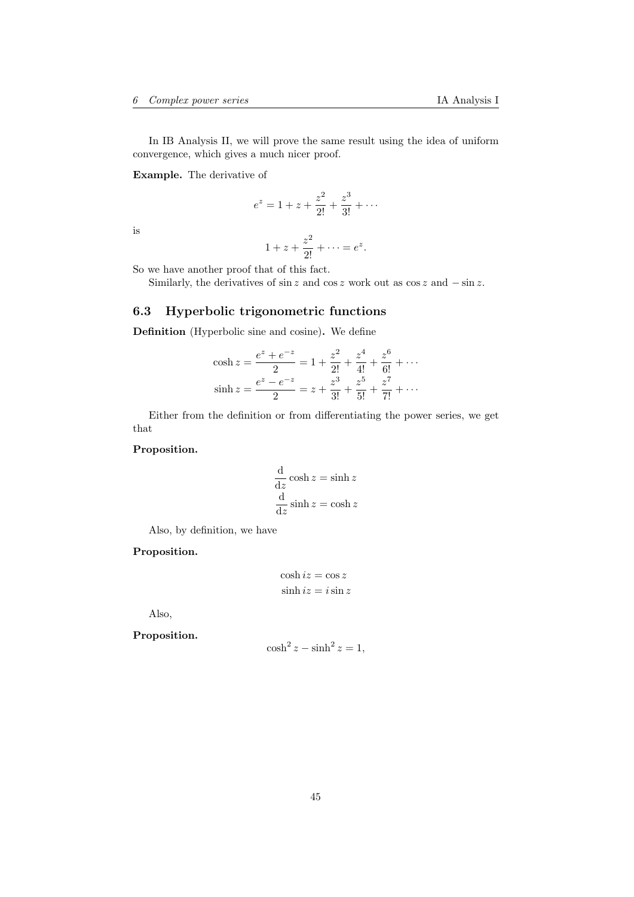In IB Analysis II, we will prove the same result using the idea of uniform convergence, which gives a much nicer proof.

**Example.** The derivative of

$$e^z = 1 + z + \frac{z^2}{2!} + \frac{z^3}{3!} + \cdots$$

is

$$1 + z + \frac{z^2}{2!} + \cdots = e^z.$$

So we have another proof that of this fact.

Similarly, the derivatives of $\sin z$ and $\cos z$ work out as $\cos z$ and $-\sin z$.

## 6.3 Hyperbolic trigonometric functions

**Definition** (Hyperbolic sine and cosine)**.** We define

$$\begin{aligned}
\cosh z &= \frac{e^z + e^{-z}}{2} = 1 + \frac{z^2}{2!} + \frac{z^4}{4!} + \frac{z^6}{6!} + \cdots \\
\sinh z &= \frac{e^z - e^{-z}}{2} = z + \frac{z^3}{3!} + \frac{z^5}{5!} + \frac{z^7}{7!} + \cdots
\end{aligned}$$

Either from the definition or from differentiating the power series, we get that

**Proposition.**

$$\begin{aligned}
\frac{\mathrm{d}}{\mathrm{d}z} \cosh z &= \sinh z \\
\frac{\mathrm{d}}{\mathrm{d}z} \sinh z &= \cosh z
\end{aligned}$$

Also, by definition, we have

**Proposition.**

$$\begin{aligned}
\cosh iz &= \cos z \\
\sinh iz &= i \sin z
\end{aligned}$$

Also,

**Proposition.**

$$\cosh^2 z - \sinh^2 z = 1,$$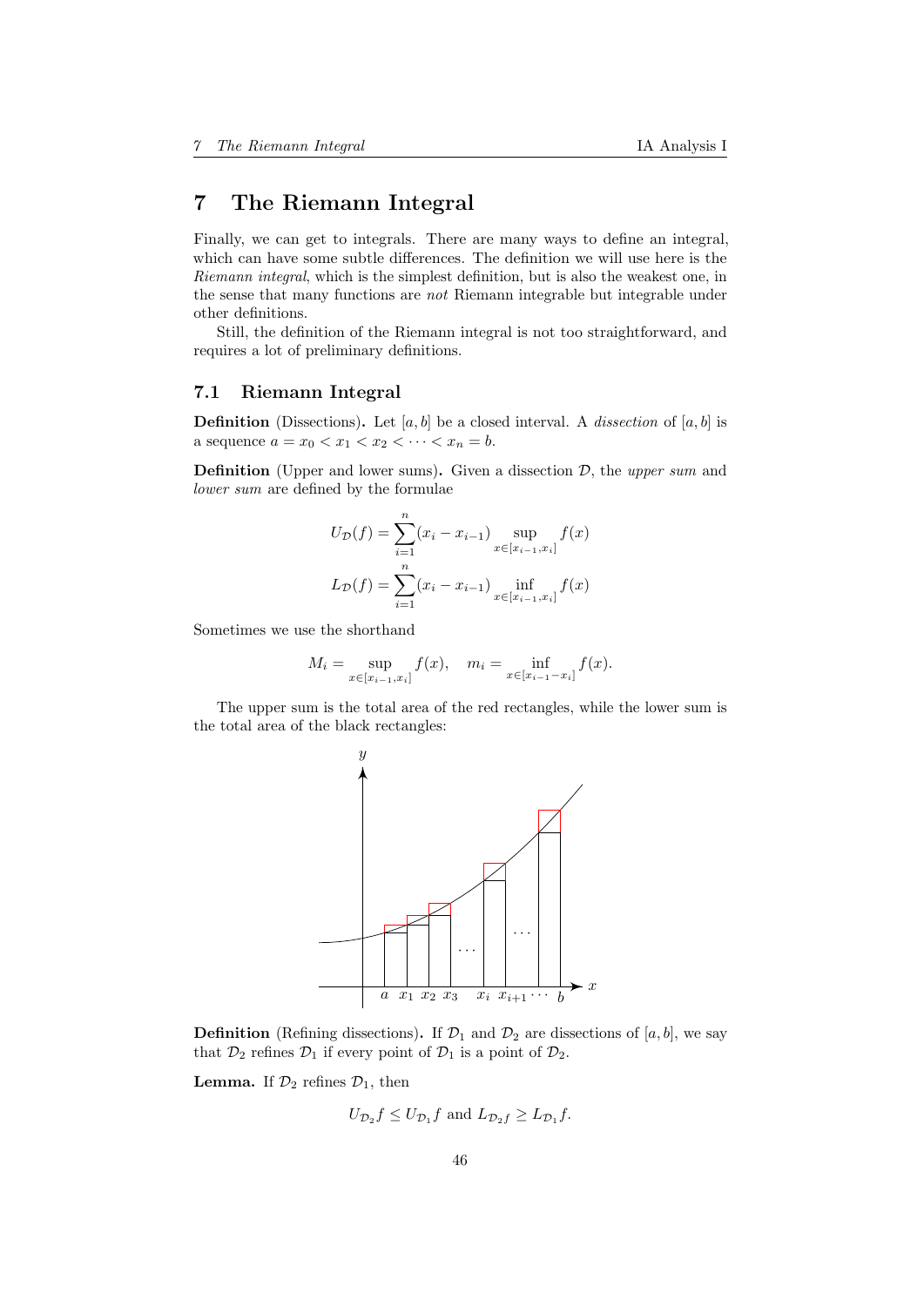# 7 The Riemann Integral

Finally, we can get to integrals. There are many ways to define an integral, which can have some subtle differences. The definition we will use here is the *Riemann integral*, which is the simplest definition, but is also the weakest one, in the sense that many functions are *not* Riemann integrable but integrable under other definitions.

Still, the definition of the Riemann integral is not too straightforward, and requires a lot of preliminary definitions.

## 7.1 Riemann Integral

**Definition** (Dissections)**.** Let $[a, b]$ be a closed interval. A *dissection* of $[a, b]$ is a sequence $a = x_0 < x_1 < x_2 < \cdots < x_n = b$.

**Definition** (Upper and lower sums)**.** Given a dissection $\mathcal{D}$, the *upper sum* and *lower sum* are defined by the formulae

$$U_{\mathcal{D}}(f) = \sum_{i=1}^{n} (x_i - x_{i-1}) \sup_{x \in [x_{i-1}, x_i]} f(x)$$

$$L_{\mathcal{D}}(f) = \sum_{i=1}^{n} (x_i - x_{i-1}) \inf_{x \in [x_{i-1}, x_i]} f(x)$$

Sometimes we use the shorthand

$$M_i = \sup_{x \in [x_{i-1}, x_i]} f(x), \quad m_i = \inf_{x \in [x_{i-1} - x_i]} f(x).$$

The upper sum is the total area of the red rectangles, while the lower sum is the total area of the black rectangles:

**Definition** (Refining dissections)**.** If $\mathcal{D}_1$ and $\mathcal{D}_2$ are dissections of $[a, b]$, we say that $\mathcal{D}_2$ refines $\mathcal{D}_1$ if every point of $\mathcal{D}_1$ is a point of $\mathcal{D}_2$.

**Lemma.** If $\mathcal{D}_2$ refines $\mathcal{D}_1$, then

$$U_{\mathcal{D}_2} f \le U_{\mathcal{D}_1} f \text{ and } L_{\mathcal{D}_2 f} \ge L_{\mathcal{D}_1} f.$$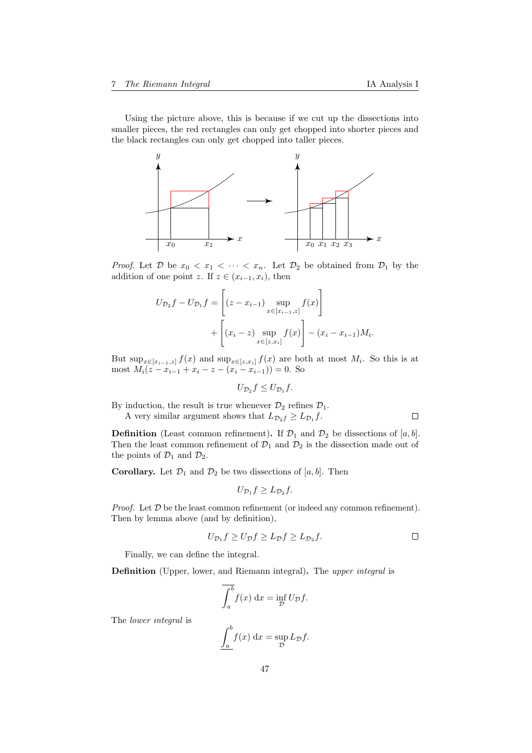Using the picture above, this is because if we cut up the dissections into smaller pieces, the red rectangles can only get chopped into shorter pieces and the black rectangles can only get chopped into taller pieces.

*Proof.* Let $\mathcal{D}$ be $x_0 < x_1 < \cdots < x_n$. Let $\mathcal{D}_2$ be obtained from $\mathcal{D}_1$ by the addition of one point $z$. If $z \in (x_{i-1}, x_i)$, then

$$U_{\mathcal{D}_2} f - U_{\mathcal{D}_1} f = \left[(z - x_{i-1}) \sup_{x \in [x_{i-1}, z]} f(x)\right] + \left[(x_i - z) \sup_{x \in [z, x_i]} f(x)\right] - (x_i - x_{i-1}) M_i.$$

But $\sup_{x \in [x_{i-1}, z]} f(x)$ and $\sup_{x \in [z, x_i]} f(x)$ are both at most $M_i$. So this is at most $M_i(z - x_{i-1} + x_i - z - (x_i - x_{i-1})) = 0$. So

$$U_{\mathcal{D}_2} f \leq U_{\mathcal{D}_1} f.$$

By induction, the result is true whenever $\mathcal{D}_2$ refines $\mathcal{D}_1$.

A very similar argument shows that $L_{\mathcal{D}_2 f} \geq L_{\mathcal{D}_1} f$. $\square$

**Definition** (Least common refinement)**.** If $\mathcal{D}_1$ and $\mathcal{D}_2$ be dissections of $[a, b]$. Then the least common refinement of $\mathcal{D}_1$ and $\mathcal{D}_2$ is the dissection made out of the points of $\mathcal{D}_1$ and $\mathcal{D}_2$.

**Corollary.** Let $\mathcal{D}_1$ and $\mathcal{D}_2$ be two dissections of $[a, b]$. Then

$$U_{\mathcal{D}_1} f \geq L_{\mathcal{D}_2} f.$$

*Proof.* Let $\mathcal{D}$ be the least common refinement (or indeed any common refinement). Then by lemma above (and by definition),

$$U_{\mathcal{D}_1} f \geq U_{\mathcal{D}} f \geq L_{\mathcal{D}} f \geq L_{\mathcal{D}_2} f.$$

$\square$

Finally, we can define the integral.

**Definition** (Upper, lower, and Riemann integral)**.** The *upper integral* is

$$\overline{\int_a^b} f(x)\;\mathrm{d}x = \inf_{\mathcal{D}} U_{\mathcal{D}} f.$$

The *lower integral* is

$$\underline{\int_a^b} f(x)\;\mathrm{d}x = \sup_{\mathcal{D}} L_{\mathcal{D}} f.$$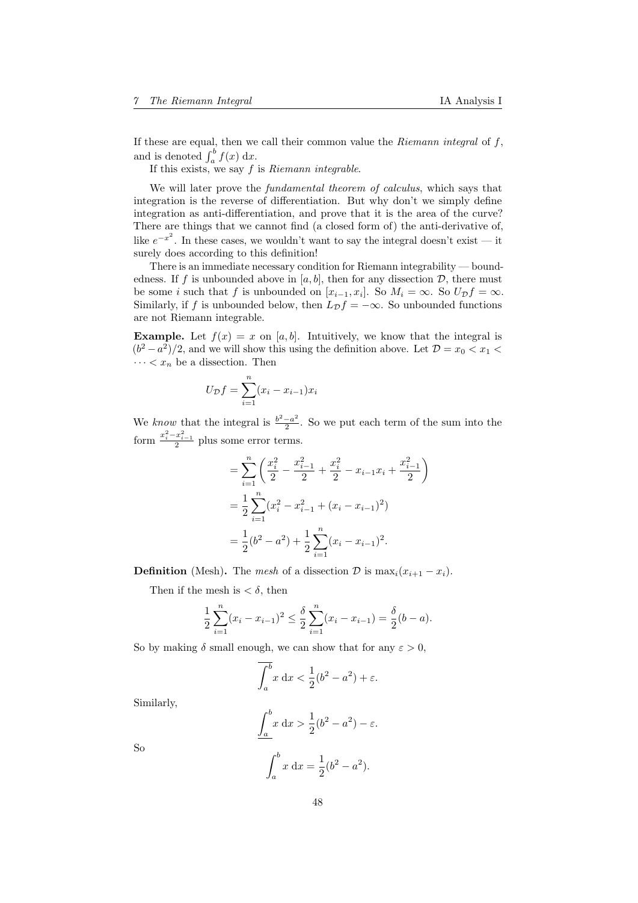If these are equal, then we call their common value the *Riemann integral* of $f$, and is denoted $\int_a^b f(x)\ \mathrm{d}x$.

If this exists, we say $f$ is *Riemann integrable*.

We will later prove the *fundamental theorem of calculus*, which says that integration is the reverse of differentiation. But why don't we simply define integration as anti-differentiation, and prove that it is the area of the curve? There are things that we cannot find (a closed form of) the anti-derivative of, like $e^{-x^2}$. In these cases, we wouldn't want to say the integral doesn't exist — it surely does according to this definition!

There is an immediate necessary condition for Riemann integrability — boundedness. If $f$ is unbounded above in $[a, b]$, then for any dissection $\mathcal{D}$, there must be some $i$ such that $f$ is unbounded on $[x_{i-1}, x_i]$. So $M_i = \infty$. So $U_{\mathcal{D}} f = \infty$. Similarly, if $f$ is unbounded below, then $L_{\mathcal{D}} f = -\infty$. So unbounded functions are not Riemann integrable.

**Example.** Let $f(x) = x$ on $[a, b]$. Intuitively, we know that the integral is $(b^2 - a^2)/2$, and we will show this using the definition above. Let $\mathcal{D} = x_0 < x_1 < \cdots < x_n$ be a dissection. Then

$$U_{\mathcal{D}} f = \sum_{i=1}^{n} (x_i - x_{i-1}) x_i$$

We *know* that the integral is $\frac{b^2 - a^2}{2}$. So we put each term of the sum into the form $\frac{x_i^2 - x_{i-1}^2}{2}$ plus some error terms.

$$\begin{aligned}
&= \sum_{i=1}^{n} \left( \frac{x_i^2}{2} - \frac{x_{i-1}^2}{2} + \frac{x_i^2}{2} - x_{i-1} x_i + \frac{x_{i-1}^2}{2} \right) \\
&= \frac{1}{2} \sum_{i=1}^{n} (x_i^2 - x_{i-1}^2 + (x_i - x_{i-1})^2) \\
&= \frac{1}{2}(b^2 - a^2) + \frac{1}{2} \sum_{i=1}^{n} (x_i - x_{i-1})^2.
\end{aligned}$$

**Definition** (Mesh)**.** The *mesh* of a dissection $\mathcal{D}$ is $\max_i (x_{i+1} - x_i)$.

Then if the mesh is $< \delta$, then

$$\frac{1}{2} \sum_{i=1}^{n} (x_i - x_{i-1})^2 \leq \frac{\delta}{2} \sum_{i=1}^{n} (x_i - x_{i-1}) = \frac{\delta}{2}(b - a).$$

So by making $\delta$ small enough, we can show that for any $\varepsilon > 0$,

$$\overline{\int_a^b} x\ \mathrm{d}x < \frac{1}{2}(b^2 - a^2) + \varepsilon.$$

Similarly,

$$\underline{\int_a^b} x\ \mathrm{d}x > \frac{1}{2}(b^2 - a^2) - \varepsilon.$$

So

$$\int_a^b x\ \mathrm{d}x = \frac{1}{2}(b^2 - a^2).$$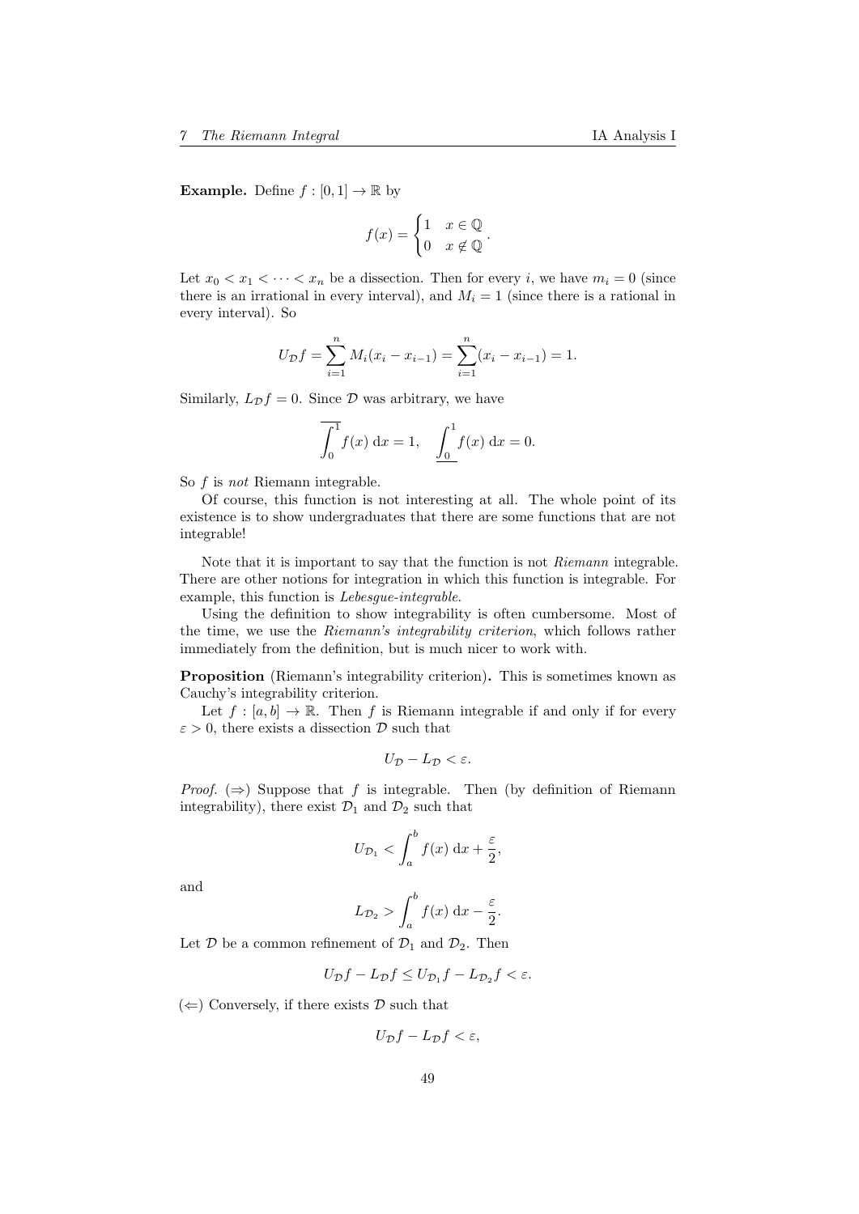**Example.** Define $f : [0, 1] \to \mathbb{R}$ by

$$f(x) = \begin{cases} 1 & x \in \mathbb{Q} \\ 0 & x \notin \mathbb{Q} \end{cases}.$$

Let $x_0 < x_1 < \cdots < x_n$ be a dissection. Then for every $i$, we have $m_i = 0$ (since there is an irrational in every interval), and $M_i = 1$ (since there is a rational in every interval). So

$$U_{\mathcal{D}} f = \sum_{i=1}^{n} M_i (x_i - x_{i-1}) = \sum_{i=1}^{n} (x_i - x_{i-1}) = 1.$$

Similarly, $L_{\mathcal{D}} f = 0$. Since $\mathcal{D}$ was arbitrary, we have

$$\overline{\int_0^1} f(x)\ \mathrm{d}x = 1, \quad \underline{\int_0^1} f(x)\ \mathrm{d}x = 0.$$

So $f$ is *not* Riemann integrable.

Of course, this function is not interesting at all. The whole point of its existence is to show undergraduates that there are some functions that are not integrable!

Note that it is important to say that the function is not *Riemann* integrable. There are other notions for integration in which this function is integrable. For example, this function is *Lebesgue-integrable*.

Using the definition to show integrability is often cumbersome. Most of the time, we use the *Riemann's integrability criterion*, which follows rather immediately from the definition, but is much nicer to work with.

**Proposition** (Riemann's integrability criterion)**.** This is sometimes known as Cauchy's integrability criterion.

Let $f : [a, b] \to \mathbb{R}$. Then $f$ is Riemann integrable if and only if for every $\varepsilon > 0$, there exists a dissection $\mathcal{D}$ such that

$$U_{\mathcal{D}} - L_{\mathcal{D}} < \varepsilon.$$

*Proof.* ($\Rightarrow$) Suppose that $f$ is integrable. Then (by definition of Riemann integrability), there exist $\mathcal{D}_1$ and $\mathcal{D}_2$ such that

$$U_{\mathcal{D}_1} < \int_a^b f(x)\ \mathrm{d}x + \frac{\varepsilon}{2},$$

and

$$L_{\mathcal{D}_2} > \int_a^b f(x)\ \mathrm{d}x - \frac{\varepsilon}{2}.$$

Let $\mathcal{D}$ be a common refinement of $\mathcal{D}_1$ and $\mathcal{D}_2$. Then

$$U_{\mathcal{D}} f - L_{\mathcal{D}} f \leq U_{\mathcal{D}_1} f - L_{\mathcal{D}_2} f < \varepsilon.$$

($\Leftarrow$) Conversely, if there exists $\mathcal{D}$ such that

$$U_{\mathcal{D}} f - L_{\mathcal{D}} f < \varepsilon,$$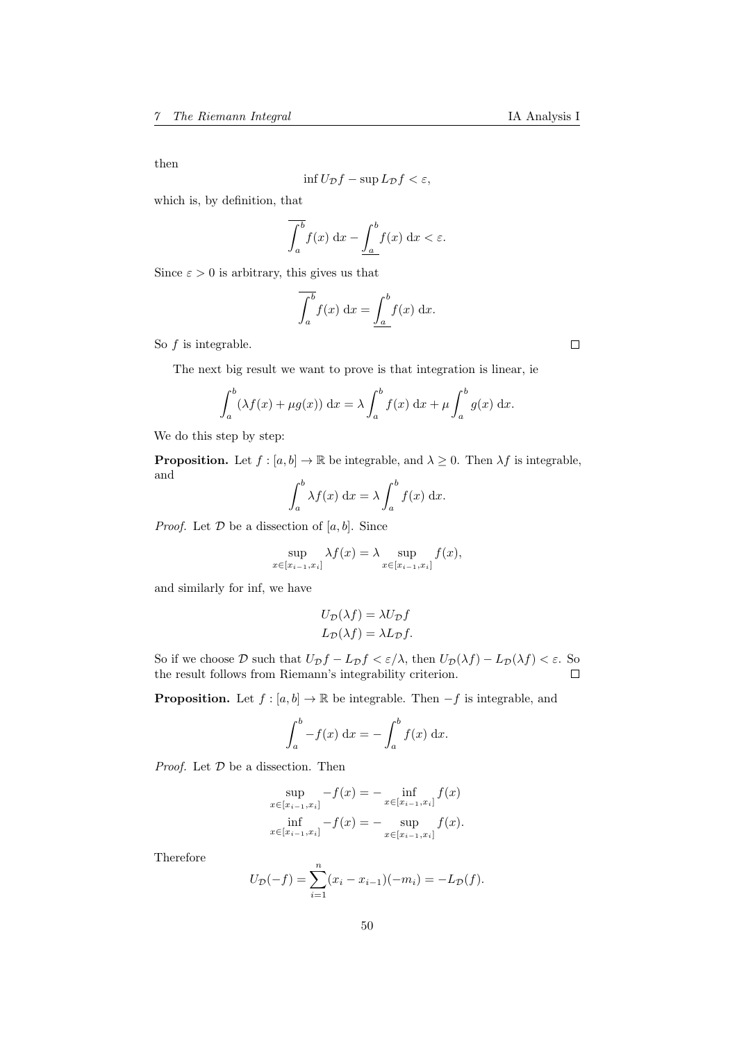then

$$\inf U_{\mathcal{D}} f - \sup L_{\mathcal{D}} f < \varepsilon,$$

which is, by definition, that

$$\overline{\int_a^b} f(x)\ \mathrm{d}x - \underline{\int_a^b} f(x)\ \mathrm{d}x < \varepsilon.$$

Since $\varepsilon > 0$ is arbitrary, this gives us that

$$\overline{\int_a^b} f(x)\ \mathrm{d}x = \underline{\int_a^b} f(x)\ \mathrm{d}x.$$

So $f$ is integrable. □

The next big result we want to prove is that integration is linear, ie

$$\int_a^b (\lambda f(x) + \mu g(x))\ \mathrm{d}x = \lambda \int_a^b f(x)\ \mathrm{d}x + \mu \int_a^b g(x)\ \mathrm{d}x.$$

We do this step by step:

**Proposition.** Let $f : [a, b] \to \mathbb{R}$ be integrable, and $\lambda \geq 0$. Then $\lambda f$ is integrable, and

$$\int_a^b \lambda f(x)\ \mathrm{d}x = \lambda \int_a^b f(x)\ \mathrm{d}x.$$

*Proof.* Let $\mathcal{D}$ be a dissection of $[a, b]$. Since

$$\sup_{x \in [x_{i-1}, x_i]} \lambda f(x) = \lambda \sup_{x \in [x_{i-1}, x_i]} f(x),$$

and similarly for inf, we have

$$\begin{aligned} U_{\mathcal{D}}(\lambda f) &= \lambda U_{\mathcal{D}} f \\ L_{\mathcal{D}}(\lambda f) &= \lambda L_{\mathcal{D}} f. \end{aligned}$$

So if we choose $\mathcal{D}$ such that $U_{\mathcal{D}} f - L_{\mathcal{D}} f < \varepsilon/\lambda$, then $U_{\mathcal{D}}(\lambda f) - L_{\mathcal{D}}(\lambda f) < \varepsilon$. So the result follows from Riemann's integrability criterion. □

**Proposition.** Let $f : [a, b] \to \mathbb{R}$ be integrable. Then $-f$ is integrable, and

$$\int_a^b -f(x)\ \mathrm{d}x = -\int_a^b f(x)\ \mathrm{d}x.$$

*Proof.* Let $\mathcal{D}$ be a dissection. Then

$$\begin{aligned} \sup_{x \in [x_{i-1}, x_i]} -f(x) &= -\inf_{x \in [x_{i-1}, x_i]} f(x) \\ \inf_{x \in [x_{i-1}, x_i]} -f(x) &= -\sup_{x \in [x_{i-1}, x_i]} f(x). \end{aligned}$$

Therefore

$$U_{\mathcal{D}}(-f) = \sum_{i=1}^{n} (x_i - x_{i-1})(-m_i) = -L_{\mathcal{D}}(f).$$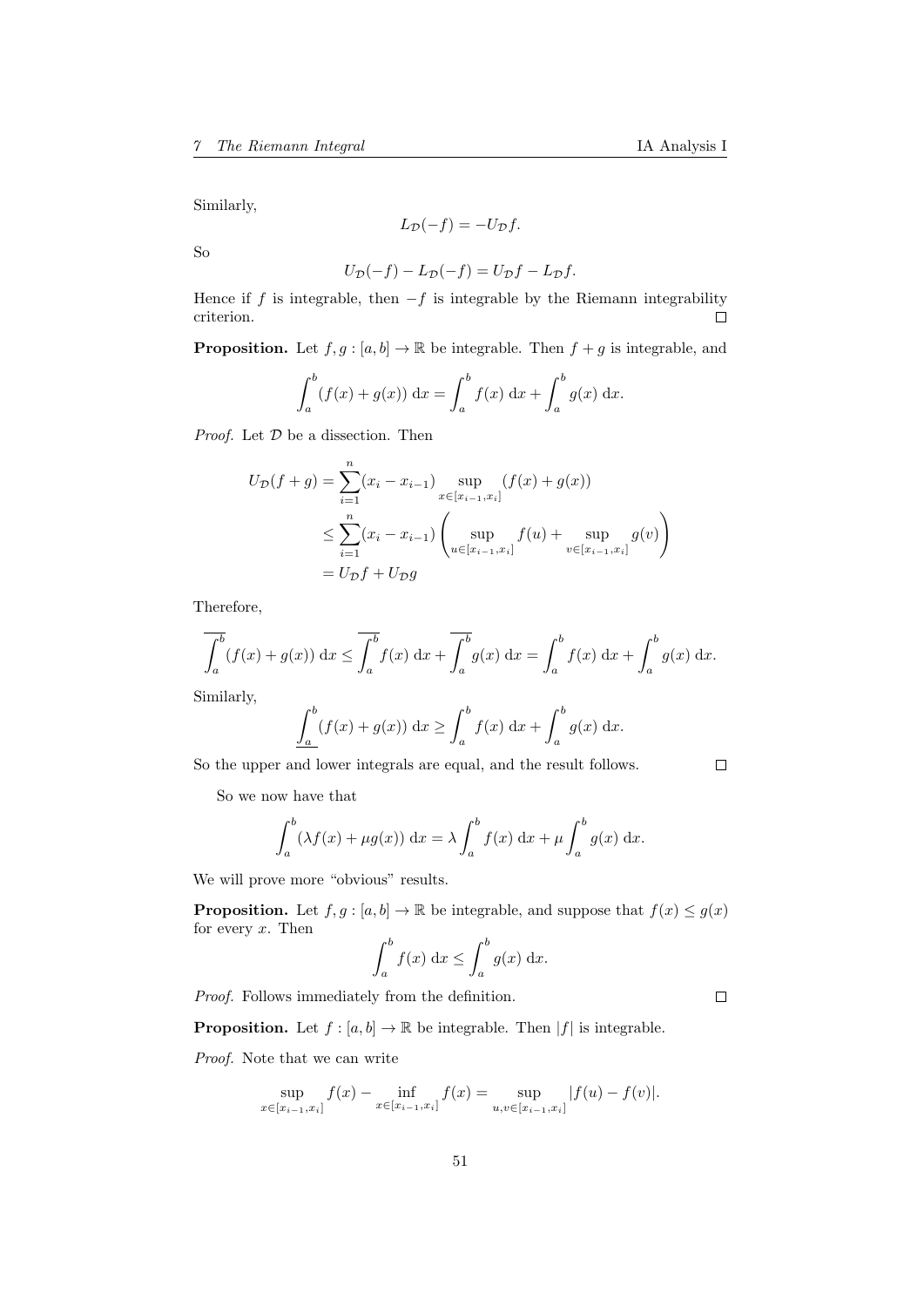Similarly,

$$L_{\mathcal{D}}(-f) = -U_{\mathcal{D}} f.$$

So

$$U_{\mathcal{D}}(-f) - L_{\mathcal{D}}(-f) = U_{\mathcal{D}} f - L_{\mathcal{D}} f.$$

Hence if $f$ is integrable, then $-f$ is integrable by the Riemann integrability criterion. □

**Proposition.** Let $f, g : [a, b] \to \mathbb{R}$ be integrable. Then $f + g$ is integrable, and

$$\int_a^b (f(x) + g(x))\;\mathrm{d}x = \int_a^b f(x)\;\mathrm{d}x + \int_a^b g(x)\;\mathrm{d}x.$$

*Proof.* Let $\mathcal{D}$ be a dissection. Then

$$\begin{aligned}
U_{\mathcal{D}}(f + g) &= \sum_{i=1}^{n} (x_i - x_{i-1}) \sup_{x \in [x_{i-1}, x_i]} (f(x) + g(x)) \\
&\leq \sum_{i=1}^{n} (x_i - x_{i-1}) \left( \sup_{u \in [x_{i-1}, x_i]} f(u) + \sup_{v \in [x_{i-1}, x_i]} g(v) \right) \\
&= U_{\mathcal{D}} f + U_{\mathcal{D}} g
\end{aligned}$$

Therefore,

$$\overline{\int_a^b} (f(x) + g(x))\;\mathrm{d}x \leq \overline{\int_a^b} f(x)\;\mathrm{d}x + \overline{\int_a^b} g(x)\;\mathrm{d}x = \int_a^b f(x)\;\mathrm{d}x + \int_a^b g(x)\;\mathrm{d}x.$$

Similarly,

$$\underline{\int_a^b} (f(x) + g(x))\;\mathrm{d}x \geq \int_a^b f(x)\;\mathrm{d}x + \int_a^b g(x)\;\mathrm{d}x.$$

So the upper and lower integrals are equal, and the result follows. □

So we now have that

$$\int_a^b (\lambda f(x) + \mu g(x))\;\mathrm{d}x = \lambda \int_a^b f(x)\;\mathrm{d}x + \mu \int_a^b g(x)\;\mathrm{d}x.$$

We will prove more "obvious" results.

**Proposition.** Let $f, g : [a, b] \to \mathbb{R}$ be integrable, and suppose that $f(x) \leq g(x)$ for every $x$. Then

$$\int_a^b f(x)\;\mathrm{d}x \leq \int_a^b g(x)\;\mathrm{d}x.$$

*Proof.* Follows immediately from the definition. □

**Proposition.** Let $f : [a, b] \to \mathbb{R}$ be integrable. Then $|f|$ is integrable.

*Proof.* Note that we can write

$$\sup_{x \in [x_{i-1}, x_i]} f(x) - \inf_{x \in [x_{i-1}, x_i]} f(x) = \sup_{u, v \in [x_{i-1}, x_i]} |f(u) - f(v)|.$$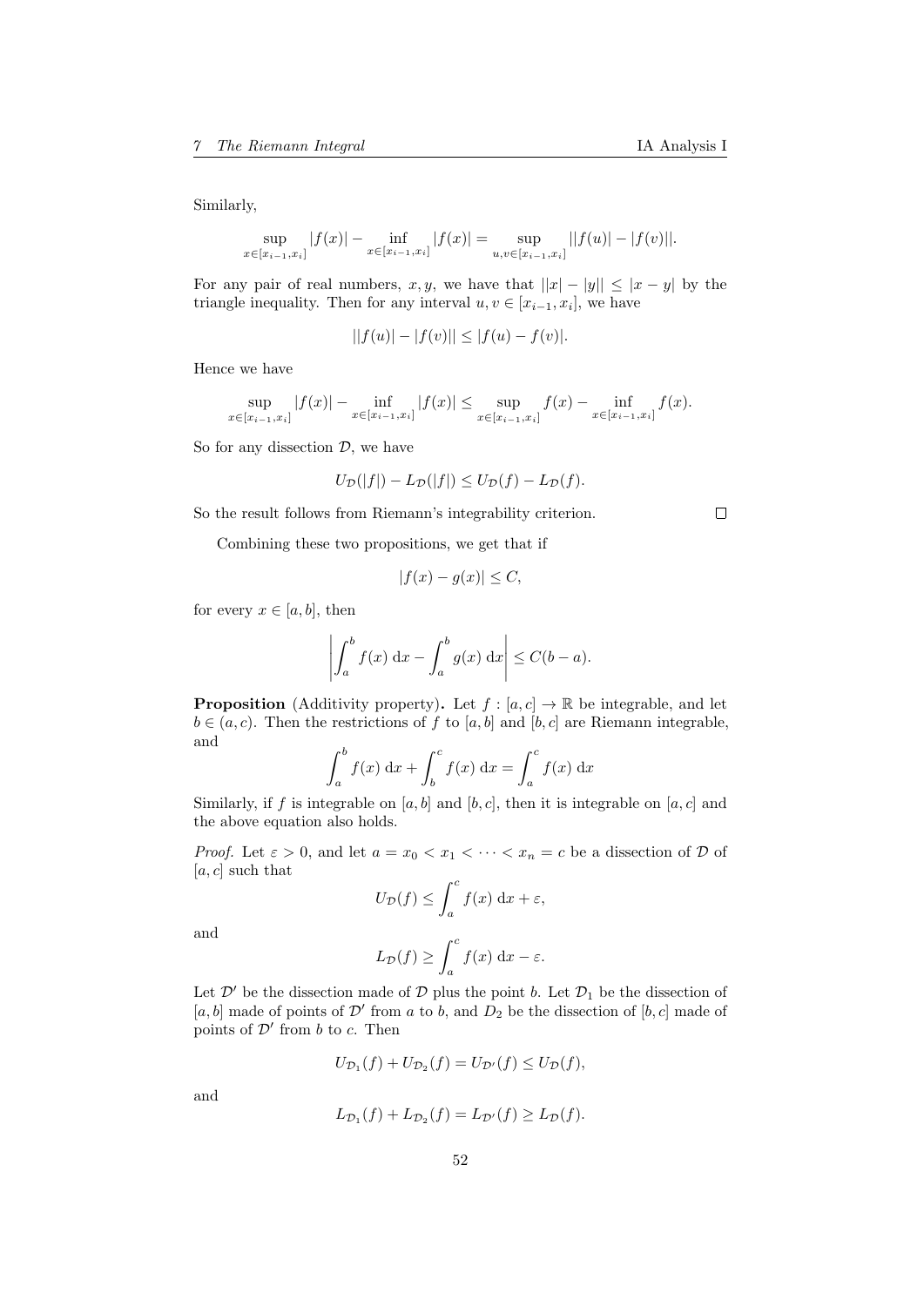Similarly,

$$\sup_{x\in[x_{i-1},x_i]} |f(x)| - \inf_{x\in[x_{i-1},x_i]} |f(x)| = \sup_{u,v\in[x_{i-1},x_i]} ||f(u)| - |f(v)||.$$

For any pair of real numbers, $x, y$, we have that $||x| - |y|| \leq |x - y|$ by the triangle inequality. Then for any interval $u, v \in [x_{i-1}, x_i]$, we have

$$||f(u)| - |f(v)|| \leq |f(u) - f(v)|.$$

Hence we have

$$\sup_{x\in[x_{i-1},x_i]} |f(x)| - \inf_{x\in[x_{i-1},x_i]} |f(x)| \leq \sup_{x\in[x_{i-1},x_i]} f(x) - \inf_{x\in[x_{i-1},x_i]} f(x).$$

So for any dissection $\mathcal{D}$, we have

$$U_\mathcal{D}(|f|) - L_\mathcal{D}(|f|) \leq U_\mathcal{D}(f) - L_\mathcal{D}(f).$$

So the result follows from Riemann's integrability criterion. □

Combining these two propositions, we get that if

$$|f(x) - g(x)| \leq C,$$

for every $x \in [a, b]$, then

$$\left| \int_a^b f(x)\ \mathrm{d}x - \int_a^b g(x)\ \mathrm{d}x \right| \leq C(b - a).$$

**Proposition** (Additivity property)**.** Let $f : [a, c] \to \mathbb{R}$ be integrable, and let $b \in (a, c)$. Then the restrictions of $f$ to $[a, b]$ and $[b, c]$ are Riemann integrable, and

$$\int_a^b f(x)\ \mathrm{d}x + \int_b^c f(x)\ \mathrm{d}x = \int_a^c f(x)\ \mathrm{d}x$$

Similarly, if $f$ is integrable on $[a, b]$ and $[b, c]$, then it is integrable on $[a, c]$ and the above equation also holds.

*Proof.* Let $\varepsilon > 0$, and let $a = x_0 < x_1 < \cdots < x_n = c$ be a dissection of $\mathcal{D}$ of $[a, c]$ such that

$$U_\mathcal{D}(f) \leq \int_a^c f(x)\ \mathrm{d}x + \varepsilon,$$

and

$$L_\mathcal{D}(f) \geq \int_a^c f(x)\ \mathrm{d}x - \varepsilon.$$

Let $\mathcal{D}'$ be the dissection made of $\mathcal{D}$ plus the point $b$. Let $\mathcal{D}_1$ be the dissection of $[a, b]$ made of points of $\mathcal{D}'$ from $a$ to $b$, and $D_2$ be the dissection of $[b, c]$ made of points of $\mathcal{D}'$ from $b$ to $c$. Then

$$U_{\mathcal{D}_1}(f) + U_{\mathcal{D}_2}(f) = U_{\mathcal{D}'}(f) \leq U_\mathcal{D}(f),$$

and

$$L_{\mathcal{D}_1}(f) + L_{\mathcal{D}_2}(f) = L_{\mathcal{D}'}(f) \geq L_\mathcal{D}(f).$$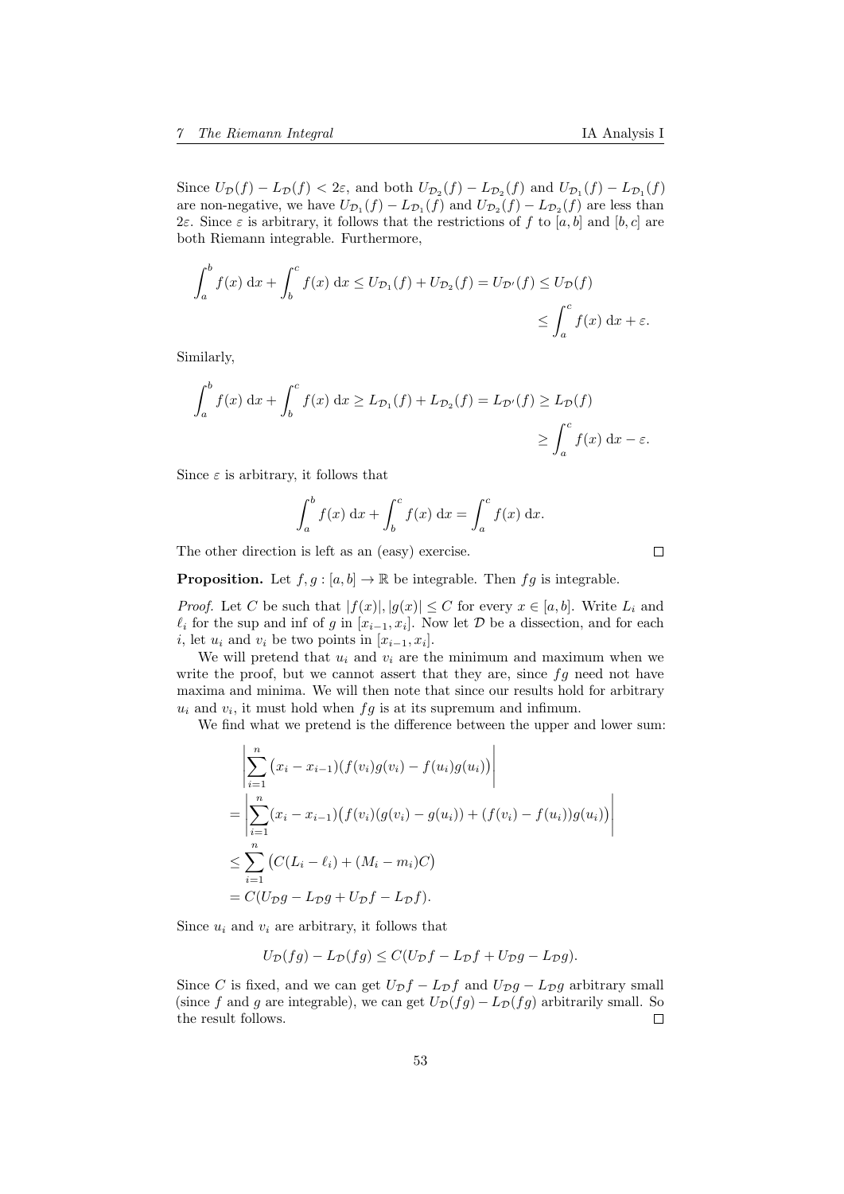Since $U_{\mathcal{D}}(f) - L_{\mathcal{D}}(f) < 2\varepsilon$, and both $U_{\mathcal{D}_2}(f) - L_{\mathcal{D}_2}(f)$ and $U_{\mathcal{D}_1}(f) - L_{\mathcal{D}_1}(f)$ are non-negative, we have $U_{\mathcal{D}_1}(f) - L_{\mathcal{D}_1}(f)$ and $U_{\mathcal{D}_2}(f) - L_{\mathcal{D}_2}(f)$ are less than $2\varepsilon$. Since $\varepsilon$ is arbitrary, it follows that the restrictions of $f$ to $[a, b]$ and $[b, c]$ are both Riemann integrable. Furthermore,

$$\int_a^b f(x)\ \mathrm{d}x + \int_b^c f(x)\ \mathrm{d}x \leq U_{\mathcal{D}_1}(f) + U_{\mathcal{D}_2}(f) = U_{\mathcal{D}'}(f) \leq U_{\mathcal{D}}(f) \leq \int_a^c f(x)\ \mathrm{d}x + \varepsilon.$$

Similarly,

$$\int_a^b f(x)\ \mathrm{d}x + \int_b^c f(x)\ \mathrm{d}x \geq L_{\mathcal{D}_1}(f) + L_{\mathcal{D}_2}(f) = L_{\mathcal{D}'}(f) \geq L_{\mathcal{D}}(f) \geq \int_a^c f(x)\ \mathrm{d}x - \varepsilon.$$

Since $\varepsilon$ is arbitrary, it follows that

$$\int_a^b f(x)\ \mathrm{d}x + \int_b^c f(x)\ \mathrm{d}x = \int_a^c f(x)\ \mathrm{d}x.$$

The other direction is left as an (easy) exercise. □

**Proposition.** Let $f, g : [a, b] \to \mathbb{R}$ be integrable. Then $fg$ is integrable.

*Proof.* Let $C$ be such that $|f(x)|, |g(x)| \leq C$ for every $x \in [a, b]$. Write $L_i$ and $\ell_i$ for the sup and inf of $g$ in $[x_{i-1}, x_i]$. Now let $\mathcal{D}$ be a dissection, and for each $i$, let $u_i$ and $v_i$ be two points in $[x_{i-1}, x_i]$.

We will pretend that $u_i$ and $v_i$ are the minimum and maximum when we write the proof, but we cannot assert that they are, since $fg$ need not have maxima and minima. We will then note that since our results hold for arbitrary $u_i$ and $v_i$, it must hold when $fg$ is at its supremum and infimum.

We find what we pretend is the difference between the upper and lower sum:

$$\begin{aligned}
&\left|\sum_{i=1}^n \big(x_i - x_{i-1})(f(v_i)g(v_i) - f(u_i)g(u_i)\big)\right| \\
&= \left|\sum_{i=1}^n (x_i - x_{i-1})\big(f(v_i)(g(v_i) - g(u_i)) + (f(v_i) - f(u_i))g(u_i)\big)\right| \\
&\leq \sum_{i=1}^n \big(C(L_i - \ell_i) + (M_i - m_i)C\big) \\
&= C(U_{\mathcal{D}}g - L_{\mathcal{D}}g + U_{\mathcal{D}}f - L_{\mathcal{D}}f).
\end{aligned}$$

Since $u_i$ and $v_i$ are arbitrary, it follows that

$$U_{\mathcal{D}}(fg) - L_{\mathcal{D}}(fg) \leq C(U_{\mathcal{D}}f - L_{\mathcal{D}}f + U_{\mathcal{D}}g - L_{\mathcal{D}}g).$$

Since $C$ is fixed, and we can get $U_{\mathcal{D}}f - L_{\mathcal{D}}f$ and $U_{\mathcal{D}}g - L_{\mathcal{D}}g$ arbitrary small (since $f$ and $g$ are integrable), we can get $U_{\mathcal{D}}(fg) - L_{\mathcal{D}}(fg)$ arbitrarily small. So the result follows. □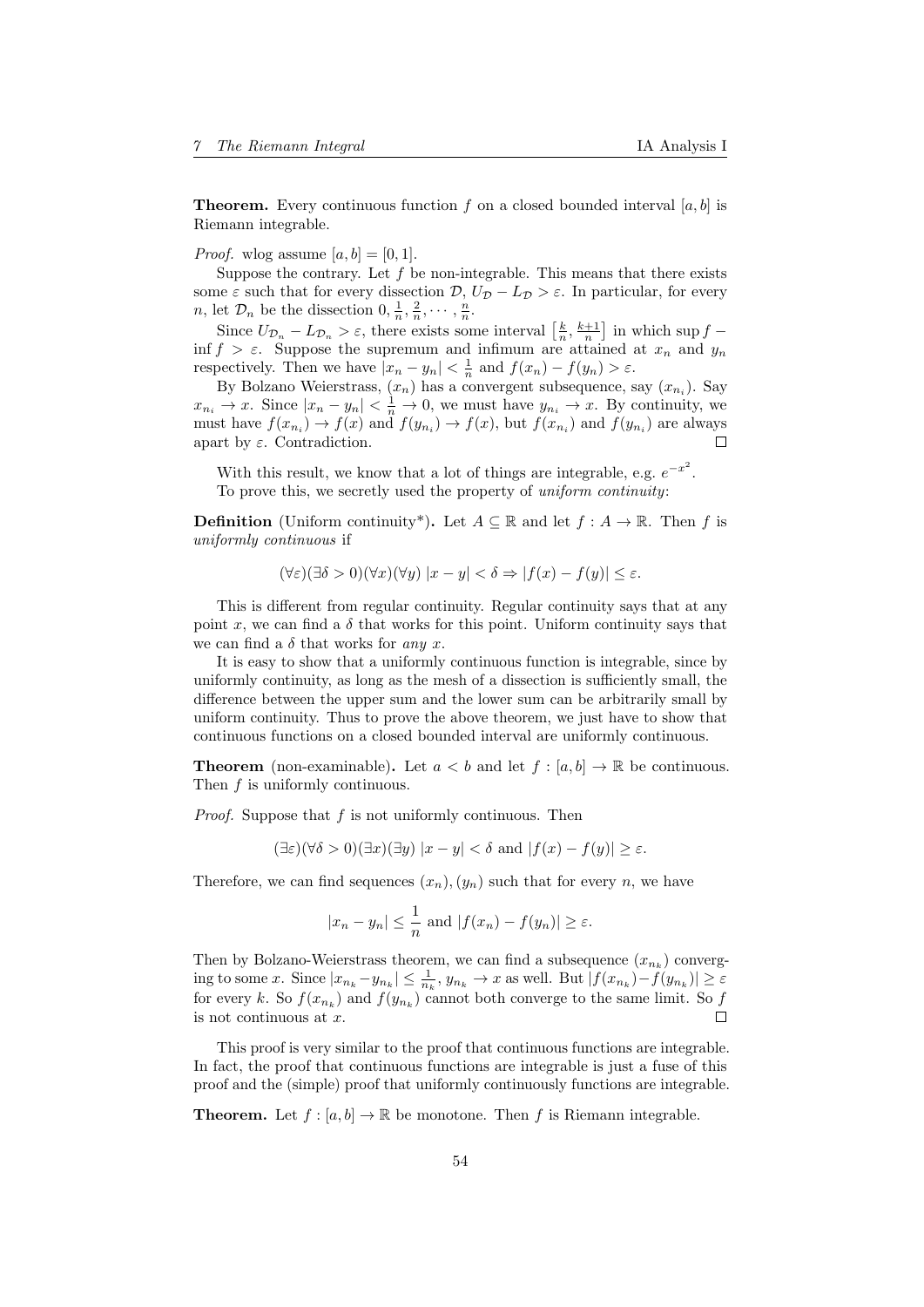**Theorem.** Every continuous function $f$ on a closed bounded interval $[a, b]$ is Riemann integrable.

*Proof.* wlog assume $[a, b] = [0, 1]$.

Suppose the contrary. Let $f$ be non-integrable. This means that there exists some $\varepsilon$ such that for every dissection $\mathcal{D}$, $U_\mathcal{D} - L_\mathcal{D} > \varepsilon$. In particular, for every $n$, let $\mathcal{D}_n$ be the dissection $0, \frac{1}{n}, \frac{2}{n}, \cdots, \frac{n}{n}$.

Since $U_{\mathcal{D}_n} - L_{\mathcal{D}_n} > \varepsilon$, there exists some interval $\left[\frac{k}{n}, \frac{k+1}{n}\right]$ in which $\sup f - \inf f > \varepsilon$. Suppose the supremum and infimum are attained at $x_n$ and $y_n$ respectively. Then we have $|x_n - y_n| < \frac{1}{n}$ and $f(x_n) - f(y_n) > \varepsilon$.

By Bolzano Weierstrass, $(x_n)$ has a convergent subsequence, say $(x_{n_i})$. Say $x_{n_i} \to x$. Since $|x_n - y_n| < \frac{1}{n} \to 0$, we must have $y_{n_i} \to x$. By continuity, we must have $f(x_{n_i}) \to f(x)$ and $f(y_{n_i}) \to f(x)$, but $f(x_{n_i})$ and $f(y_{n_i})$ are always apart by $\varepsilon$. Contradiction. □

With this result, we know that a lot of things are integrable, e.g. $e^{-x^2}$.

To prove this, we secretly used the property of *uniform continuity*:

**Definition** (Uniform continuity\*)**.** Let $A \subseteq \mathbb{R}$ and let $f : A \to \mathbb{R}$. Then $f$ is *uniformly continuous* if

$$(\forall \varepsilon)(\exists \delta > 0)(\forall x)(\forall y)\ |x - y| < \delta \Rightarrow |f(x) - f(y)| \leq \varepsilon.$$

This is different from regular continuity. Regular continuity says that at any point $x$, we can find a $\delta$ that works for this point. Uniform continuity says that we can find a $\delta$ that works for *any* $x$.

It is easy to show that a uniformly continuous function is integrable, since by uniformly continuity, as long as the mesh of a dissection is sufficiently small, the difference between the upper sum and the lower sum can be arbitrarily small by uniform continuity. Thus to prove the above theorem, we just have to show that continuous functions on a closed bounded interval are uniformly continuous.

**Theorem** (non-examinable)**.** Let $a < b$ and let $f : [a, b] \to \mathbb{R}$ be continuous. Then $f$ is uniformly continuous.

*Proof.* Suppose that $f$ is not uniformly continuous. Then

$$(\exists \varepsilon)(\forall \delta > 0)(\exists x)(\exists y)\ |x - y| < \delta \text{ and } |f(x) - f(y)| \geq \varepsilon.$$

Therefore, we can find sequences $(x_n), (y_n)$ such that for every $n$, we have

$$|x_n - y_n| \leq \frac{1}{n} \text{ and } |f(x_n) - f(y_n)| \geq \varepsilon.$$

Then by Bolzano-Weierstrass theorem, we can find a subsequence $(x_{n_k})$ converging to some $x$. Since $|x_{n_k} - y_{n_k}| \leq \frac{1}{n_k}$, $y_{n_k} \to x$ as well. But $|f(x_{n_k}) - f(y_{n_k})| \geq \varepsilon$ for every $k$. So $f(x_{n_k})$ and $f(y_{n_k})$ cannot both converge to the same limit. So $f$ is not continuous at $x$. □

This proof is very similar to the proof that continuous functions are integrable. In fact, the proof that continuous functions are integrable is just a fuse of this proof and the (simple) proof that uniformly continuously functions are integrable.

**Theorem.** Let $f : [a, b] \to \mathbb{R}$ be monotone. Then $f$ is Riemann integrable.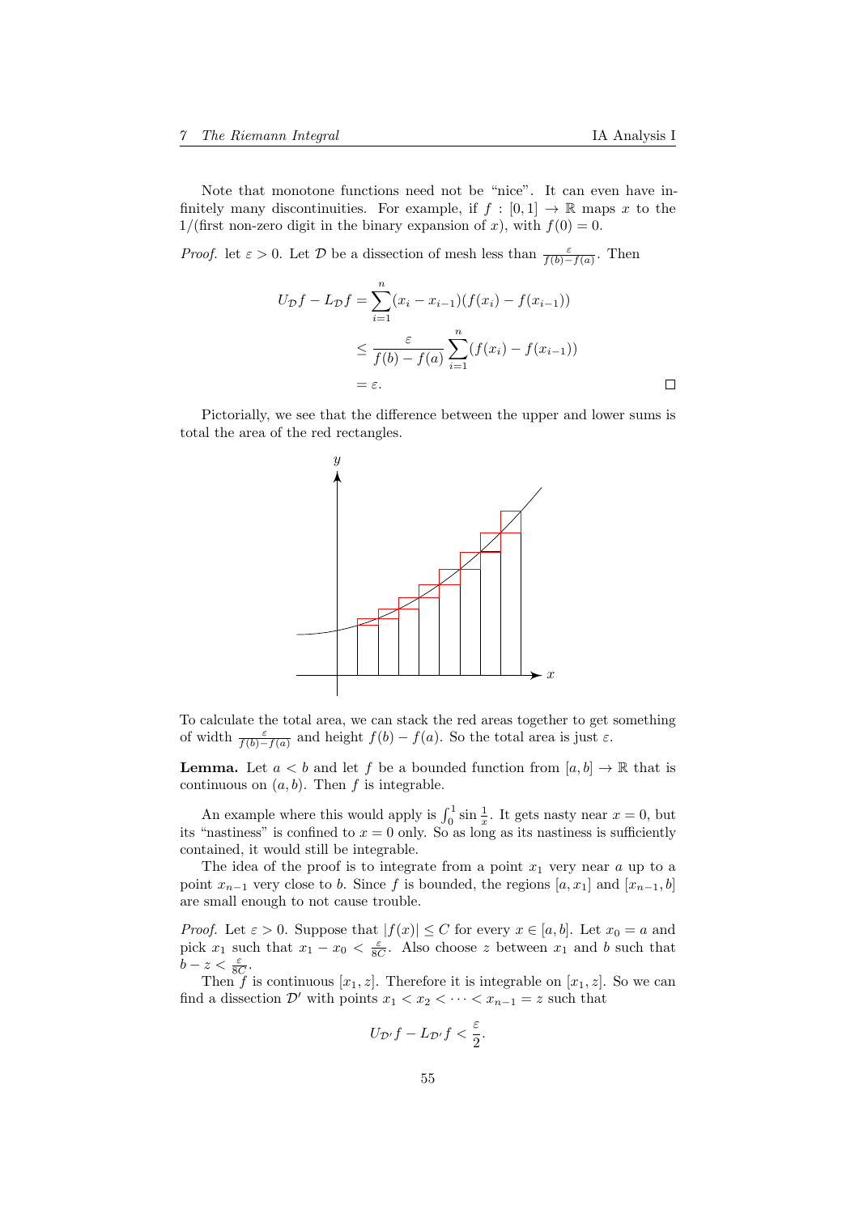Note that monotone functions need not be "nice". It can even have infinitely many discontinuities. For example, if $f : [0, 1] \to \mathbb{R}$ maps $x$ to the $1/(\text{first non-zero digit in the binary expansion of } x)$, with $f(0) = 0$.

*Proof.* let $\varepsilon > 0$. Let $\mathcal{D}$ be a dissection of mesh less than $\frac{\varepsilon}{f(b)-f(a)}$. Then

$$\begin{aligned} U_{\mathcal{D}}f - L_{\mathcal{D}}f &= \sum_{i=1}^{n}(x_i - x_{i-1})(f(x_i) - f(x_{i-1})) \\ &\leq \frac{\varepsilon}{f(b) - f(a)} \sum_{i=1}^{n}(f(x_i) - f(x_{i-1})) \\ &= \varepsilon. \end{aligned}$$

□

Pictorially, we see that the difference between the upper and lower sums is total the area of the red rectangles.

To calculate the total area, we can stack the red areas together to get something of width $\frac{\varepsilon}{f(b)-f(a)}$ and height $f(b) - f(a)$. So the total area is just $\varepsilon$.

**Lemma.** Let $a < b$ and let $f$ be a bounded function from $[a, b] \to \mathbb{R}$ that is continuous on $(a, b)$. Then $f$ is integrable.

An example where this would apply is $\int_0^1 \sin \frac{1}{x}$. It gets nasty near $x = 0$, but its "nastiness" is confined to $x = 0$ only. So as long as its nastiness is sufficiently contained, it would still be integrable.

The idea of the proof is to integrate from a point $x_1$ very near $a$ up to a point $x_{n-1}$ very close to $b$. Since $f$ is bounded, the regions $[a, x_1]$ and $[x_{n-1}, b]$ are small enough to not cause trouble.

*Proof.* Let $\varepsilon > 0$. Suppose that $|f(x)| \leq C$ for every $x \in [a, b]$. Let $x_0 = a$ and pick $x_1$ such that $x_1 - x_0 < \frac{\varepsilon}{8C}$. Also choose $z$ between $x_1$ and $b$ such that $b - z < \frac{\varepsilon}{8C}$.

Then $f$ is continuous $[x_1, z]$. Therefore it is integrable on $[x_1, z]$. So we can find a dissection $\mathcal{D}'$ with points $x_1 < x_2 < \cdots < x_{n-1} = z$ such that

$$U_{\mathcal{D}'}f - L_{\mathcal{D}'}f < \frac{\varepsilon}{2}.$$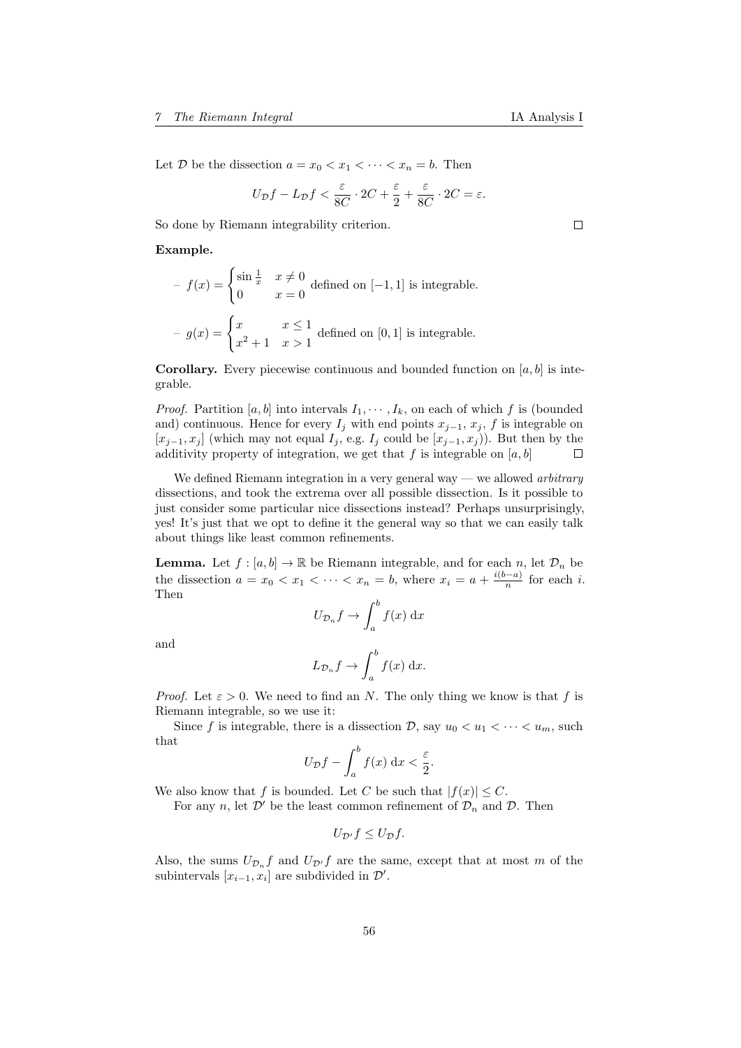Let $\mathcal{D}$ be the dissection $a = x_0 < x_1 < \cdots < x_n = b$. Then

$$U_{\mathcal{D}} f - L_{\mathcal{D}} f < \frac{\varepsilon}{8C} \cdot 2C + \frac{\varepsilon}{2} + \frac{\varepsilon}{8C} \cdot 2C = \varepsilon.$$

So done by Riemann integrability criterion. $\square$

**Example.**

- $f(x) = \begin{cases} \sin \frac{1}{x} & x \neq 0 \\ 0 & x = 0 \end{cases}$ defined on $[-1, 1]$ is integrable.

- $g(x) = \begin{cases} x & x \leq 1 \\ x^2 + 1 & x > 1 \end{cases}$ defined on $[0, 1]$ is integrable.

**Corollary.** Every piecewise continuous and bounded function on $[a, b]$ is integrable.

*Proof.* Partition $[a, b]$ into intervals $I_1, \cdots, I_k$, on each of which $f$ is (bounded and) continuous. Hence for every $I_j$ with end points $x_{j-1}$, $x_j$, $f$ is integrable on $[x_{j-1}, x_j]$ (which may not equal $I_j$, e.g. $I_j$ could be $[x_{j-1}, x_j)$). But then by the additivity property of integration, we get that $f$ is integrable on $[a, b]$ $\square$

We defined Riemann integration in a very general way — we allowed *arbitrary* dissections, and took the extrema over all possible dissection. Is it possible to just consider some particular nice dissections instead? Perhaps unsurprisingly, yes! It's just that we opt to define it the general way so that we can easily talk about things like least common refinements.

**Lemma.** Let $f : [a, b] \to \mathbb{R}$ be Riemann integrable, and for each $n$, let $\mathcal{D}_n$ be the dissection $a = x_0 < x_1 < \cdots < x_n = b$, where $x_i = a + \frac{i(b-a)}{n}$ for each $i$. Then

$$U_{\mathcal{D}_n} f \to \int_a^b f(x) \, \mathrm{d}x$$

and

$$L_{\mathcal{D}_n} f \to \int_a^b f(x) \, \mathrm{d}x.$$

*Proof.* Let $\varepsilon > 0$. We need to find an $N$. The only thing we know is that $f$ is Riemann integrable, so we use it:

Since $f$ is integrable, there is a dissection $\mathcal{D}$, say $u_0 < u_1 < \cdots < u_m$, such that

$$U_{\mathcal{D}} f - \int_a^b f(x) \, \mathrm{d}x < \frac{\varepsilon}{2}.$$

We also know that $f$ is bounded. Let $C$ be such that $|f(x)| \leq C$.

For any $n$, let $\mathcal{D}'$ be the least common refinement of $\mathcal{D}_n$ and $\mathcal{D}$. Then

$$U_{\mathcal{D}'} f \leq U_{\mathcal{D}} f.$$

Also, the sums $U_{\mathcal{D}_n} f$ and $U_{\mathcal{D}'} f$ are the same, except that at most $m$ of the subintervals $[x_{i-1}, x_i]$ are subdivided in $\mathcal{D}'$.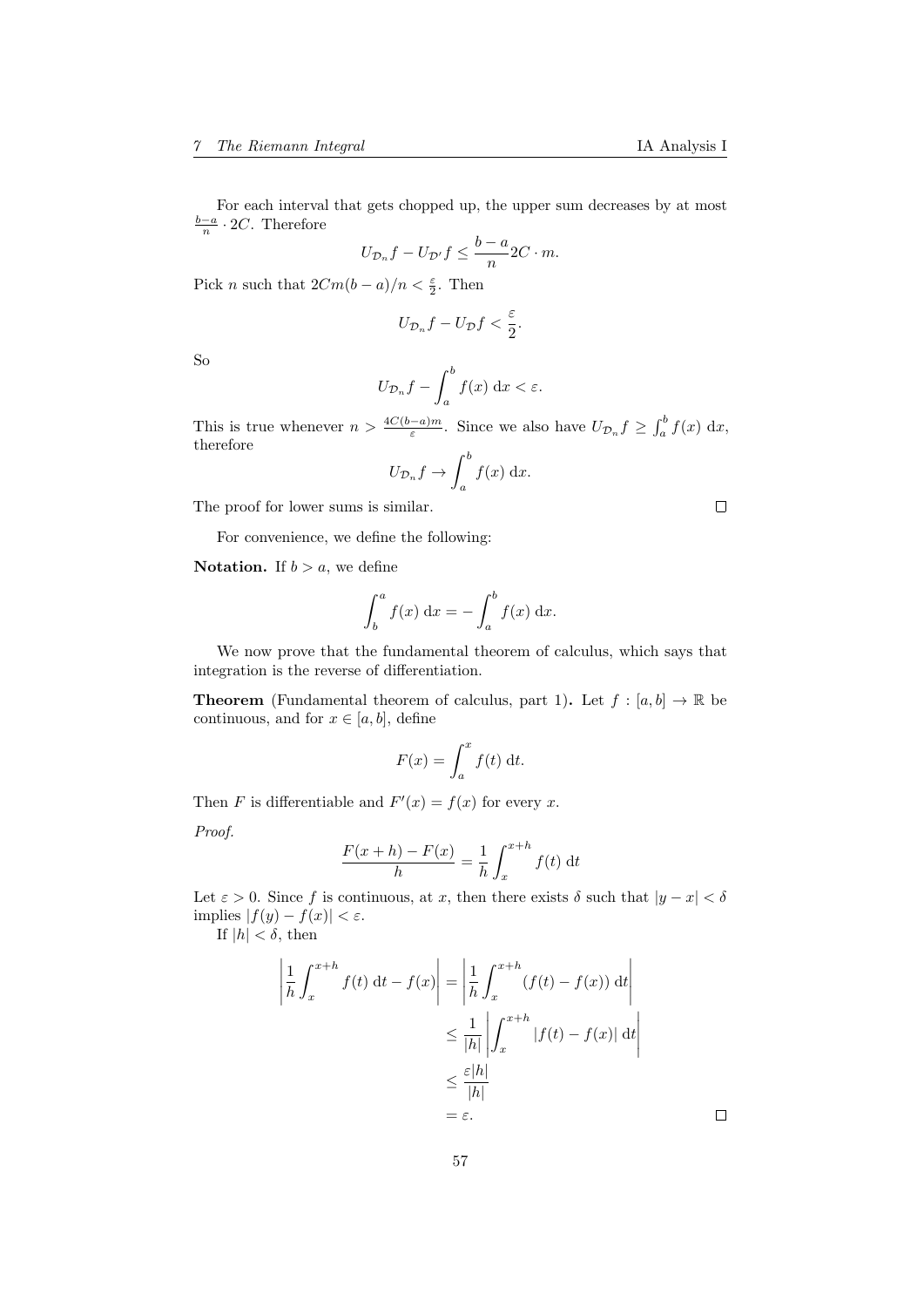For each interval that gets chopped up, the upper sum decreases by at most $\frac{b-a}{n} \cdot 2C$. Therefore

$$U_{\mathcal{D}_n} f - U_{\mathcal{D}'} f \leq \frac{b-a}{n} 2C \cdot m.$$

Pick $n$ such that $2Cm(b-a)/n < \frac{\varepsilon}{2}$. Then

$$U_{\mathcal{D}_n} f - U_{\mathcal{D}} f < \frac{\varepsilon}{2}.$$

So

$$U_{\mathcal{D}_n} f - \int_a^b f(x)\ \mathrm{d}x < \varepsilon.$$

This is true whenever $n > \frac{4C(b-a)m}{\varepsilon}$. Since we also have $U_{\mathcal{D}_n} f \geq \int_a^b f(x)\ \mathrm{d}x$, therefore

$$U_{\mathcal{D}_n} f \to \int_a^b f(x)\ \mathrm{d}x.$$

The proof for lower sums is similar. □

For convenience, we define the following:

**Notation.** If $b > a$, we define

$$\int_b^a f(x)\ \mathrm{d}x = -\int_a^b f(x)\ \mathrm{d}x.$$

We now prove that the fundamental theorem of calculus, which says that integration is the reverse of differentiation.

**Theorem** (Fundamental theorem of calculus, part 1)**.** Let $f : [a, b] \to \mathbb{R}$ be continuous, and for $x \in [a, b]$, define

$$F(x) = \int_a^x f(t)\ \mathrm{d}t.$$

Then $F$ is differentiable and $F'(x) = f(x)$ for every $x$.

*Proof.*

$$\frac{F(x+h) - F(x)}{h} = \frac{1}{h}\int_x^{x+h} f(t)\ \mathrm{d}t$$

Let $\varepsilon > 0$. Since $f$ is continuous, at $x$, then there exists $\delta$ such that $|y - x| < \delta$ implies $|f(y) - f(x)| < \varepsilon$.

If $|h| < \delta$, then

$$\begin{aligned}
\left|\frac{1}{h}\int_x^{x+h} f(t)\ \mathrm{d}t - f(x)\right| &= \left|\frac{1}{h}\int_x^{x+h} (f(t) - f(x))\ \mathrm{d}t\right| \\
&\leq \frac{1}{|h|}\left|\int_x^{x+h} |f(t) - f(x)|\ \mathrm{d}t\right| \\
&\leq \frac{\varepsilon|h|}{|h|} \\
&= \varepsilon.
\end{aligned}$$

□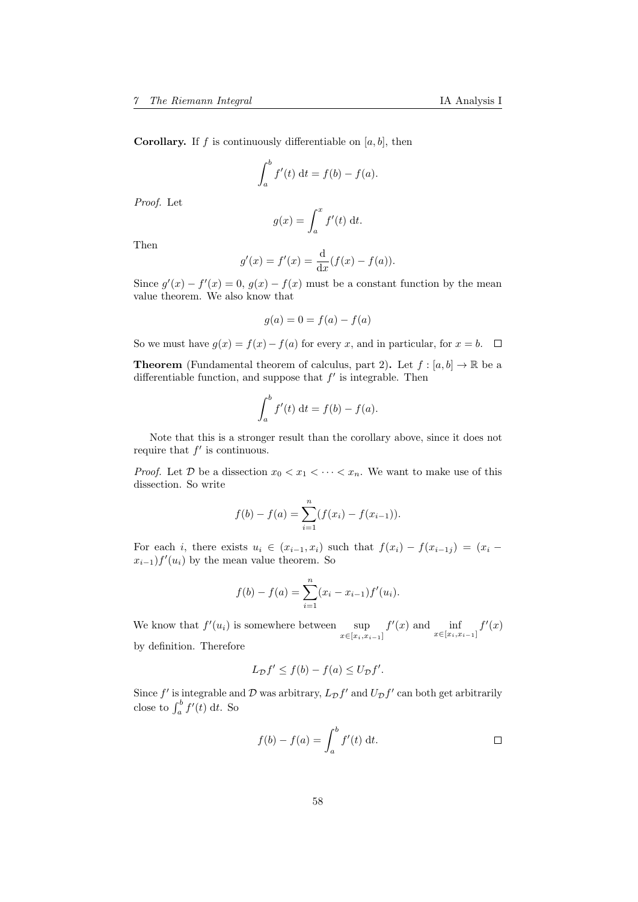**Corollary.** If $f$ is continuously differentiable on $[a, b]$, then

$$\int_a^b f'(t)\ \mathrm{d}t = f(b) - f(a).$$

*Proof.* Let

$$g(x) = \int_a^x f'(t)\ \mathrm{d}t.$$

Then

$$g'(x) = f'(x) = \frac{\mathrm{d}}{\mathrm{d}x}(f(x) - f(a)).$$

Since $g'(x) - f'(x) = 0$, $g(x) - f(x)$ must be a constant function by the mean value theorem. We also know that

$$g(a) = 0 = f(a) - f(a)$$

So we must have $g(x) = f(x) - f(a)$ for every $x$, and in particular, for $x = b$. $\square$

**Theorem** (Fundamental theorem of calculus, part 2)**.** Let $f : [a, b] \to \mathbb{R}$ be a differentiable function, and suppose that $f'$ is integrable. Then

$$\int_a^b f'(t)\ \mathrm{d}t = f(b) - f(a).$$

Note that this is a stronger result than the corollary above, since it does not require that $f'$ is continuous.

*Proof.* Let $\mathcal{D}$ be a dissection $x_0 < x_1 < \cdots < x_n$. We want to make use of this dissection. So write

$$f(b) - f(a) = \sum_{i=1}^n (f(x_i) - f(x_{i-1})).$$

For each $i$, there exists $u_i \in (x_{i-1}, x_i)$ such that $f(x_i) - f(x_{i-1j}) = (x_i - x_{i-1})f'(u_i)$ by the mean value theorem. So

$$f(b) - f(a) = \sum_{i=1}^n (x_i - x_{i-1}) f'(u_i).$$

We know that $f'(u_i)$ is somewhere between $\displaystyle\sup_{x\in[x_i, x_{i-1}]} f'(x)$ and $\displaystyle\inf_{x\in[x_i, x_{i-1}]} f'(x)$ by definition. Therefore

$$L_{\mathcal{D}} f' \leq f(b) - f(a) \leq U_{\mathcal{D}} f'.$$

Since $f'$ is integrable and $\mathcal{D}$ was arbitrary, $L_{\mathcal{D}} f'$ and $U_{\mathcal{D}} f'$ can both get arbitrarily close to $\int_a^b f'(t)\ \mathrm{d}t$. So

$$f(b) - f(a) = \int_a^b f'(t)\ \mathrm{d}t.$$

$\square$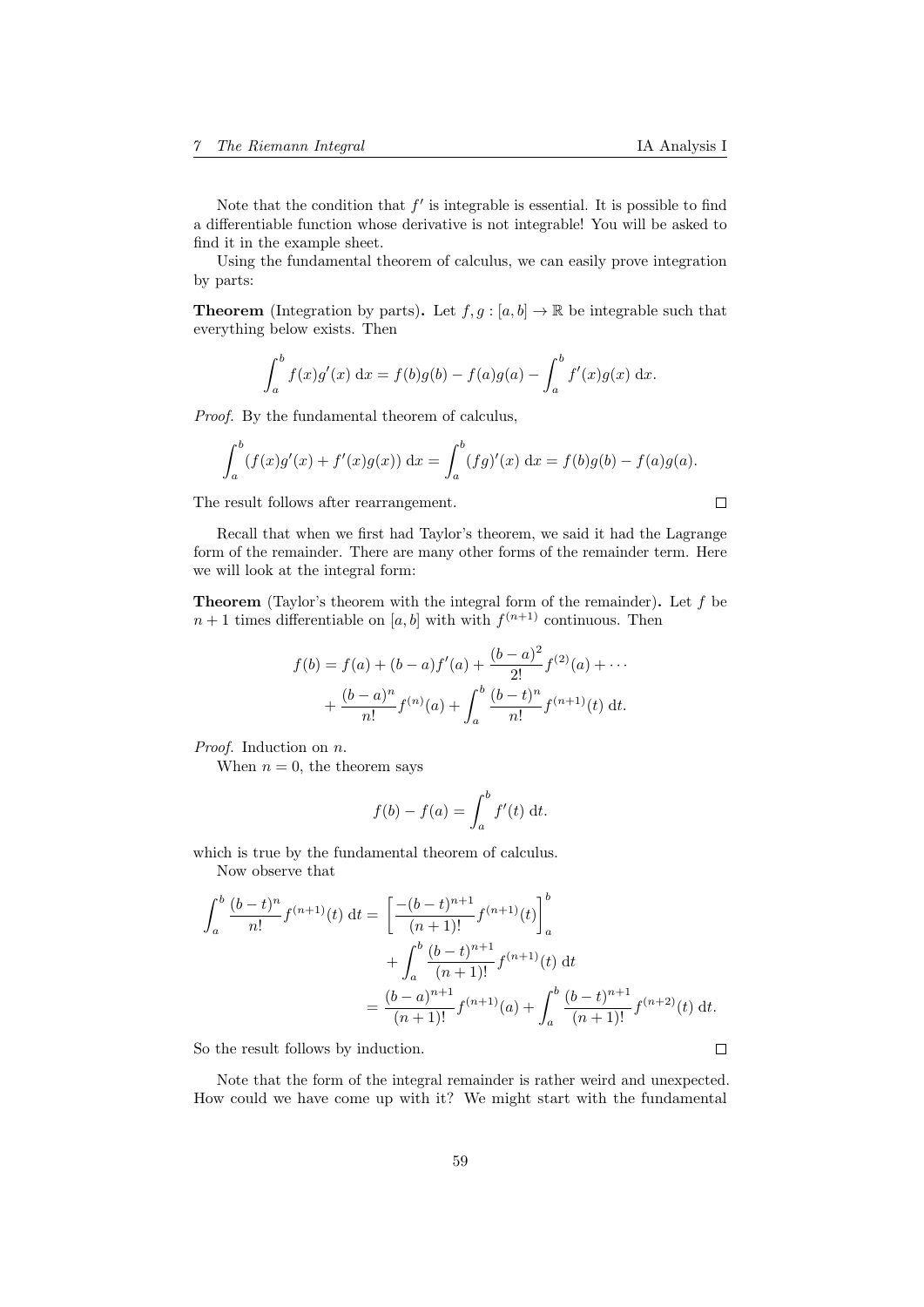Note that the condition that $f'$ is integrable is essential. It is possible to find a differentiable function whose derivative is not integrable! You will be asked to find it in the example sheet.

Using the fundamental theorem of calculus, we can easily prove integration by parts:

**Theorem** (Integration by parts)**.** Let $f, g : [a, b] \to \mathbb{R}$ be integrable such that everything below exists. Then

$$\int_a^b f(x)g'(x)\ \mathrm{d}x = f(b)g(b) - f(a)g(a) - \int_a^b f'(x)g(x)\ \mathrm{d}x.$$

*Proof.* By the fundamental theorem of calculus,

$$\int_a^b (f(x)g'(x) + f'(x)g(x))\ \mathrm{d}x = \int_a^b (fg)'(x)\ \mathrm{d}x = f(b)g(b) - f(a)g(a).$$

The result follows after rearrangement. □

Recall that when we first had Taylor's theorem, we said it had the Lagrange form of the remainder. There are many other forms of the remainder term. Here we will look at the integral form:

**Theorem** (Taylor's theorem with the integral form of the remainder)**.** Let $f$ be $n+1$ times differentiable on $[a, b]$ with with $f^{(n+1)}$ continuous. Then

$$\begin{aligned} f(b) = f(a) + (b-a)f'(a) + \frac{(b-a)^2}{2!}f^{(2)}(a) + \cdots \\ + \frac{(b-a)^n}{n!}f^{(n)}(a) + \int_a^b \frac{(b-t)^n}{n!}f^{(n+1)}(t)\ \mathrm{d}t. \end{aligned}$$

*Proof.* Induction on $n$.

When $n = 0$, the theorem says

$$f(b) - f(a) = \int_a^b f'(t)\ \mathrm{d}t.$$

which is true by the fundamental theorem of calculus.

Now observe that

$$\begin{aligned} \int_a^b \frac{(b-t)^n}{n!}f^{(n+1)}(t)\ \mathrm{d}t &= \left[\frac{-(b-t)^{n+1}}{(n+1)!}f^{(n+1)}(t)\right]_a^b \\ &\quad + \int_a^b \frac{(b-t)^{n+1}}{(n+1)!}f^{(n+1)}(t)\ \mathrm{d}t \\ &= \frac{(b-a)^{n+1}}{(n+1)!}f^{(n+1)}(a) + \int_a^b \frac{(b-t)^{n+1}}{(n+1)!}f^{(n+2)}(t)\ \mathrm{d}t. \end{aligned}$$

So the result follows by induction. □

Note that the form of the integral remainder is rather weird and unexpected. How could we have come up with it? We might start with the fundamental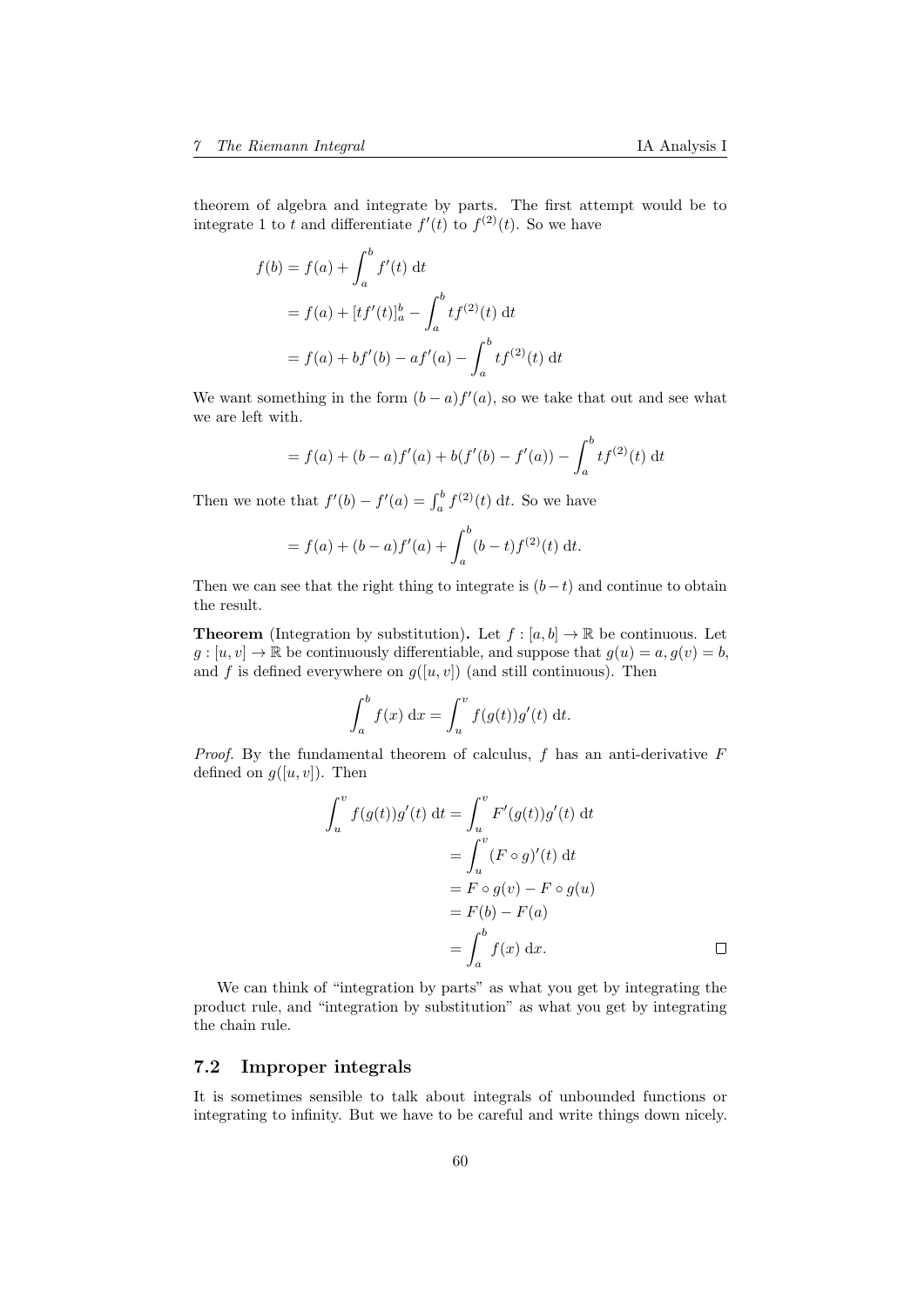theorem of algebra and integrate by parts. The first attempt would be to integrate 1 to $t$ and differentiate $f'(t)$ to $f^{(2)}(t)$. So we have

$$
\begin{aligned}
f(b) &= f(a) + \int_a^b f'(t)\ \mathrm{d}t \\
&= f(a) + [tf'(t)]_a^b - \int_a^b tf^{(2)}(t)\ \mathrm{d}t \\
&= f(a) + bf'(b) - af'(a) - \int_a^b tf^{(2)}(t)\ \mathrm{d}t
\end{aligned}
$$

We want something in the form $(b-a)f'(a)$, so we take that out and see what we are left with.

$$
= f(a) + (b-a)f'(a) + b(f'(b) - f'(a)) - \int_a^b tf^{(2)}(t)\ \mathrm{d}t
$$

Then we note that $f'(b) - f'(a) = \int_a^b f^{(2)}(t)\ \mathrm{d}t$. So we have

$$
= f(a) + (b-a)f'(a) + \int_a^b (b-t)f^{(2)}(t)\ \mathrm{d}t.
$$

Then we can see that the right thing to integrate is $(b-t)$ and continue to obtain the result.

**Theorem** (Integration by substitution)**.** Let $f : [a, b] \to \mathbb{R}$ be continuous. Let $g : [u, v] \to \mathbb{R}$ be continuously differentiable, and suppose that $g(u) = a, g(v) = b$, and $f$ is defined everywhere on $g([u, v])$ (and still continuous). Then

$$
\int_a^b f(x)\ \mathrm{d}x = \int_u^v f(g(t))g'(t)\ \mathrm{d}t.
$$

*Proof.* By the fundamental theorem of calculus, $f$ has an anti-derivative $F$ defined on $g([u, v])$. Then

$$
\begin{aligned}
\int_u^v f(g(t))g'(t)\ \mathrm{d}t &= \int_u^v F'(g(t))g'(t)\ \mathrm{d}t \\
&= \int_u^v (F \circ g)'(t)\ \mathrm{d}t \\
&= F \circ g(v) - F \circ g(u) \\
&= F(b) - F(a) \\
&= \int_a^b f(x)\ \mathrm{d}x.
\end{aligned}
$$

□

We can think of "integration by parts" as what you get by integrating the product rule, and "integration by substitution" as what you get by integrating the chain rule.

## 7.2 Improper integrals

It is sometimes sensible to talk about integrals of unbounded functions or integrating to infinity. But we have to be careful and write things down nicely.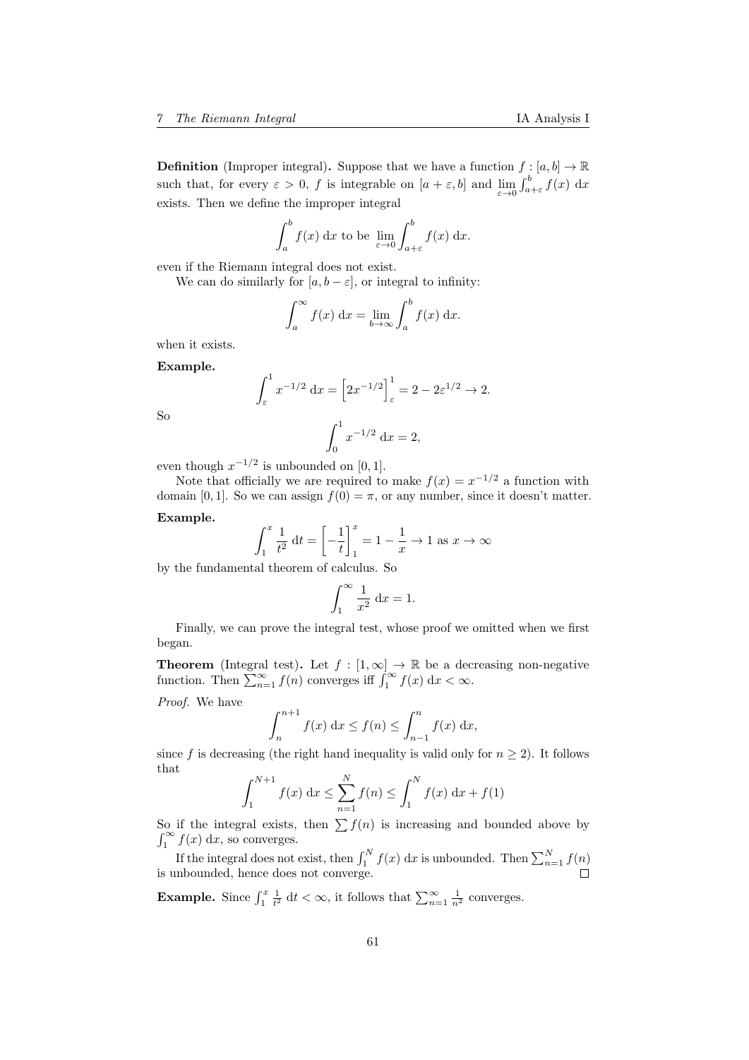**Definition** (Improper integral)**.** Suppose that we have a function $f : [a, b] \to \mathbb{R}$ such that, for every $\varepsilon > 0$, $f$ is integrable on $[a + \varepsilon, b]$ and $\lim_{\varepsilon \to 0} \int_{a+\varepsilon}^{b} f(x)\ \mathrm{d}x$ exists. Then we define the improper integral

$$\int_a^b f(x)\ \mathrm{d}x \text{ to be } \lim_{\varepsilon \to 0} \int_{a+\varepsilon}^{b} f(x)\ \mathrm{d}x.$$

even if the Riemann integral does not exist.

We can do similarly for $[a, b - \varepsilon]$, or integral to infinity:

$$\int_a^\infty f(x)\ \mathrm{d}x = \lim_{b \to \infty} \int_a^b f(x)\ \mathrm{d}x.$$

when it exists.

**Example.**

$$\int_\varepsilon^1 x^{-1/2}\ \mathrm{d}x = \left[2x^{-1/2}\right]_\varepsilon^1 = 2 - 2\varepsilon^{1/2} \to 2.$$

So

$$\int_0^1 x^{-1/2}\ \mathrm{d}x = 2,$$

even though $x^{-1/2}$ is unbounded on $[0, 1]$.

Note that officially we are required to make $f(x) = x^{-1/2}$ a function with domain $[0, 1]$. So we can assign $f(0) = \pi$, or any number, since it doesn't matter.

**Example.**

$$\int_1^x \frac{1}{t^2}\ \mathrm{d}t = \left[-\frac{1}{t}\right]_1^x = 1 - \frac{1}{x} \to 1 \text{ as } x \to \infty$$

by the fundamental theorem of calculus. So

$$\int_1^\infty \frac{1}{x^2}\ \mathrm{d}x = 1.$$

Finally, we can prove the integral test, whose proof we omitted when we first began.

**Theorem** (Integral test)**.** Let $f : [1, \infty] \to \mathbb{R}$ be a decreasing non-negative function. Then $\sum_{n=1}^\infty f(n)$ converges iff $\int_1^\infty f(x)\ \mathrm{d}x < \infty$.

*Proof.* We have

$$\int_n^{n+1} f(x)\ \mathrm{d}x \leq f(n) \leq \int_{n-1}^{n} f(x)\ \mathrm{d}x,$$

since $f$ is decreasing (the right hand inequality is valid only for $n \geq 2$). It follows that

$$\int_1^{N+1} f(x)\ \mathrm{d}x \leq \sum_{n=1}^{N} f(n) \leq \int_1^N f(x)\ \mathrm{d}x + f(1)$$

So if the integral exists, then $\sum f(n)$ is increasing and bounded above by $\int_1^\infty f(x)\ \mathrm{d}x$, so converges.

If the integral does not exist, then $\int_1^N f(x)\ \mathrm{d}x$ is unbounded. Then $\sum_{n=1}^N f(n)$ is unbounded, hence does not converge. $\square$

**Example.** Since $\int_1^x \frac{1}{t^2}\ \mathrm{d}t < \infty$, it follows that $\sum_{n=1}^\infty \frac{1}{n^2}$ converges.